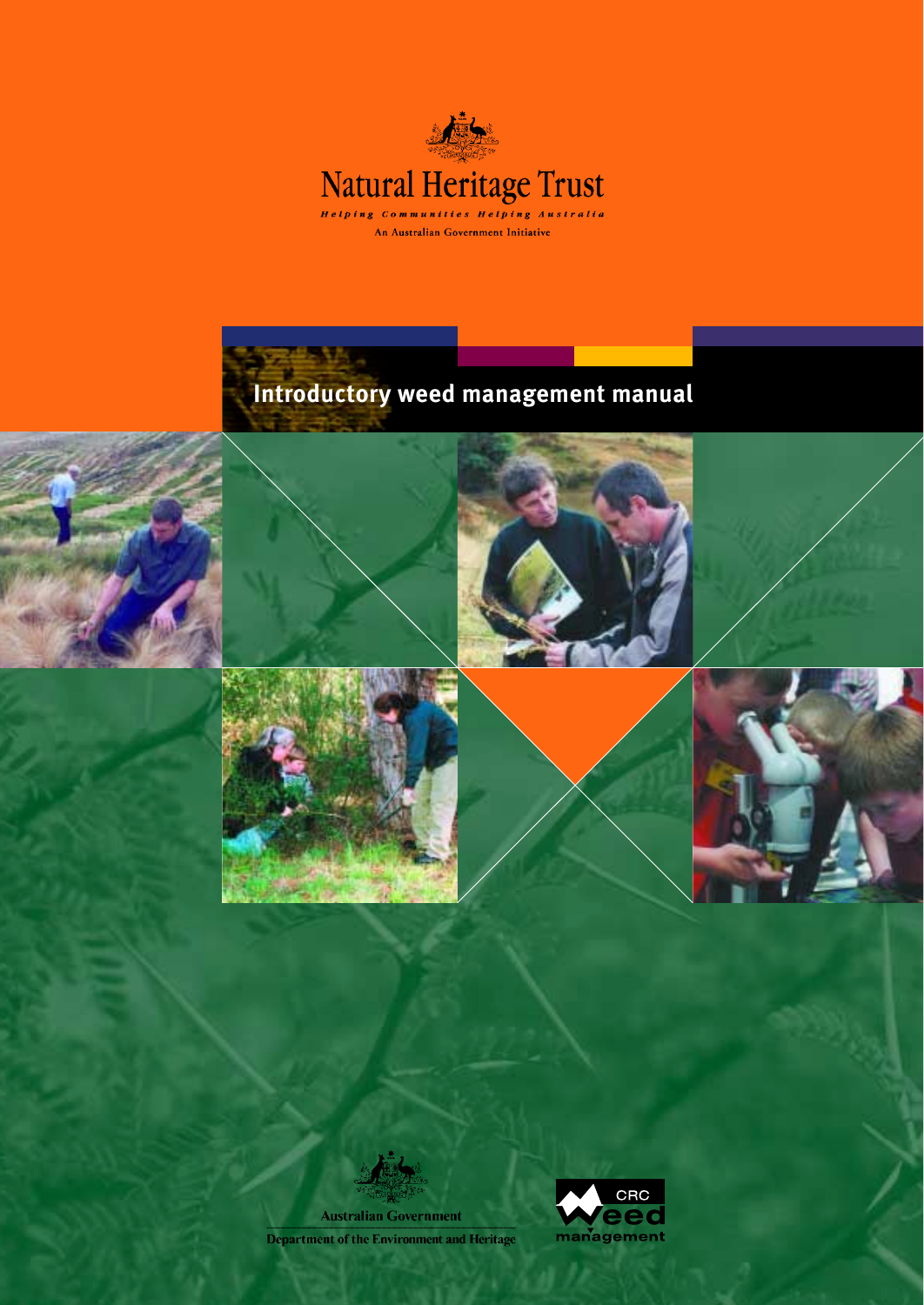Natural Heritage Trust

*Helping Communities Helping Australia*

An Australian Government Initiative

# Introductory weed management manual

Australian Government

Department of the Environment and Heritage

CRC Weed management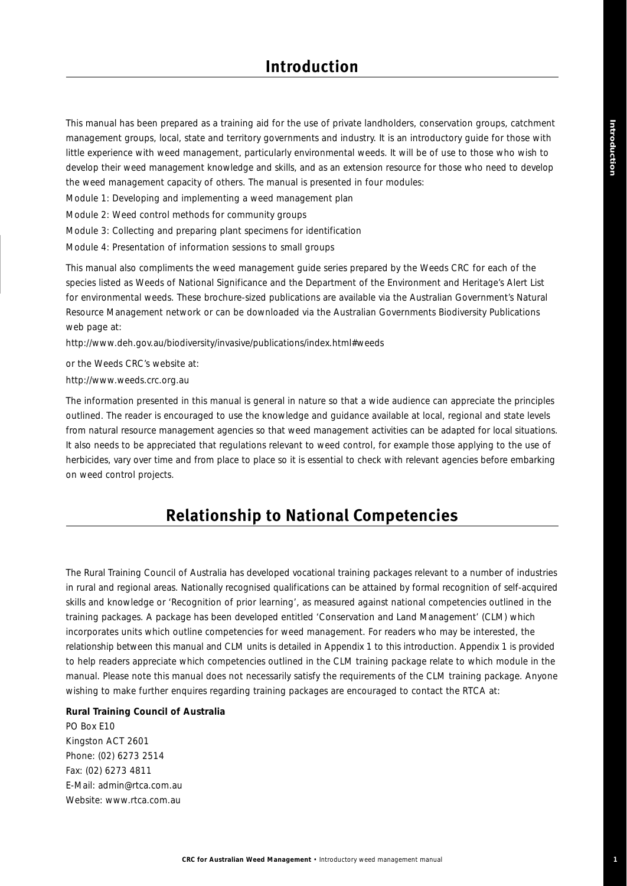# Introduction

This manual has been prepared as a training aid for the use of private landholders, conservation groups, catchment management groups, local, state and territory governments and industry. It is an introductory guide for those with little experience with weed management, particularly environmental weeds. It will be of use to those who wish to develop their weed management knowledge and skills, and as an extension resource for those who need to develop the weed management capacity of others. The manual is presented in four modules:

Module 1: Developing and implementing a weed management plan

Module 2: Weed control methods for community groups

Module 3: Collecting and preparing plant specimens for identification

Module 4: Presentation of information sessions to small groups

This manual also compliments the weed management guide series prepared by the Weeds CRC for each of the species listed as Weeds of National Significance and the Department of the Environment and Heritage's Alert List for environmental weeds. These brochure-sized publications are available via the Australian Government's Natural Resource Management network or can be downloaded via the Australian Governments Biodiversity Publications web page at:

http://www.deh.gov.au/biodiversity/invasive/publications/index.html#weeds

or the Weeds CRC's website at:

http://www.weeds.crc.org.au

The information presented in this manual is general in nature so that a wide audience can appreciate the principles outlined. The reader is encouraged to use the knowledge and guidance available at local, regional and state levels from natural resource management agencies so that weed management activities can be adapted for local situations. It also needs to be appreciated that regulations relevant to weed control, for example those applying to the use of herbicides, vary over time and from place to place so it is essential to check with relevant agencies before embarking on weed control projects.

# Relationship to National Competencies

The Rural Training Council of Australia has developed vocational training packages relevant to a number of industries in rural and regional areas. Nationally recognised qualifications can be attained by formal recognition of self-acquired skills and knowledge or 'Recognition of prior learning', as measured against national competencies outlined in the training packages. A package has been developed entitled 'Conservation and Land Management' (CLM) which incorporates units which outline competencies for weed management. For readers who may be interested, the relationship between this manual and CLM units is detailed in Appendix 1 to this introduction. Appendix 1 is provided to help readers appreciate which competencies outlined in the CLM training package relate to which module in the manual. Please note this manual does not necessarily satisfy the requirements of the CLM training package. Anyone wishing to make further enquires regarding training packages are encouraged to contact the RTCA at:

**Rural Training Council of Australia**
PO Box E10
Kingston ACT 2601
Phone: (02) 6273 2514
Fax: (02) 6273 4811
E-Mail: admin@rtca.com.au
Website: www.rtca.com.au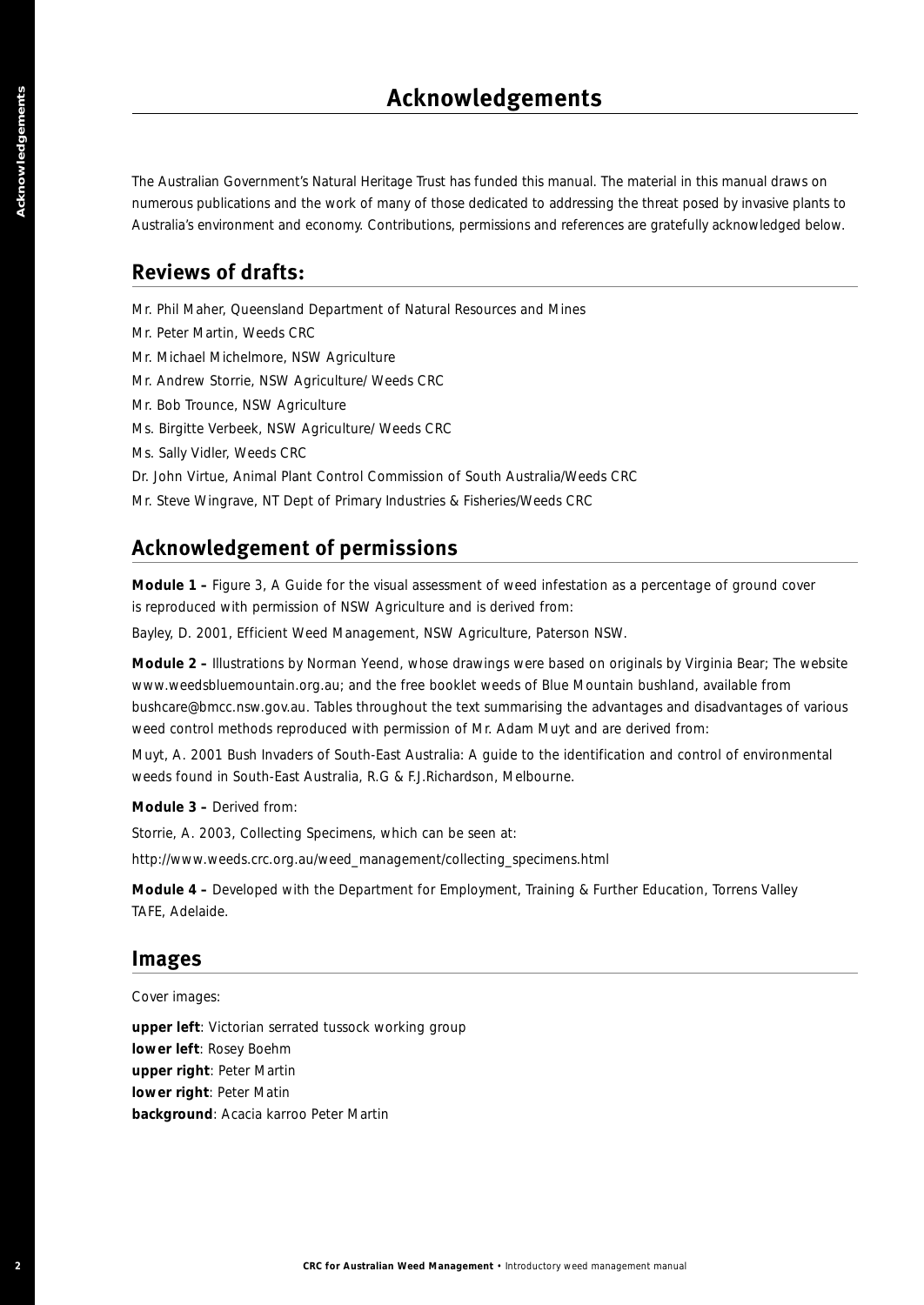# Acknowledgements

The Australian Government's Natural Heritage Trust has funded this manual. The material in this manual draws on numerous publications and the work of many of those dedicated to addressing the threat posed by invasive plants to Australia's environment and economy. Contributions, permissions and references are gratefully acknowledged below.

## Reviews of drafts:

Mr. Phil Maher, Queensland Department of Natural Resources and Mines
Mr. Peter Martin, Weeds CRC
Mr. Michael Michelmore, NSW Agriculture
Mr. Andrew Storrie, NSW Agriculture/ Weeds CRC
Mr. Bob Trounce, NSW Agriculture
Ms. Birgitte Verbeek, NSW Agriculture/ Weeds CRC
Ms. Sally Vidler, Weeds CRC
Dr. John Virtue, Animal Plant Control Commission of South Australia/Weeds CRC
Mr. Steve Wingrave, NT Dept of Primary Industries & Fisheries/Weeds CRC

## Acknowledgement of permissions

**Module 1 –** Figure 3, A Guide for the visual assessment of weed infestation as a percentage of ground cover is reproduced with permission of NSW Agriculture and is derived from:

Bayley, D. 2001, Efficient Weed Management, NSW Agriculture, Paterson NSW.

**Module 2 –** Illustrations by Norman Yeend, whose drawings were based on originals by Virginia Bear; The website www.weedsbluemountain.org.au; and the free booklet weeds of Blue Mountain bushland, available from bushcare@bmcc.nsw.gov.au. Tables throughout the text summarising the advantages and disadvantages of various weed control methods reproduced with permission of Mr. Adam Muyt and are derived from:

Muyt, A. 2001 Bush Invaders of South-East Australia: A guide to the identification and control of environmental weeds found in South-East Australia, R.G & F.J.Richardson, Melbourne.

**Module 3 –** Derived from:

Storrie, A. 2003, Collecting Specimens, which can be seen at:

http://www.weeds.crc.org.au/weed_management/collecting_specimens.html

**Module 4 –** Developed with the Department for Employment, Training & Further Education, Torrens Valley TAFE, Adelaide.

## Images

Cover images:

**upper left**: Victorian serrated tussock working group
**lower left**: Rosey Boehm
**upper right**: Peter Martin
**lower right**: Peter Matin
**background**: Acacia karroo Peter Martin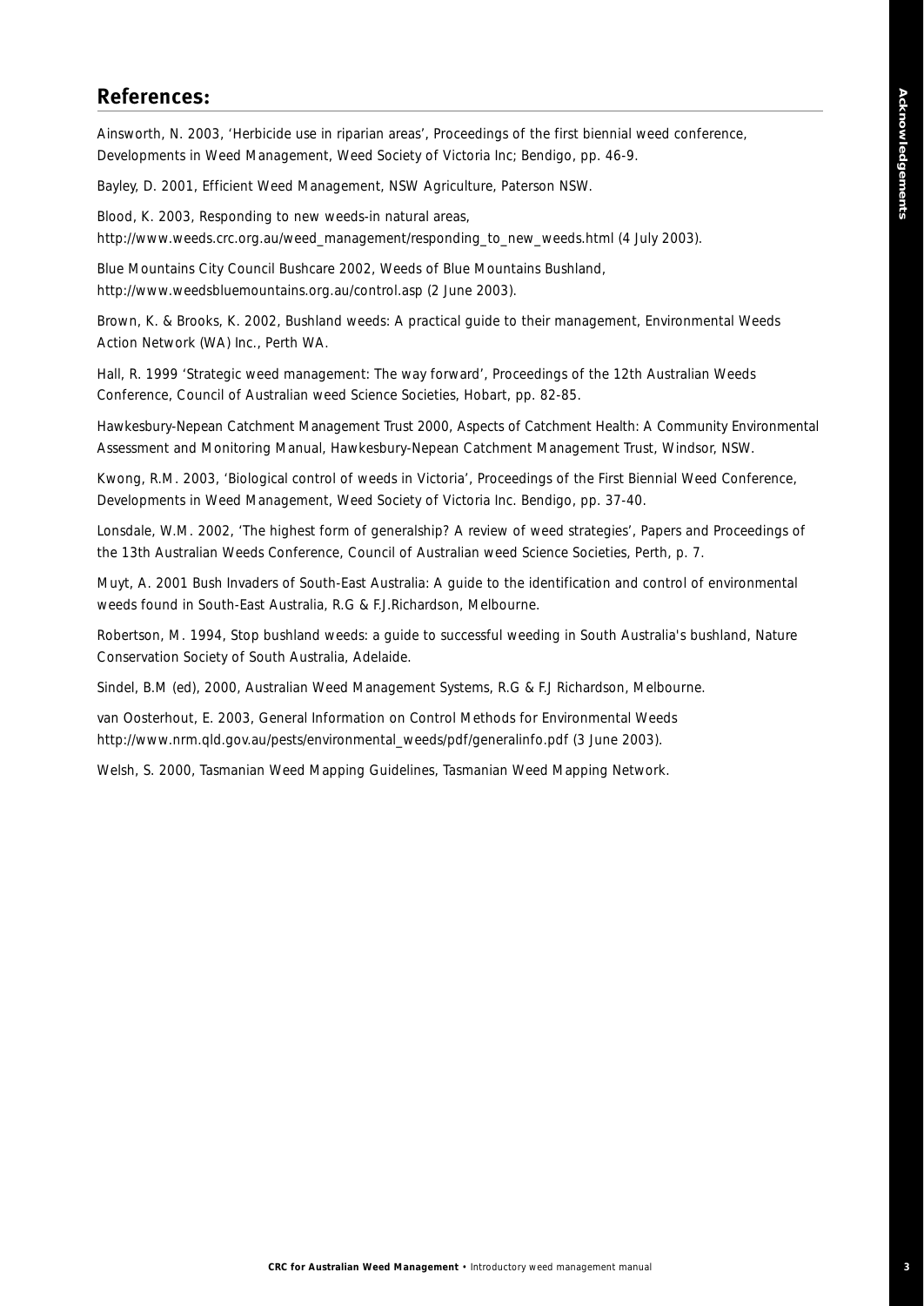## References:

Ainsworth, N. 2003, 'Herbicide use in riparian areas', Proceedings of the first biennial weed conference, Developments in Weed Management, Weed Society of Victoria Inc; Bendigo, pp. 46-9.

Bayley, D. 2001, Efficient Weed Management, NSW Agriculture, Paterson NSW.

Blood, K. 2003, Responding to new weeds-in natural areas, http://www.weeds.crc.org.au/weed_management/responding_to_new_weeds.html (4 July 2003).

Blue Mountains City Council Bushcare 2002, Weeds of Blue Mountains Bushland, http://www.weedsbluemountains.org.au/control.asp (2 June 2003).

Brown, K. & Brooks, K. 2002, Bushland weeds: A practical guide to their management, Environmental Weeds Action Network (WA) Inc., Perth WA.

Hall, R. 1999 'Strategic weed management: The way forward', Proceedings of the 12th Australian Weeds Conference, Council of Australian weed Science Societies, Hobart, pp. 82-85.

Hawkesbury-Nepean Catchment Management Trust 2000, Aspects of Catchment Health: A Community Environmental Assessment and Monitoring Manual, Hawkesbury-Nepean Catchment Management Trust, Windsor, NSW.

Kwong, R.M. 2003, 'Biological control of weeds in Victoria', Proceedings of the First Biennial Weed Conference, Developments in Weed Management, Weed Society of Victoria Inc. Bendigo, pp. 37-40.

Lonsdale, W.M. 2002, 'The highest form of generalship? A review of weed strategies', Papers and Proceedings of the 13th Australian Weeds Conference, Council of Australian weed Science Societies, Perth, p. 7.

Muyt, A. 2001 Bush Invaders of South-East Australia: A guide to the identification and control of environmental weeds found in South-East Australia, R.G & F.J.Richardson, Melbourne.

Robertson, M. 1994, Stop bushland weeds: a guide to successful weeding in South Australia's bushland, Nature Conservation Society of South Australia, Adelaide.

Sindel, B.M (ed), 2000, Australian Weed Management Systems, R.G & F.J Richardson, Melbourne.

van Oosterhout, E. 2003, General Information on Control Methods for Environmental Weeds http://www.nrm.qld.gov.au/pests/environmental_weeds/pdf/generalinfo.pdf (3 June 2003).

Welsh, S. 2000, Tasmanian Weed Mapping Guidelines, Tasmanian Weed Mapping Network.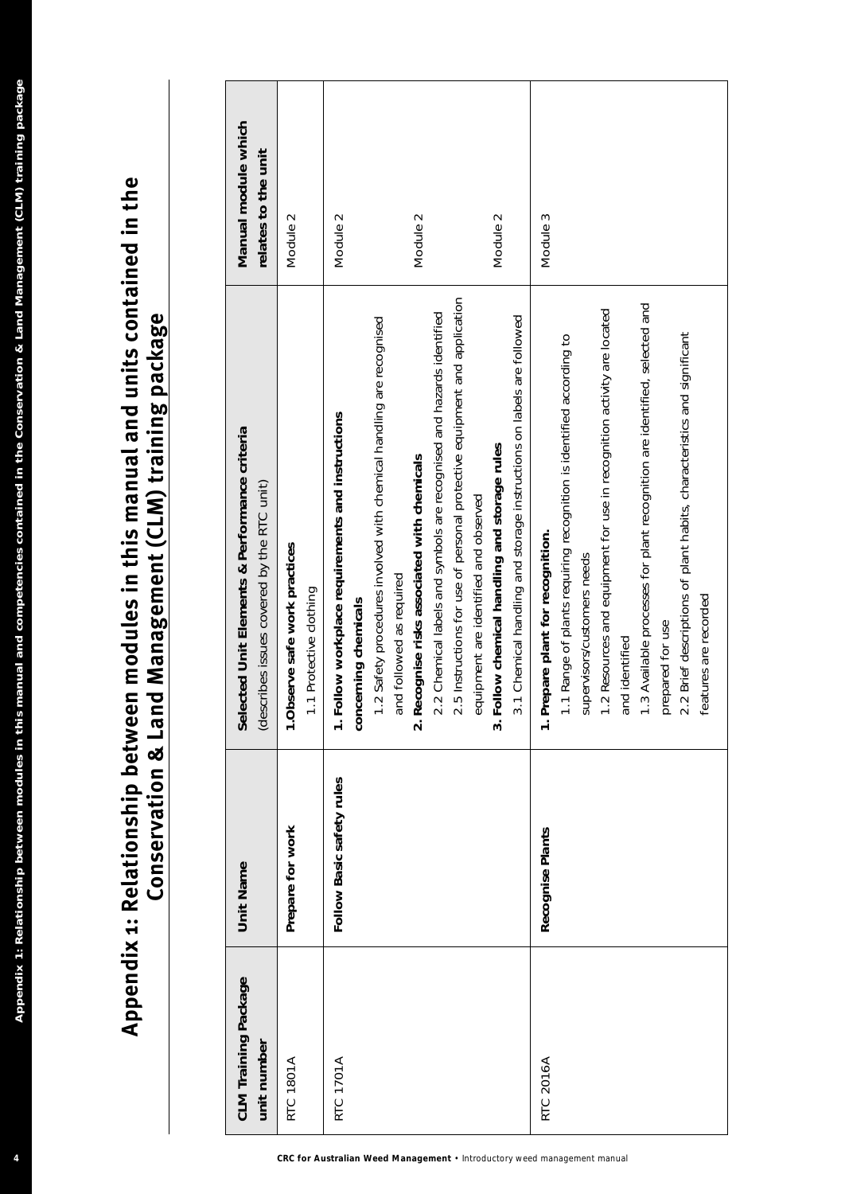# Appendix 1: Relationship between modules in this manual and units contained in the Conservation & Land Management (CLM) training package

| CLM Training Package unit number | Unit Name | Selected Unit Elements & Performance criteria (describes issues covered by the RTC unit) | Manual module which relates to the unit |
|---|---|---|---|
| RTC 1801A | **Prepare for work** | **1.Observe safe work practices**<br>1.1 Protective clothing | Module 2 |
| RTC 1701A | **Follow Basic safety rules** | **1. Follow workplace requirements and instructions concerning chemicals**<br>1.2 Safety procedures involved with chemical handling are recognised and followed as required | Module 2 |
| | | **2. Recognise risks associated with chemicals**<br>2.2 Chemical labels and symbols are recognised and hazards identified<br>2.5 Instructions for use of personal protective equipment and application equipment are identified and observed | Module 2 |
| | | **3. Follow chemical handling and storage rules**<br>3.1 Chemical handling and storage instructions on labels are followed | Module 2 |
| RTC 2016A | **Recognise Plants** | **1. Prepare plant for recognition.**<br>1.1 Range of plants requiring recognition is identified according to supervisors/customers needs<br>1.2 Resources and equipment for use in recognition activity are located and identified<br>1.3 Available processes for plant recognition are identified, selected and prepared for use<br>2.2 Brief descriptions of plant habits, characteristics and significant features are recorded | Module 3 |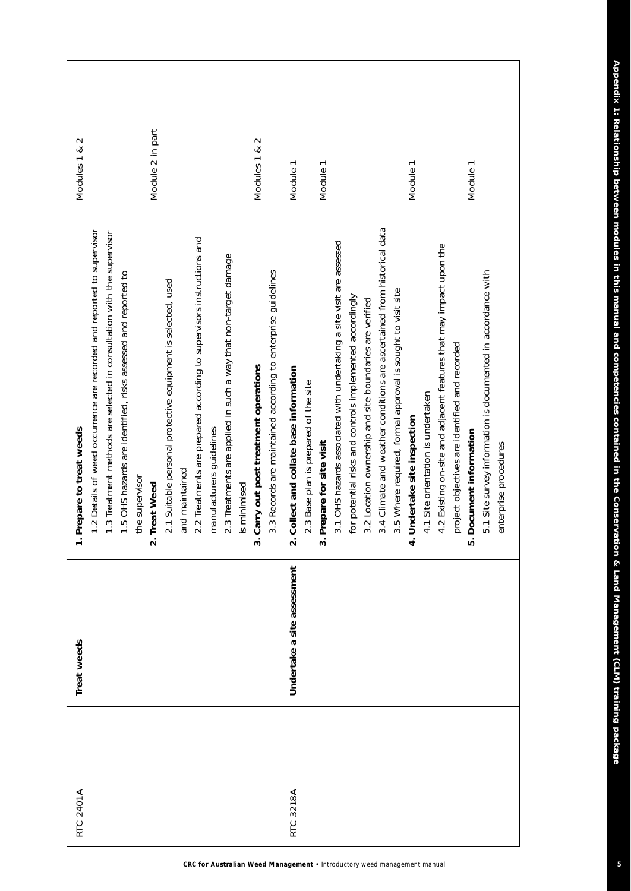| RTC 2401A | Treat weeds | **1. Prepare to treat weeds**<br>1.2 Details of weed occurrence are recorded and reported to supervisor<br>1.3 Treatment methods are selected in consultation with the supervisor<br>1.5 OHS hazards are identified, risks assessed and reported to the supervisor<br>**2. Treat Weed**<br>2.1 Suitable personal protective equipment is selected, used and maintained<br>2.2 Treatments are prepared according to supervisors instructions and manufacturers guidelines<br>2.3 Treatments are applied in such a way that non-target damage is minimised<br>**3. Carry out post treatment operations**<br>3.3 Records are maintained according to enterprise guidelines | Modules 1 & 2<br><br><br><br>Module 2 in part<br><br><br><br><br>Modules 1 & 2 |
|---|---|---|---|
| RTC 3218A | **Undertake a site assessment** | **2. Collect and collate base information**<br>2.3 Base plan is prepared of the site<br>**3. Prepare for site visit**<br>3.1 OHS hazards associated with undertaking a site visit are assessed for potential risks and controls implemented accordingly<br>3.2 Location ownership and site boundaries are verified<br>3.4 Climate and weather conditions are ascertained from historical data<br>3.5 Where required, formal approval is sought to visit site<br>**4. Undertake site inspection**<br>4.1 Site orientation is undertaken<br>4.2 Existing on-site and adjacent features that may impact upon the project objectives are identified and recorded<br>**5. Document information**<br>5.1 Site survey information is documented in accordance with enterprise procedures | Module 1<br><br>Module 1<br><br><br><br><br><br>Module 1<br><br><br>Module 1 |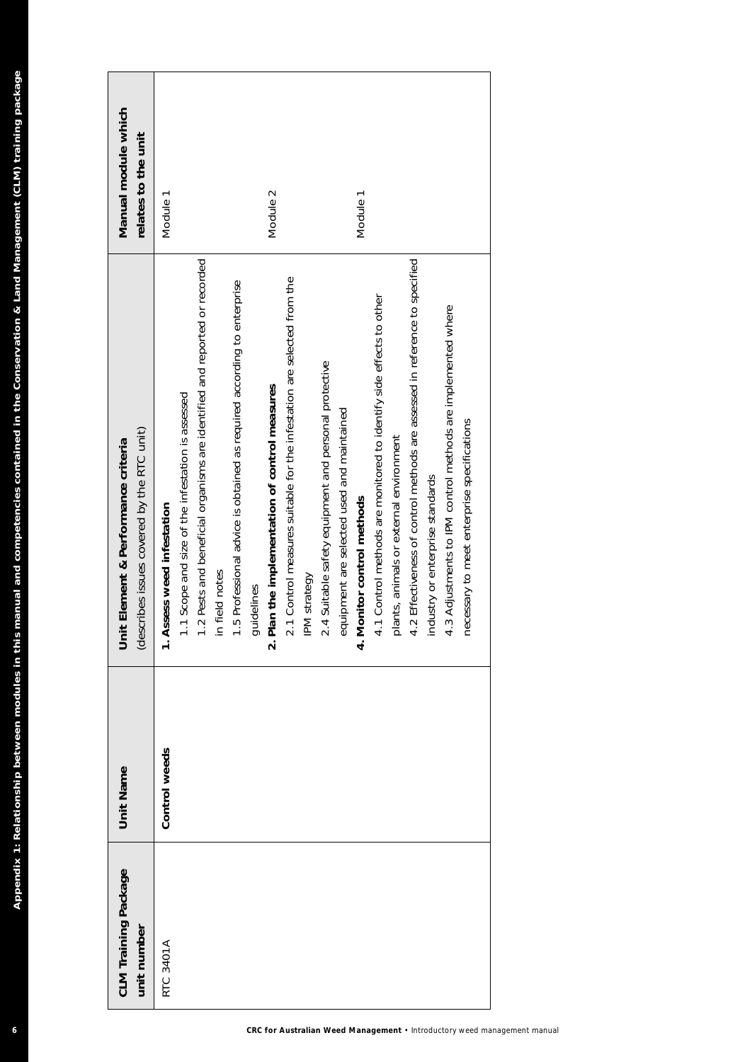| CLM Training Package unit number | Unit Name | Unit Element & Performance criteria (describes issues covered by the RTC unit) | Manual module which relates to the unit |
|---|---|---|---|
| RTC 3401A | **Control weeds** | **1. Assess weed infestation**<br>1.1 Scope and size of the infestation is assessed<br>1.2 Pests and beneficial organisms are identified and reported or recorded in field notes<br>1.5 Professional advice is obtained as required according to enterprise guidelines | Module 1 |
| | | **2. Plan the implementation of control measures**<br>2.1 Control measures suitable for the infestation are selected from the IPM strategy<br>2.4 Suitable safety equipment and personal protective equipment are selected used and maintained | Module 2 |
| | | **4. Monitor control methods**<br>4.1 Control methods are monitored to identify side effects to other plants, animals or external environment<br>4.2 Effectiveness of control methods are assessed in reference to specified industry or enterprise standards<br>4.3 Adjustments to IPM control methods are implemented where necessary to meet enterprise specifications | Module 1 |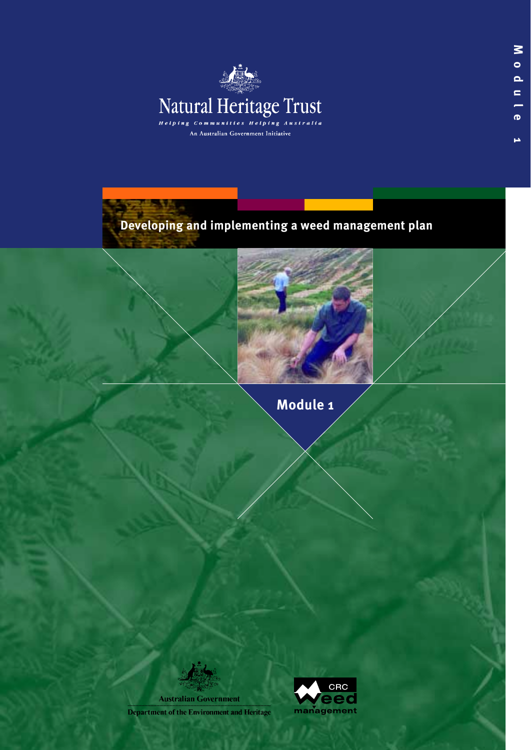Natural Heritage Trust

*Helping Communities Helping Australia*

An Australian Government Initiative

Module 1

# Developing and implementing a weed management plan

## Module 1

Australian Government

Department of the Environment and Heritage

CRC Weed management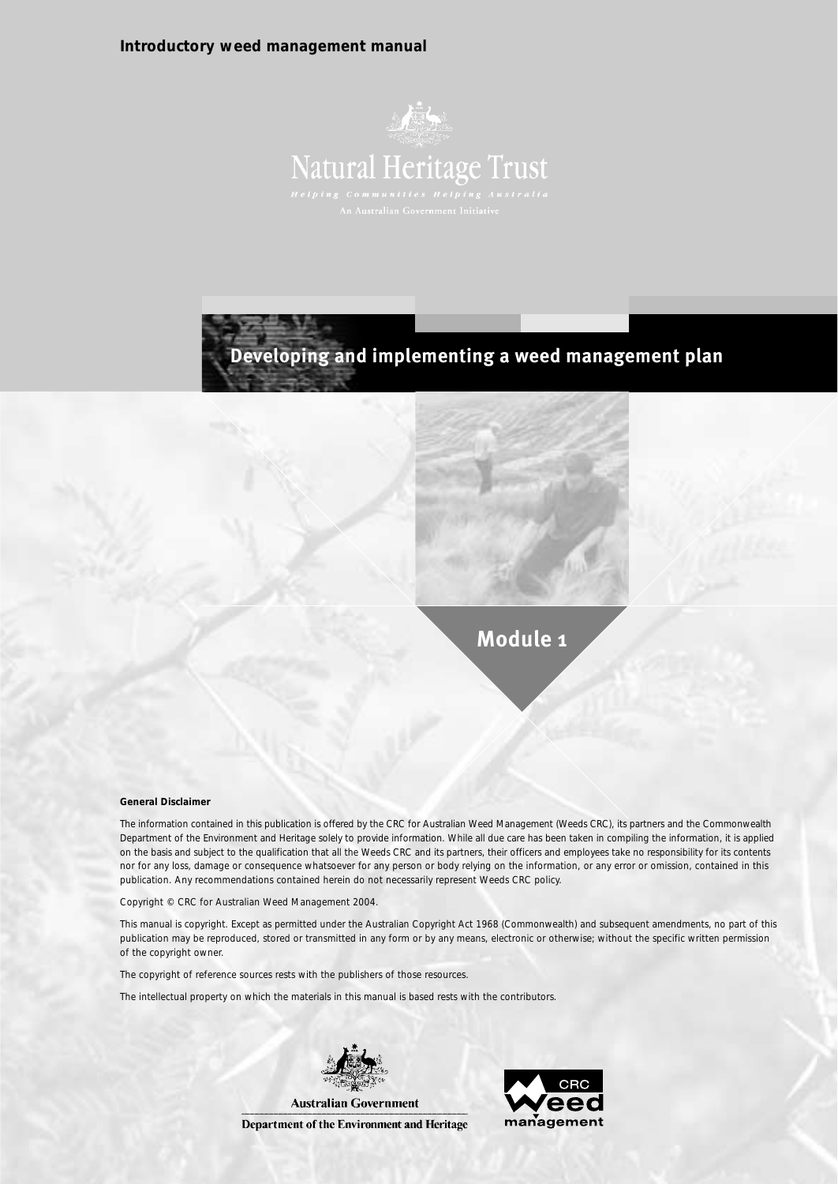**Introductory weed management manual**

Natural Heritage Trust

*Helping Communities Helping Australia*

An Australian Government Initiative

# Developing and implementing a weed management plan

## Module 1

**General Disclaimer**

The information contained in this publication is offered by the CRC for Australian Weed Management (Weeds CRC), its partners and the Commonwealth Department of the Environment and Heritage solely to provide information. While all due care has been taken in compiling the information, it is applied on the basis and subject to the qualification that all the Weeds CRC and its partners, their officers and employees take no responsibility for its contents nor for any loss, damage or consequence whatsoever for any person or body relying on the information, or any error or omission, contained in this publication. Any recommendations contained herein do not necessarily represent Weeds CRC policy.

Copyright © CRC for Australian Weed Management 2004.

This manual is copyright. Except as permitted under the Australian Copyright Act 1968 (Commonwealth) and subsequent amendments, no part of this publication may be reproduced, stored or transmitted in any form or by any means, electronic or otherwise; without the specific written permission of the copyright owner.

The copyright of reference sources rests with the publishers of those resources.

The intellectual property on which the materials in this manual is based rests with the contributors.

Australian Government

Department of the Environment and Heritage

CRC Weed management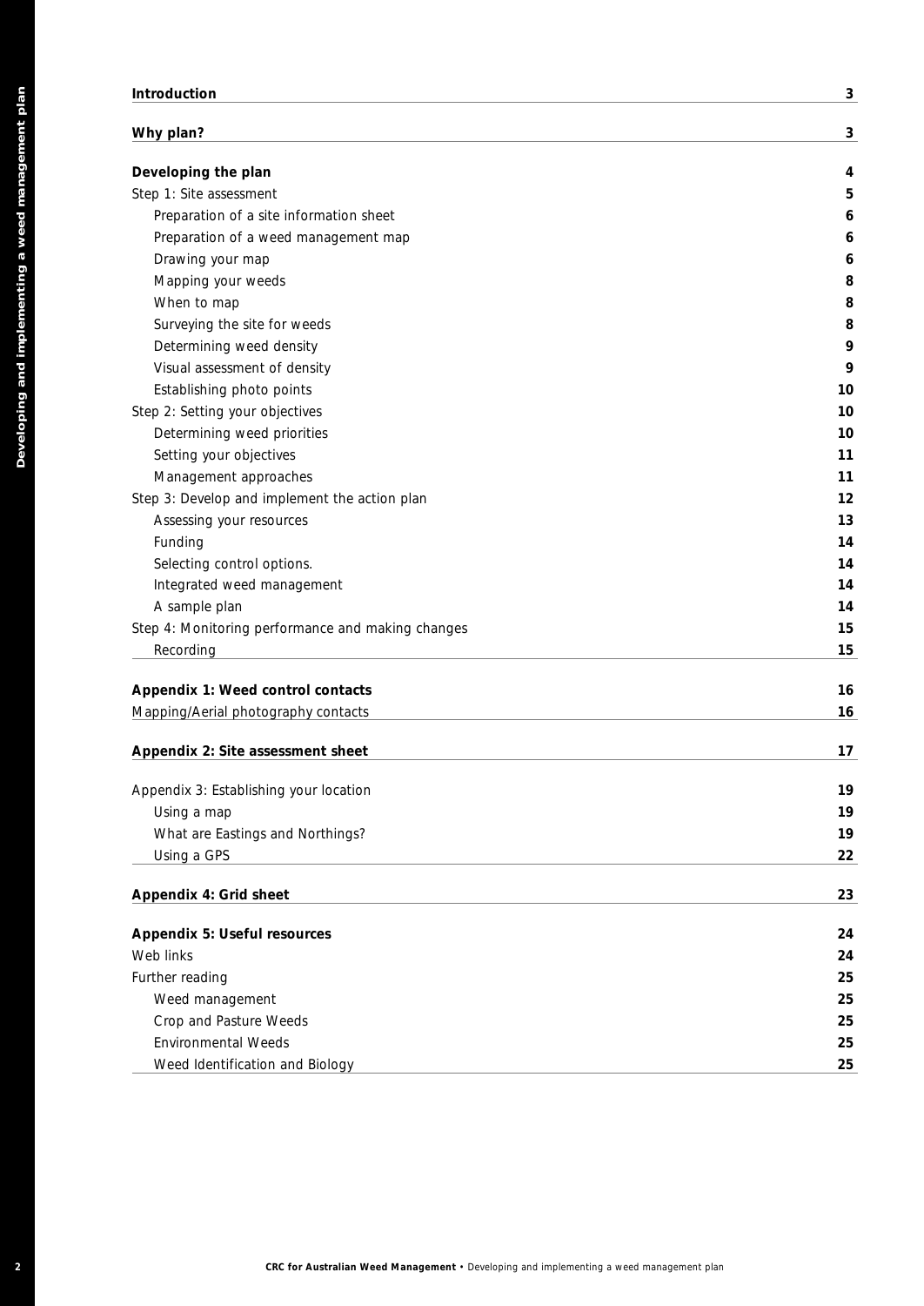| | |
|---|---|
| **Introduction** | **3** |
| **Why plan?** | **3** |
| **Developing the plan** | **4** |
| Step 1: Site assessment | **5** |
| Preparation of a site information sheet | **6** |
| Preparation of a weed management map | **6** |
| Drawing your map | **6** |
| Mapping your weeds | **8** |
| When to map | **8** |
| Surveying the site for weeds | **8** |
| Determining weed density | **9** |
| Visual assessment of density | **9** |
| Establishing photo points | **10** |
| Step 2: Setting your objectives | **10** |
| Determining weed priorities | **10** |
| Setting your objectives | **11** |
| Management approaches | **11** |
| Step 3: Develop and implement the action plan | **12** |
| Assessing your resources | **13** |
| Funding | **14** |
| Selecting control options. | **14** |
| Integrated weed management | **14** |
| A sample plan | **14** |
| Step 4: Monitoring performance and making changes | **15** |
| Recording | **15** |
| **Appendix 1: Weed control contacts** | **16** |
| Mapping/Aerial photography contacts | **16** |
| **Appendix 2: Site assessment sheet** | **17** |
| Appendix 3: Establishing your location | **19** |
| Using a map | **19** |
| What are Eastings and Northings? | **19** |
| Using a GPS | **22** |
| **Appendix 4: Grid sheet** | **23** |
| **Appendix 5: Useful resources** | **24** |
| Web links | **24** |
| Further reading | **25** |
| Weed management | **25** |
| Crop and Pasture Weeds | **25** |
| Environmental Weeds | **25** |
| Weed Identification and Biology | **25** |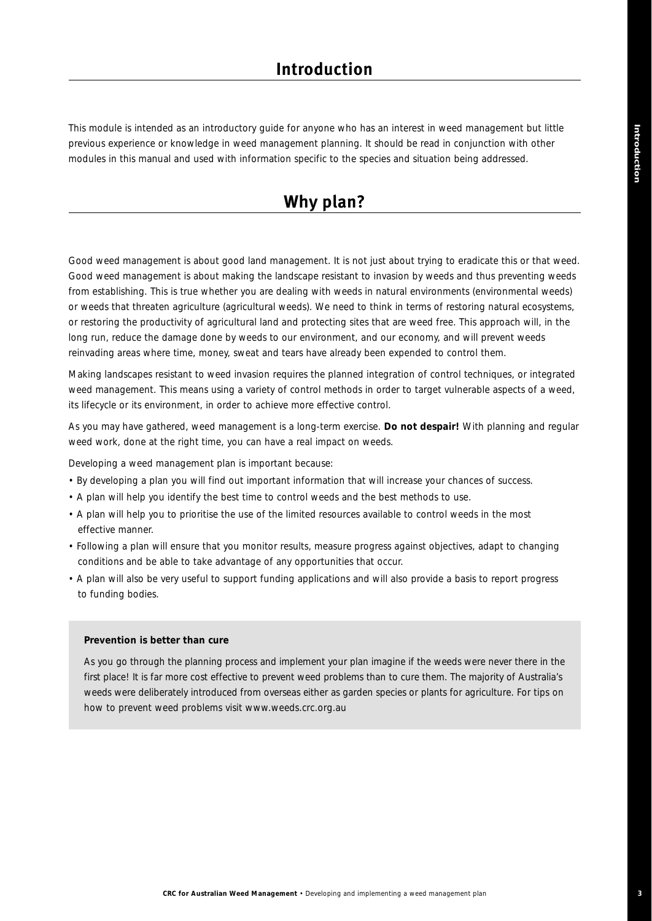# Introduction

This module is intended as an introductory guide for anyone who has an interest in weed management but little previous experience or knowledge in weed management planning. It should be read in conjunction with other modules in this manual and used with information specific to the species and situation being addressed.

# Why plan?

Good weed management is about good land management. It is not just about trying to eradicate this or that weed. Good weed management is about making the landscape resistant to invasion by weeds and thus preventing weeds from establishing. This is true whether you are dealing with weeds in natural environments (environmental weeds) or weeds that threaten agriculture (agricultural weeds). We need to think in terms of restoring natural ecosystems, or restoring the productivity of agricultural land and protecting sites that are weed free. This approach will, in the long run, reduce the damage done by weeds to our environment, and our economy, and will prevent weeds reinvading areas where time, money, sweat and tears have already been expended to control them.

Making landscapes resistant to weed invasion requires the planned integration of control techniques, or integrated weed management. This means using a variety of control methods in order to target vulnerable aspects of a weed, its lifecycle or its environment, in order to achieve more effective control.

As you may have gathered, weed management is a long-term exercise. **Do not despair!** With planning and regular weed work, done at the right time, you can have a real impact on weeds.

Developing a weed management plan is important because:

- By developing a plan you will find out important information that will increase your chances of success.
- A plan will help you identify the best time to control weeds and the best methods to use.
- A plan will help you to prioritise the use of the limited resources available to control weeds in the most effective manner.
- Following a plan will ensure that you monitor results, measure progress against objectives, adapt to changing conditions and be able to take advantage of any opportunities that occur.
- A plan will also be very useful to support funding applications and will also provide a basis to report progress to funding bodies.

**Prevention is better than cure**

As you go through the planning process and implement your plan imagine if the weeds were never there in the first place! It is far more cost effective to prevent weed problems than to cure them. The majority of Australia's weeds were deliberately introduced from overseas either as garden species or plants for agriculture. For tips on how to prevent weed problems visit www.weeds.crc.org.au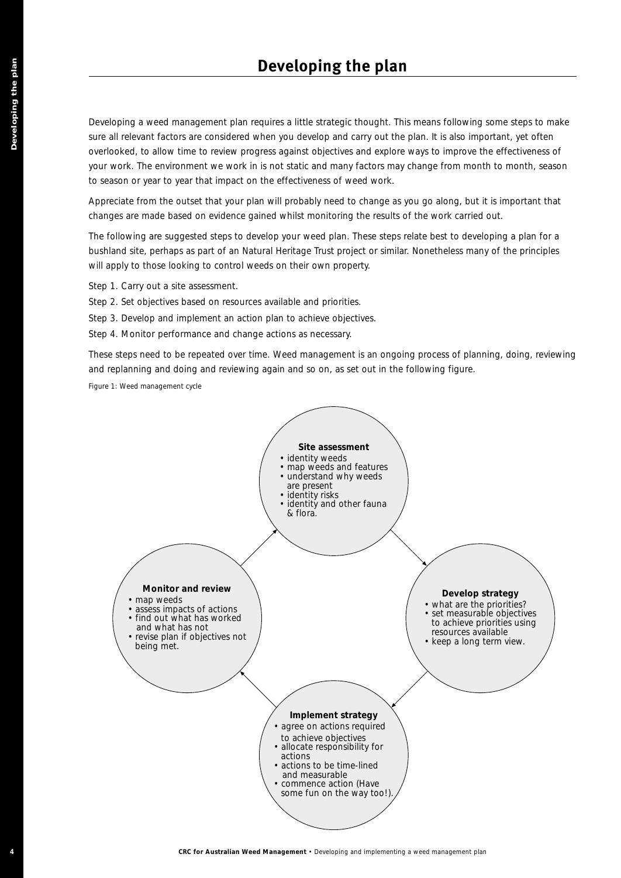# Developing the plan

Developing a weed management plan requires a little strategic thought. This means following some steps to make sure all relevant factors are considered when you develop and carry out the plan. It is also important, yet often overlooked, to allow time to review progress against objectives and explore ways to improve the effectiveness of your work. The environment we work in is not static and many factors may change from month to month, season to season or year to year that impact on the effectiveness of weed work.

Appreciate from the outset that your plan will probably need to change as you go along, but it is important that changes are made based on evidence gained whilst monitoring the results of the work carried out.

The following are suggested steps to develop your weed plan. These steps relate best to developing a plan for a bushland site, perhaps as part of an Natural Heritage Trust project or similar. Nonetheless many of the principles will apply to those looking to control weeds on their own property.

Step 1. Carry out a site assessment.

Step 2. Set objectives based on resources available and priorities.

Step 3. Develop and implement an action plan to achieve objectives.

Step 4. Monitor performance and change actions as necessary.

These steps need to be repeated over time. Weed management is an ongoing process of planning, doing, reviewing and replanning and doing and reviewing again and so on, as set out in the following figure.

Figure 1: Weed management cycle

**Site assessment**
- identity weeds
- map weeds and features
- understand why weeds are present
- identity risks
- identity and other fauna & flora.

**Develop strategy**
- what are the priorities?
- set measurable objectives to achieve priorities using resources available
- keep a long term view.

**Implement strategy**
- agree on actions required to achieve objectives
- allocate responsibility for actions
- actions to be time-lined and measurable
- commence action (Have some fun on the way too!).

**Monitor and review**
- map weeds
- assess impacts of actions
- find out what has worked and what has not
- revise plan if objectives not being met.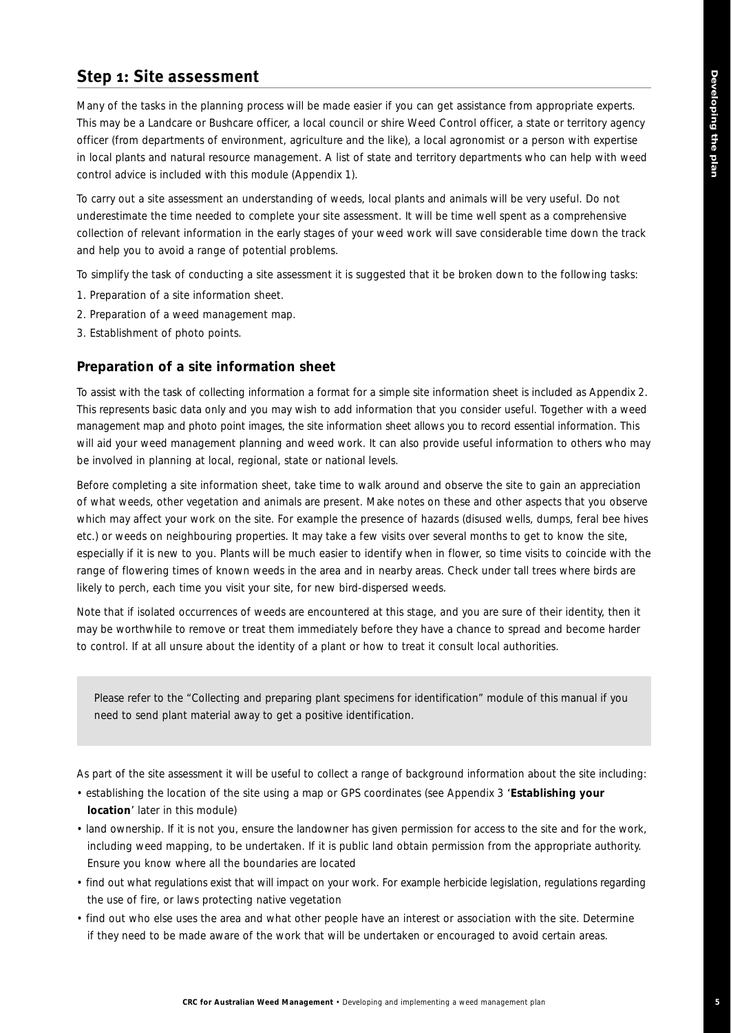## Step 1: Site assessment

Many of the tasks in the planning process will be made easier if you can get assistance from appropriate experts. This may be a Landcare or Bushcare officer, a local council or shire Weed Control officer, a state or territory agency officer (from departments of environment, agriculture and the like), a local agronomist or a person with expertise in local plants and natural resource management. A list of state and territory departments who can help with weed control advice is included with this module (Appendix 1).

To carry out a site assessment an understanding of weeds, local plants and animals will be very useful. Do not underestimate the time needed to complete your site assessment. It will be time well spent as a comprehensive collection of relevant information in the early stages of your weed work will save considerable time down the track and help you to avoid a range of potential problems.

To simplify the task of conducting a site assessment it is suggested that it be broken down to the following tasks:

1. Preparation of a site information sheet.
2. Preparation of a weed management map.
3. Establishment of photo points.

### Preparation of a site information sheet

To assist with the task of collecting information a format for a simple site information sheet is included as Appendix 2. This represents basic data only and you may wish to add information that you consider useful. Together with a weed management map and photo point images, the site information sheet allows you to record essential information. This will aid your weed management planning and weed work. It can also provide useful information to others who may be involved in planning at local, regional, state or national levels.

Before completing a site information sheet, take time to walk around and observe the site to gain an appreciation of what weeds, other vegetation and animals are present. Make notes on these and other aspects that you observe which may affect your work on the site. For example the presence of hazards (disused wells, dumps, feral bee hives etc.) or weeds on neighbouring properties. It may take a few visits over several months to get to know the site, especially if it is new to you. Plants will be much easier to identify when in flower, so time visits to coincide with the range of flowering times of known weeds in the area and in nearby areas. Check under tall trees where birds are likely to perch, each time you visit your site, for new bird-dispersed weeds.

Note that if isolated occurrences of weeds are encountered at this stage, and you are sure of their identity, then it may be worthwhile to remove or treat them immediately before they have a chance to spread and become harder to control. If at all unsure about the identity of a plant or how to treat it consult local authorities.

> Please refer to the "Collecting and preparing plant specimens for identification" module of this manual if you need to send plant material away to get a positive identification.

As part of the site assessment it will be useful to collect a range of background information about the site including:

- establishing the location of the site using a map or GPS coordinates (see Appendix 3 '**Establishing your location**' later in this module)
- land ownership. If it is not you, ensure the landowner has given permission for access to the site and for the work, including weed mapping, to be undertaken. If it is public land obtain permission from the appropriate authority. Ensure you know where all the boundaries are located
- find out what regulations exist that will impact on your work. For example herbicide legislation, regulations regarding the use of fire, or laws protecting native vegetation
- find out who else uses the area and what other people have an interest or association with the site. Determine if they need to be made aware of the work that will be undertaken or encouraged to avoid certain areas.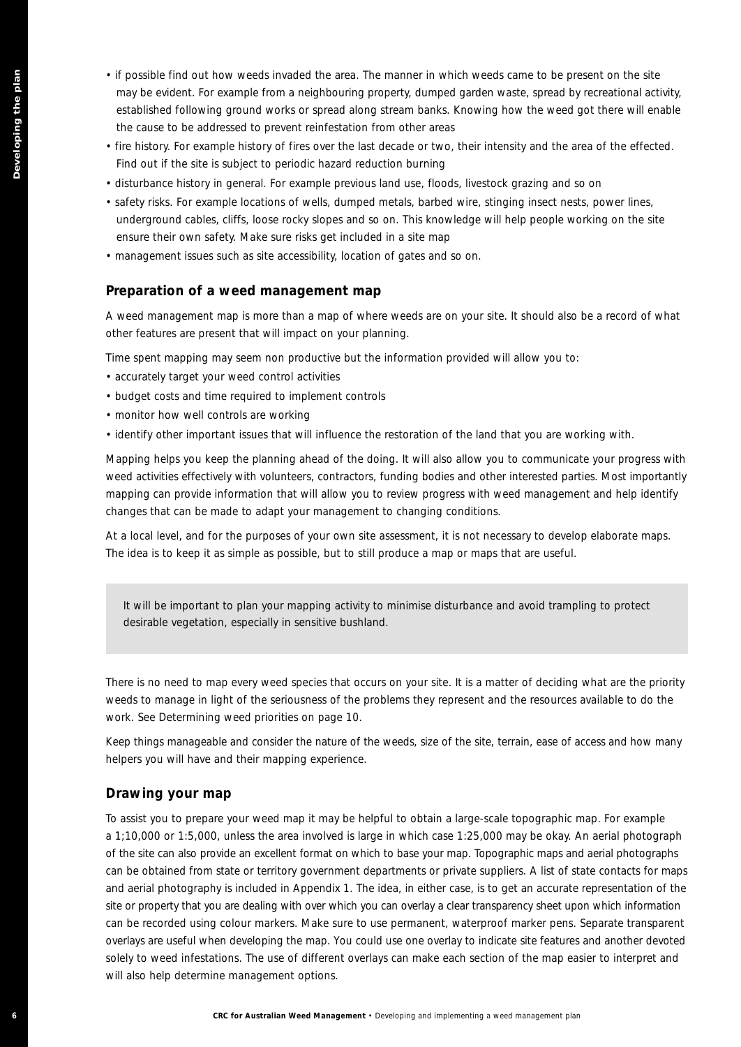- if possible find out how weeds invaded the area. The manner in which weeds came to be present on the site may be evident. For example from a neighbouring property, dumped garden waste, spread by recreational activity, established following ground works or spread along stream banks. Knowing how the weed got there will enable the cause to be addressed to prevent reinfestation from other areas
- fire history. For example history of fires over the last decade or two, their intensity and the area of the effected. Find out if the site is subject to periodic hazard reduction burning
- disturbance history in general. For example previous land use, floods, livestock grazing and so on
- safety risks. For example locations of wells, dumped metals, barbed wire, stinging insect nests, power lines, underground cables, cliffs, loose rocky slopes and so on. This knowledge will help people working on the site ensure their own safety. Make sure risks get included in a site map
- management issues such as site accessibility, location of gates and so on.

## Preparation of a weed management map

A weed management map is more than a map of where weeds are on your site. It should also be a record of what other features are present that will impact on your planning.

Time spent mapping may seem non productive but the information provided will allow you to:

- accurately target your weed control activities
- budget costs and time required to implement controls
- monitor how well controls are working
- identify other important issues that will influence the restoration of the land that you are working with.

Mapping helps you keep the planning ahead of the doing. It will also allow you to communicate your progress with weed activities effectively with volunteers, contractors, funding bodies and other interested parties. Most importantly mapping can provide information that will allow you to review progress with weed management and help identify changes that can be made to adapt your management to changing conditions.

At a local level, and for the purposes of your own site assessment, it is not necessary to develop elaborate maps. The idea is to keep it as simple as possible, but to still produce a map or maps that are useful.

> It will be important to plan your mapping activity to minimise disturbance and avoid trampling to protect desirable vegetation, especially in sensitive bushland.

There is no need to map every weed species that occurs on your site. It is a matter of deciding what are the priority weeds to manage in light of the seriousness of the problems they represent and the resources available to do the work. See Determining weed priorities on page 10.

Keep things manageable and consider the nature of the weeds, size of the site, terrain, ease of access and how many helpers you will have and their mapping experience.

## Drawing your map

To assist you to prepare your weed map it may be helpful to obtain a large-scale topographic map. For example a 1;10,000 or 1:5,000, unless the area involved is large in which case 1:25,000 may be okay. An aerial photograph of the site can also provide an excellent format on which to base your map. Topographic maps and aerial photographs can be obtained from state or territory government departments or private suppliers. A list of state contacts for maps and aerial photography is included in Appendix 1. The idea, in either case, is to get an accurate representation of the site or property that you are dealing with over which you can overlay a clear transparency sheet upon which information can be recorded using colour markers. Make sure to use permanent, waterproof marker pens. Separate transparent overlays are useful when developing the map. You could use one overlay to indicate site features and another devoted solely to weed infestations. The use of different overlays can make each section of the map easier to interpret and will also help determine management options.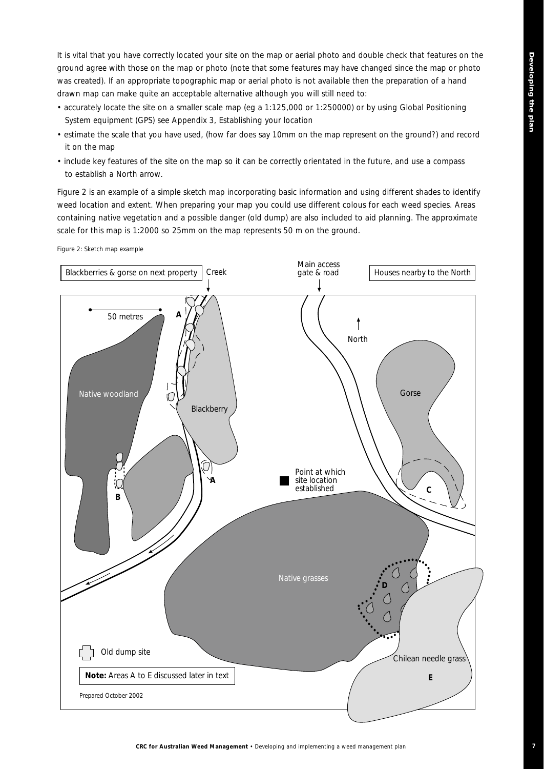It is vital that you have correctly located your site on the map or aerial photo and double check that features on the ground agree with those on the map or photo (note that some features may have changed since the map or photo was created). If an appropriate topographic map or aerial photo is not available then the preparation of a hand drawn map can make quite an acceptable alternative although you will still need to:

- accurately locate the site on a smaller scale map (eg a 1:125,000 or 1:250000) or by using Global Positioning System equipment (GPS) see Appendix 3, Establishing your location
- estimate the scale that you have used, (how far does say 10mm on the map represent on the ground?) and record it on the map
- include key features of the site on the map so it can be correctly orientated in the future, and use a compass to establish a North arrow.

Figure 2 is an example of a simple sketch map incorporating basic information and using different shades to identify weed location and extent. When preparing your map you could use different colous for each weed species. Areas containing native vegetation and a possible danger (old dump) are also included to aid planning. The approximate scale for this map is 1:2000 so 25mm on the map represents 50 m on the ground.

Figure 2: Sketch map example

Blackberries & gorse on next property | Creek | Main access gate & road | Houses nearby to the North

50 metres

North

Native woodland

Blackberry

Gorse

Point at which site location established

Native grasses

Chilean needle grass

A, A, B, C, D, E

Old dump site

**Note:** Areas A to E discussed later in text

Prepared October 2002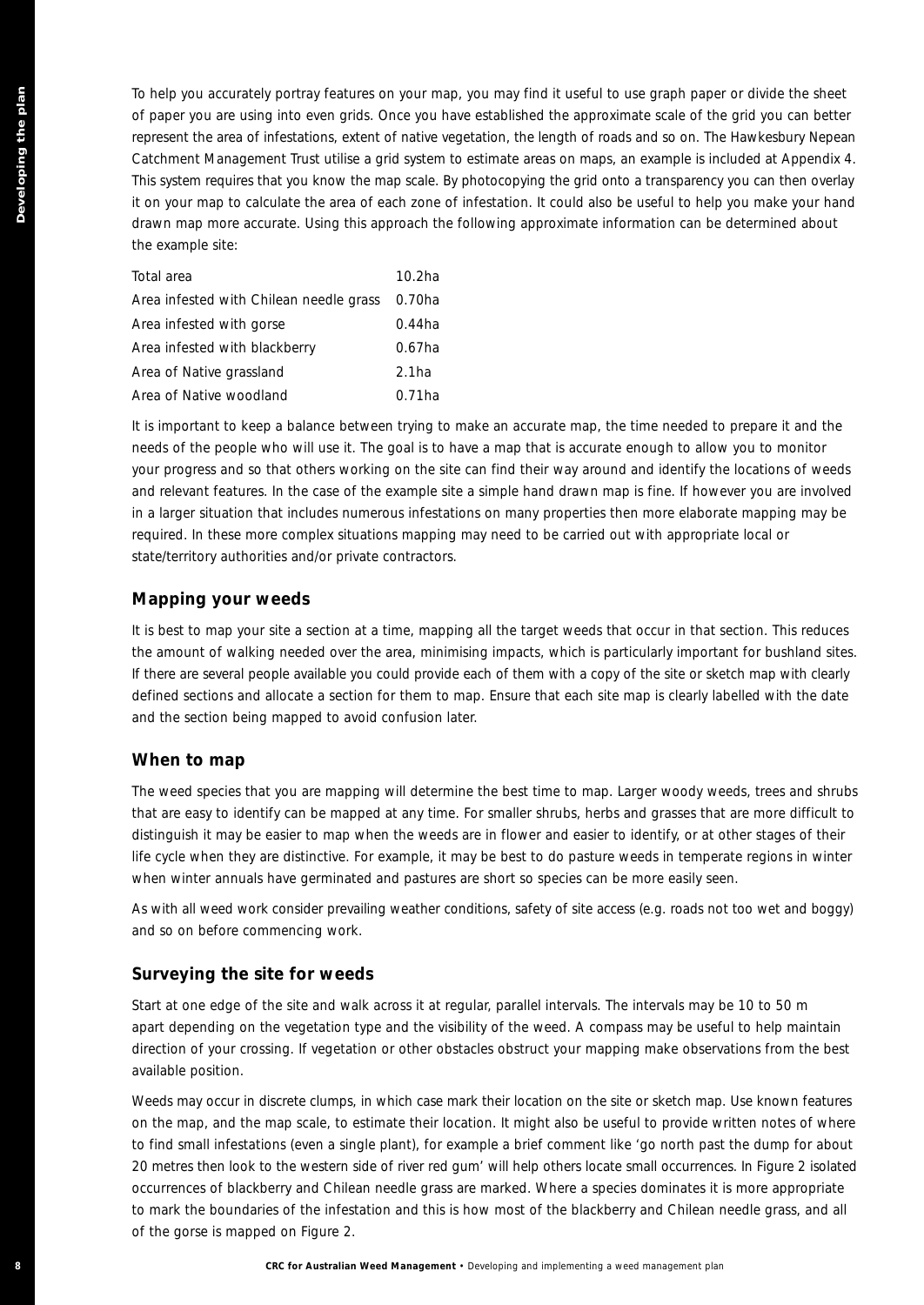To help you accurately portray features on your map, you may find it useful to use graph paper or divide the sheet of paper you are using into even grids. Once you have established the approximate scale of the grid you can better represent the area of infestations, extent of native vegetation, the length of roads and so on. The Hawkesbury Nepean Catchment Management Trust utilise a grid system to estimate areas on maps, an example is included at Appendix 4. This system requires that you know the map scale. By photocopying the grid onto a transparency you can then overlay it on your map to calculate the area of each zone of infestation. It could also be useful to help you make your hand drawn map more accurate. Using this approach the following approximate information can be determined about the example site:

| | |
|---|---|
| Total area | 10.2ha |
| Area infested with Chilean needle grass | 0.70ha |
| Area infested with gorse | 0.44ha |
| Area infested with blackberry | 0.67ha |
| Area of Native grassland | 2.1ha |
| Area of Native woodland | 0.71ha |

It is important to keep a balance between trying to make an accurate map, the time needed to prepare it and the needs of the people who will use it. The goal is to have a map that is accurate enough to allow you to monitor your progress and so that others working on the site can find their way around and identify the locations of weeds and relevant features. In the case of the example site a simple hand drawn map is fine. If however you are involved in a larger situation that includes numerous infestations on many properties then more elaborate mapping may be required. In these more complex situations mapping may need to be carried out with appropriate local or state/territory authorities and/or private contractors.

## Mapping your weeds

It is best to map your site a section at a time, mapping all the target weeds that occur in that section. This reduces the amount of walking needed over the area, minimising impacts, which is particularly important for bushland sites. If there are several people available you could provide each of them with a copy of the site or sketch map with clearly defined sections and allocate a section for them to map. Ensure that each site map is clearly labelled with the date and the section being mapped to avoid confusion later.

## When to map

The weed species that you are mapping will determine the best time to map. Larger woody weeds, trees and shrubs that are easy to identify can be mapped at any time. For smaller shrubs, herbs and grasses that are more difficult to distinguish it may be easier to map when the weeds are in flower and easier to identify, or at other stages of their life cycle when they are distinctive. For example, it may be best to do pasture weeds in temperate regions in winter when winter annuals have germinated and pastures are short so species can be more easily seen.

As with all weed work consider prevailing weather conditions, safety of site access (e.g. roads not too wet and boggy) and so on before commencing work.

## Surveying the site for weeds

Start at one edge of the site and walk across it at regular, parallel intervals. The intervals may be 10 to 50 m apart depending on the vegetation type and the visibility of the weed. A compass may be useful to help maintain direction of your crossing. If vegetation or other obstacles obstruct your mapping make observations from the best available position.

Weeds may occur in discrete clumps, in which case mark their location on the site or sketch map. Use known features on the map, and the map scale, to estimate their location. It might also be useful to provide written notes of where to find small infestations (even a single plant), for example a brief comment like 'go north past the dump for about 20 metres then look to the western side of river red gum' will help others locate small occurrences. In Figure 2 isolated occurrences of blackberry and Chilean needle grass are marked. Where a species dominates it is more appropriate to mark the boundaries of the infestation and this is how most of the blackberry and Chilean needle grass, and all of the gorse is mapped on Figure 2.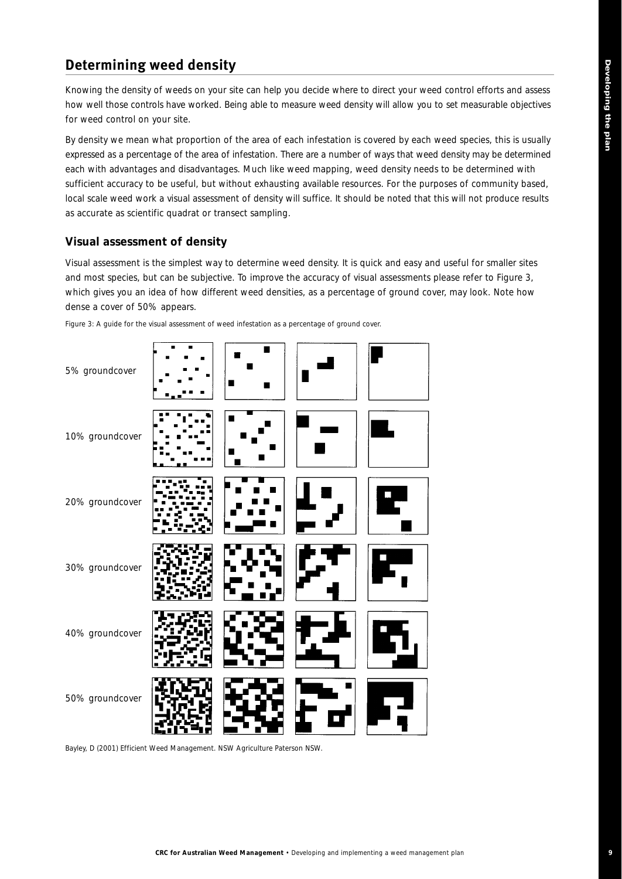## Determining weed density

Knowing the density of weeds on your site can help you decide where to direct your weed control efforts and assess how well those controls have worked. Being able to measure weed density will allow you to set measurable objectives for weed control on your site.

By density we mean what proportion of the area of each infestation is covered by each weed species, this is usually expressed as a percentage of the area of infestation. There are a number of ways that weed density may be determined each with advantages and disadvantages. Much like weed mapping, weed density needs to be determined with sufficient accuracy to be useful, but without exhausting available resources. For the purposes of community based, local scale weed work a visual assessment of density will suffice. It should be noted that this will not produce results as accurate as scientific quadrat or transect sampling.

### Visual assessment of density

Visual assessment is the simplest way to determine weed density. It is quick and easy and useful for smaller sites and most species, but can be subjective. To improve the accuracy of visual assessments please refer to Figure 3, which gives you an idea of how different weed densities, as a percentage of ground cover, may look. Note how dense a cover of 50% appears.

Figure 3: A guide for the visual assessment of weed infestation as a percentage of ground cover.

5% groundcover

10% groundcover

20% groundcover

30% groundcover

40% groundcover

50% groundcover

Bayley, D (2001) Efficient Weed Management. NSW Agriculture Paterson NSW.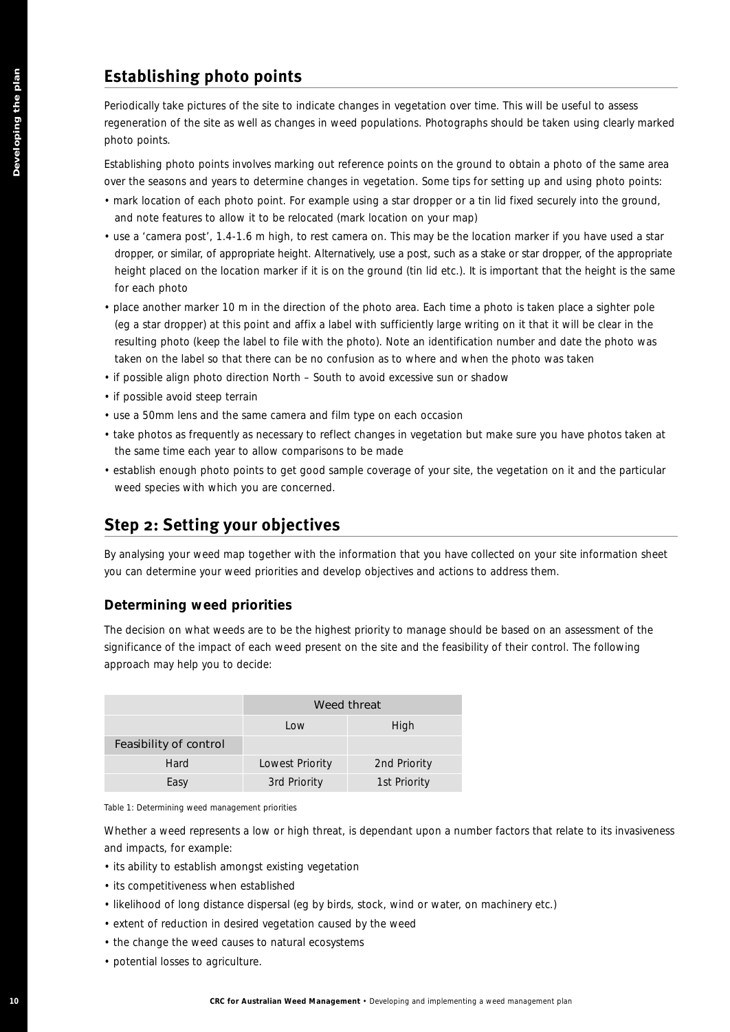## Establishing photo points

Periodically take pictures of the site to indicate changes in vegetation over time. This will be useful to assess regeneration of the site as well as changes in weed populations. Photographs should be taken using clearly marked photo points.

Establishing photo points involves marking out reference points on the ground to obtain a photo of the same area over the seasons and years to determine changes in vegetation. Some tips for setting up and using photo points:

- mark location of each photo point. For example using a star dropper or a tin lid fixed securely into the ground, and note features to allow it to be relocated (mark location on your map)
- use a 'camera post', 1.4-1.6 m high, to rest camera on. This may be the location marker if you have used a star dropper, or similar, of appropriate height. Alternatively, use a post, such as a stake or star dropper, of the appropriate height placed on the location marker if it is on the ground (tin lid etc.). It is important that the height is the same for each photo
- place another marker 10 m in the direction of the photo area. Each time a photo is taken place a sighter pole (eg a star dropper) at this point and affix a label with sufficiently large writing on it that it will be clear in the resulting photo (keep the label to file with the photo). Note an identification number and date the photo was taken on the label so that there can be no confusion as to where and when the photo was taken
- if possible align photo direction North – South to avoid excessive sun or shadow
- if possible avoid steep terrain
- use a 50mm lens and the same camera and film type on each occasion
- take photos as frequently as necessary to reflect changes in vegetation but make sure you have photos taken at the same time each year to allow comparisons to be made
- establish enough photo points to get good sample coverage of your site, the vegetation on it and the particular weed species with which you are concerned.

## Step 2: Setting your objectives

By analysing your weed map together with the information that you have collected on your site information sheet you can determine your weed priorities and develop objectives and actions to address them.

### Determining weed priorities

The decision on what weeds are to be the highest priority to manage should be based on an assessment of the significance of the impact of each weed present on the site and the feasibility of their control. The following approach may help you to decide:

| | Weed threat | |
|---|---|---|
| | Low | High |
| Feasibility of control | | |
| Hard | Lowest Priority | 2nd Priority |
| Easy | 3rd Priority | 1st Priority |

Table 1: Determining weed management priorities

Whether a weed represents a low or high threat, is dependant upon a number factors that relate to its invasiveness and impacts, for example:

- its ability to establish amongst existing vegetation
- its competitiveness when established
- likelihood of long distance dispersal (eg by birds, stock, wind or water, on machinery etc.)
- extent of reduction in desired vegetation caused by the weed
- the change the weed causes to natural ecosystems
- potential losses to agriculture.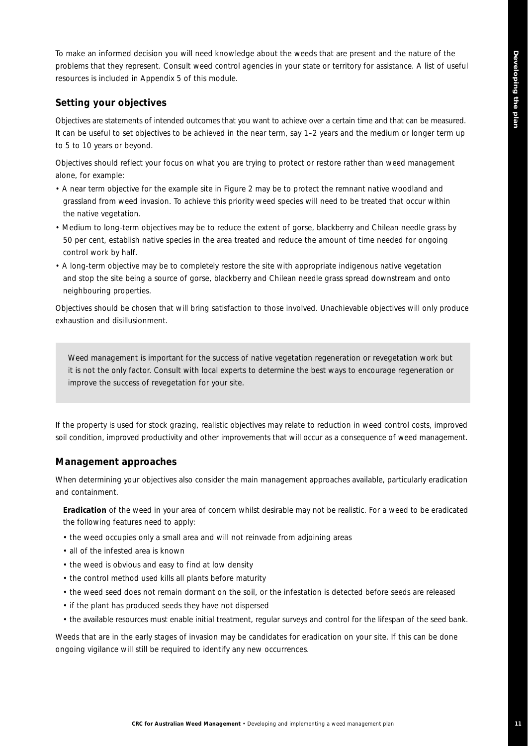To make an informed decision you will need knowledge about the weeds that are present and the nature of the problems that they represent. Consult weed control agencies in your state or territory for assistance. A list of useful resources is included in Appendix 5 of this module.

### Setting your objectives

Objectives are statements of intended outcomes that you want to achieve over a certain time and that can be measured. It can be useful to set objectives to be achieved in the near term, say 1–2 years and the medium or longer term up to 5 to 10 years or beyond.

Objectives should reflect your focus on what you are trying to protect or restore rather than weed management alone, for example:

- A near term objective for the example site in Figure 2 may be to protect the remnant native woodland and grassland from weed invasion. To achieve this priority weed species will need to be treated that occur within the native vegetation.
- Medium to long-term objectives may be to reduce the extent of gorse, blackberry and Chilean needle grass by 50 per cent, establish native species in the area treated and reduce the amount of time needed for ongoing control work by half.
- A long-term objective may be to completely restore the site with appropriate indigenous native vegetation and stop the site being a source of gorse, blackberry and Chilean needle grass spread downstream and onto neighbouring properties.

Objectives should be chosen that will bring satisfaction to those involved. Unachievable objectives will only produce exhaustion and disillusionment.

> Weed management is important for the success of native vegetation regeneration or revegetation work but it is not the only factor. Consult with local experts to determine the best ways to encourage regeneration or improve the success of revegetation for your site.

If the property is used for stock grazing, realistic objectives may relate to reduction in weed control costs, improved soil condition, improved productivity and other improvements that will occur as a consequence of weed management.

### Management approaches

When determining your objectives also consider the main management approaches available, particularly eradication and containment.

**Eradication** of the weed in your area of concern whilst desirable may not be realistic. For a weed to be eradicated the following features need to apply:

- the weed occupies only a small area and will not reinvade from adjoining areas
- all of the infested area is known
- the weed is obvious and easy to find at low density
- the control method used kills all plants before maturity
- the weed seed does not remain dormant on the soil, or the infestation is detected before seeds are released
- if the plant has produced seeds they have not dispersed
- the available resources must enable initial treatment, regular surveys and control for the lifespan of the seed bank.

Weeds that are in the early stages of invasion may be candidates for eradication on your site. If this can be done ongoing vigilance will still be required to identify any new occurrences.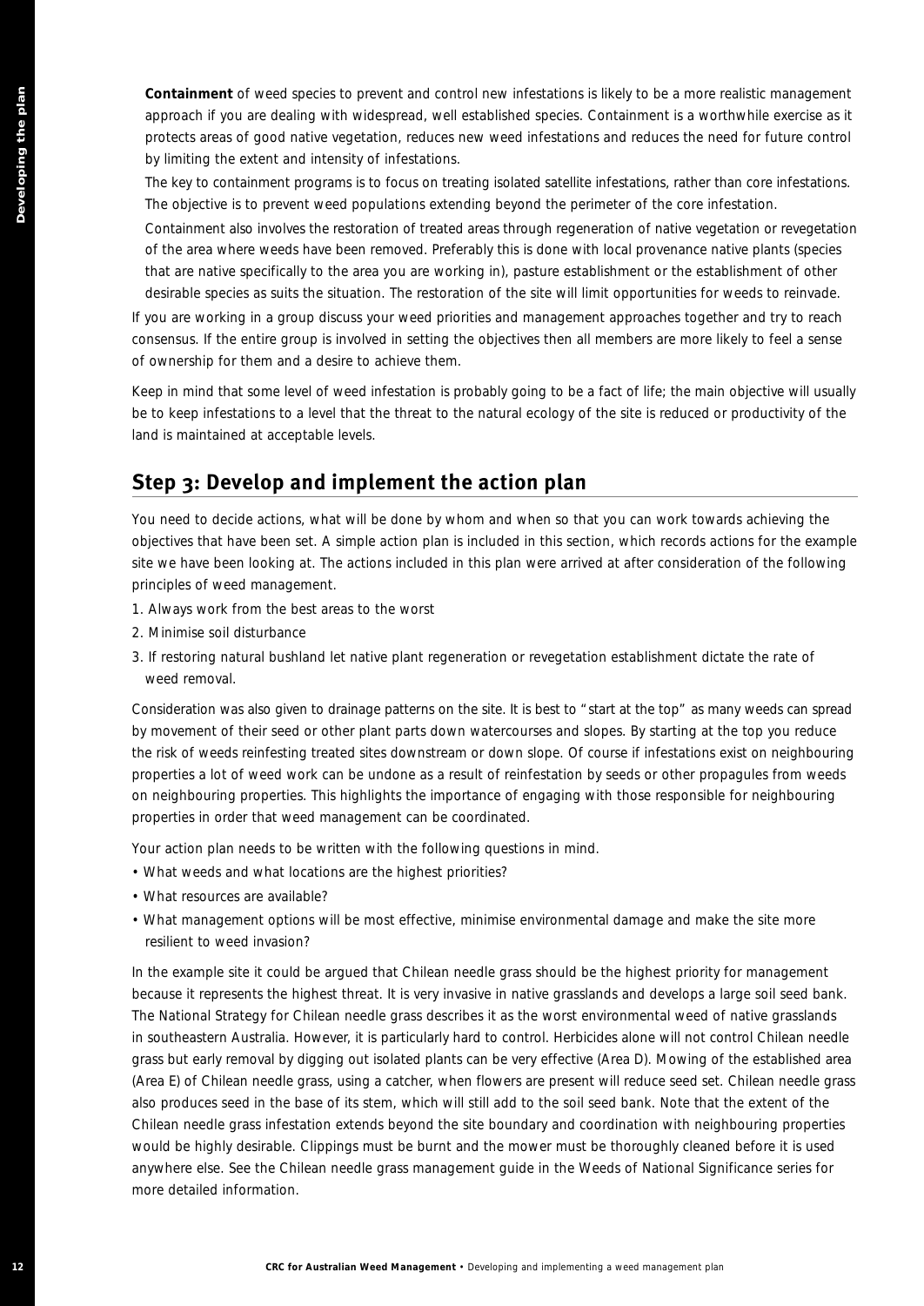**Containment** of weed species to prevent and control new infestations is likely to be a more realistic management approach if you are dealing with widespread, well established species. Containment is a worthwhile exercise as it protects areas of good native vegetation, reduces new weed infestations and reduces the need for future control by limiting the extent and intensity of infestations.

The key to containment programs is to focus on treating isolated satellite infestations, rather than core infestations. The objective is to prevent weed populations extending beyond the perimeter of the core infestation.

Containment also involves the restoration of treated areas through regeneration of native vegetation or revegetation of the area where weeds have been removed. Preferably this is done with local provenance native plants (species that are native specifically to the area you are working in), pasture establishment or the establishment of other desirable species as suits the situation. The restoration of the site will limit opportunities for weeds to reinvade.

If you are working in a group discuss your weed priorities and management approaches together and try to reach consensus. If the entire group is involved in setting the objectives then all members are more likely to feel a sense of ownership for them and a desire to achieve them.

Keep in mind that some level of weed infestation is probably going to be a fact of life; the main objective will usually be to keep infestations to a level that the threat to the natural ecology of the site is reduced or productivity of the land is maintained at acceptable levels.

## Step 3: Develop and implement the action plan

You need to decide actions, what will be done by whom and when so that you can work towards achieving the objectives that have been set. A simple action plan is included in this section, which records actions for the example site we have been looking at. The actions included in this plan were arrived at after consideration of the following principles of weed management.

1. Always work from the best areas to the worst
2. Minimise soil disturbance
3. If restoring natural bushland let native plant regeneration or revegetation establishment dictate the rate of weed removal.

Consideration was also given to drainage patterns on the site. It is best to "start at the top" as many weeds can spread by movement of their seed or other plant parts down watercourses and slopes. By starting at the top you reduce the risk of weeds reinfesting treated sites downstream or down slope. Of course if infestations exist on neighbouring properties a lot of weed work can be undone as a result of reinfestation by seeds or other propagules from weeds on neighbouring properties. This highlights the importance of engaging with those responsible for neighbouring properties in order that weed management can be coordinated.

Your action plan needs to be written with the following questions in mind.

- What weeds and what locations are the highest priorities?
- What resources are available?
- What management options will be most effective, minimise environmental damage and make the site more resilient to weed invasion?

In the example site it could be argued that Chilean needle grass should be the highest priority for management because it represents the highest threat. It is very invasive in native grasslands and develops a large soil seed bank. The National Strategy for Chilean needle grass describes it as the worst environmental weed of native grasslands in southeastern Australia. However, it is particularly hard to control. Herbicides alone will not control Chilean needle grass but early removal by digging out isolated plants can be very effective (Area D). Mowing of the established area (Area E) of Chilean needle grass, using a catcher, when flowers are present will reduce seed set. Chilean needle grass also produces seed in the base of its stem, which will still add to the soil seed bank. Note that the extent of the Chilean needle grass infestation extends beyond the site boundary and coordination with neighbouring properties would be highly desirable. Clippings must be burnt and the mower must be thoroughly cleaned before it is used anywhere else. See the Chilean needle grass management guide in the Weeds of National Significance series for more detailed information.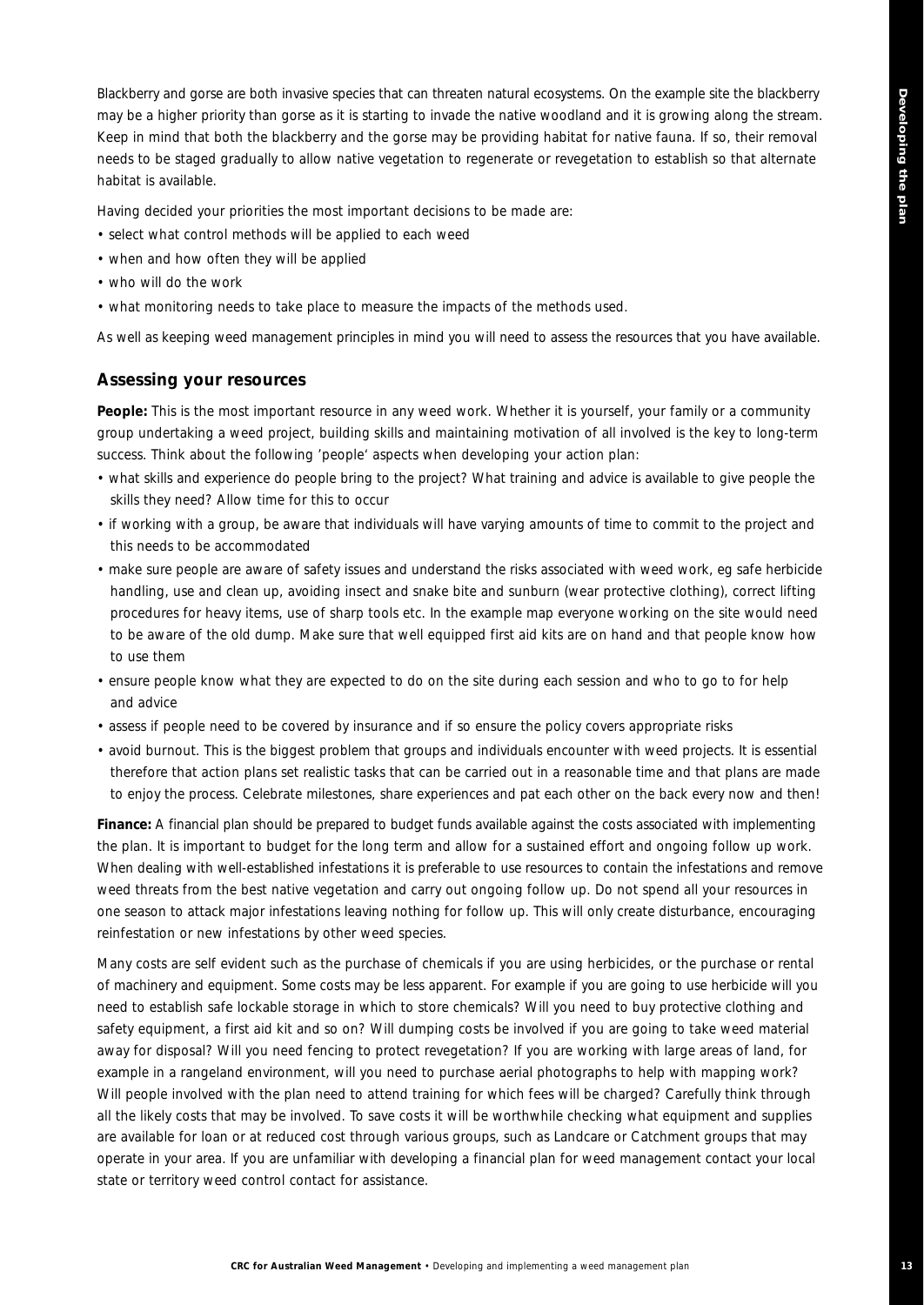Blackberry and gorse are both invasive species that can threaten natural ecosystems. On the example site the blackberry may be a higher priority than gorse as it is starting to invade the native woodland and it is growing along the stream. Keep in mind that both the blackberry and the gorse may be providing habitat for native fauna. If so, their removal needs to be staged gradually to allow native vegetation to regenerate or revegetation to establish so that alternate habitat is available.

Having decided your priorities the most important decisions to be made are:

- select what control methods will be applied to each weed
- when and how often they will be applied
- who will do the work
- what monitoring needs to take place to measure the impacts of the methods used.

As well as keeping weed management principles in mind you will need to assess the resources that you have available.

## Assessing your resources

**People:** This is the most important resource in any weed work. Whether it is yourself, your family or a community group undertaking a weed project, building skills and maintaining motivation of all involved is the key to long-term success. Think about the following 'people' aspects when developing your action plan:

- what skills and experience do people bring to the project? What training and advice is available to give people the skills they need? Allow time for this to occur
- if working with a group, be aware that individuals will have varying amounts of time to commit to the project and this needs to be accommodated
- make sure people are aware of safety issues and understand the risks associated with weed work, eg safe herbicide handling, use and clean up, avoiding insect and snake bite and sunburn (wear protective clothing), correct lifting procedures for heavy items, use of sharp tools etc. In the example map everyone working on the site would need to be aware of the old dump. Make sure that well equipped first aid kits are on hand and that people know how to use them
- ensure people know what they are expected to do on the site during each session and who to go to for help and advice
- assess if people need to be covered by insurance and if so ensure the policy covers appropriate risks
- avoid burnout. This is the biggest problem that groups and individuals encounter with weed projects. It is essential therefore that action plans set realistic tasks that can be carried out in a reasonable time and that plans are made to enjoy the process. Celebrate milestones, share experiences and pat each other on the back every now and then!

**Finance:** A financial plan should be prepared to budget funds available against the costs associated with implementing the plan. It is important to budget for the long term and allow for a sustained effort and ongoing follow up work. When dealing with well-established infestations it is preferable to use resources to contain the infestations and remove weed threats from the best native vegetation and carry out ongoing follow up. Do not spend all your resources in one season to attack major infestations leaving nothing for follow up. This will only create disturbance, encouraging reinfestation or new infestations by other weed species.

Many costs are self evident such as the purchase of chemicals if you are using herbicides, or the purchase or rental of machinery and equipment. Some costs may be less apparent. For example if you are going to use herbicide will you need to establish safe lockable storage in which to store chemicals? Will you need to buy protective clothing and safety equipment, a first aid kit and so on? Will dumping costs be involved if you are going to take weed material away for disposal? Will you need fencing to protect revegetation? If you are working with large areas of land, for example in a rangeland environment, will you need to purchase aerial photographs to help with mapping work? Will people involved with the plan need to attend training for which fees will be charged? Carefully think through all the likely costs that may be involved. To save costs it will be worthwhile checking what equipment and supplies are available for loan or at reduced cost through various groups, such as Landcare or Catchment groups that may operate in your area. If you are unfamiliar with developing a financial plan for weed management contact your local state or territory weed control contact for assistance.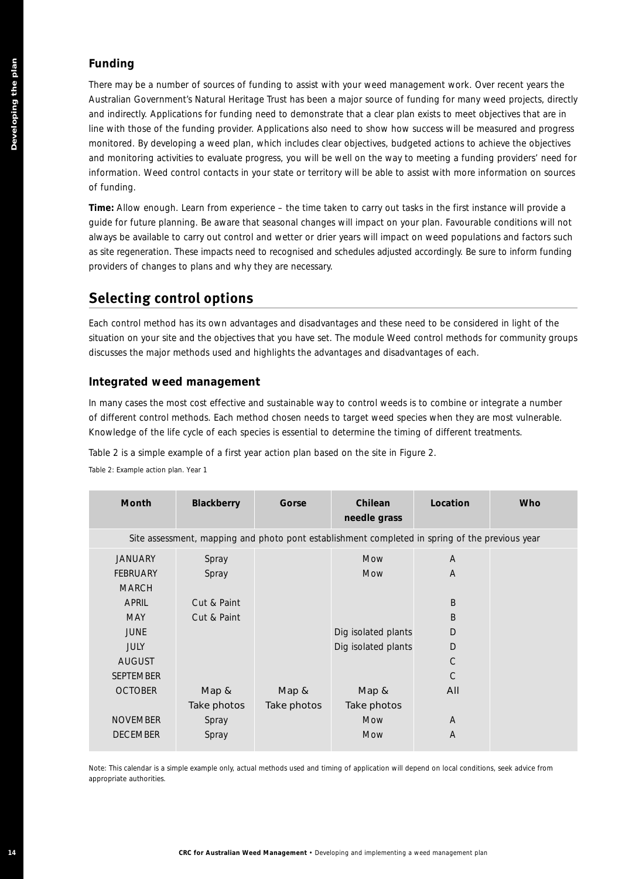### Funding

There may be a number of sources of funding to assist with your weed management work. Over recent years the Australian Government's Natural Heritage Trust has been a major source of funding for many weed projects, directly and indirectly. Applications for funding need to demonstrate that a clear plan exists to meet objectives that are in line with those of the funding provider. Applications also need to show how success will be measured and progress monitored. By developing a weed plan, which includes clear objectives, budgeted actions to achieve the objectives and monitoring activities to evaluate progress, you will be well on the way to meeting a funding providers' need for information. Weed control contacts in your state or territory will be able to assist with more information on sources of funding.

**Time:** Allow enough. Learn from experience – the time taken to carry out tasks in the first instance will provide a guide for future planning. Be aware that seasonal changes will impact on your plan. Favourable conditions will not always be available to carry out control and wetter or drier years will impact on weed populations and factors such as site regeneration. These impacts need to recognised and schedules adjusted accordingly. Be sure to inform funding providers of changes to plans and why they are necessary.

## Selecting control options

Each control method has its own advantages and disadvantages and these need to be considered in light of the situation on your site and the objectives that you have set. The module Weed control methods for community groups discusses the major methods used and highlights the advantages and disadvantages of each.

### Integrated weed management

In many cases the most cost effective and sustainable way to control weeds is to combine or integrate a number of different control methods. Each method chosen needs to target weed species when they are most vulnerable. Knowledge of the life cycle of each species is essential to determine the timing of different treatments.

Table 2 is a simple example of a first year action plan based on the site in Figure 2.

Table 2: Example action plan. Year 1

| Month | Blackberry | Gorse | Chilean needle grass | Location | Who |
|---|---|---|---|---|---|
| Site assessment, mapping and photo pont establishment completed in spring of the previous year | | | | | |
| JANUARY | Spray | | Mow | A | |
| FEBRUARY | Spray | | Mow | A | |
| MARCH | | | | | |
| APRIL | Cut & Paint | | | B | |
| MAY | Cut & Paint | | | B | |
| JUNE | | | Dig isolated plants | D | |
| JULY | | | Dig isolated plants | D | |
| AUGUST | | | | C | |
| SEPTEMBER | | | | C | |
| OCTOBER | Map & Take photos | Map & Take photos | Map & Take photos | All | |
| NOVEMBER | Spray | | Mow | A | |
| DECEMBER | Spray | | Mow | A | |

Note: This calendar is a simple example only, actual methods used and timing of application will depend on local conditions, seek advice from appropriate authorities.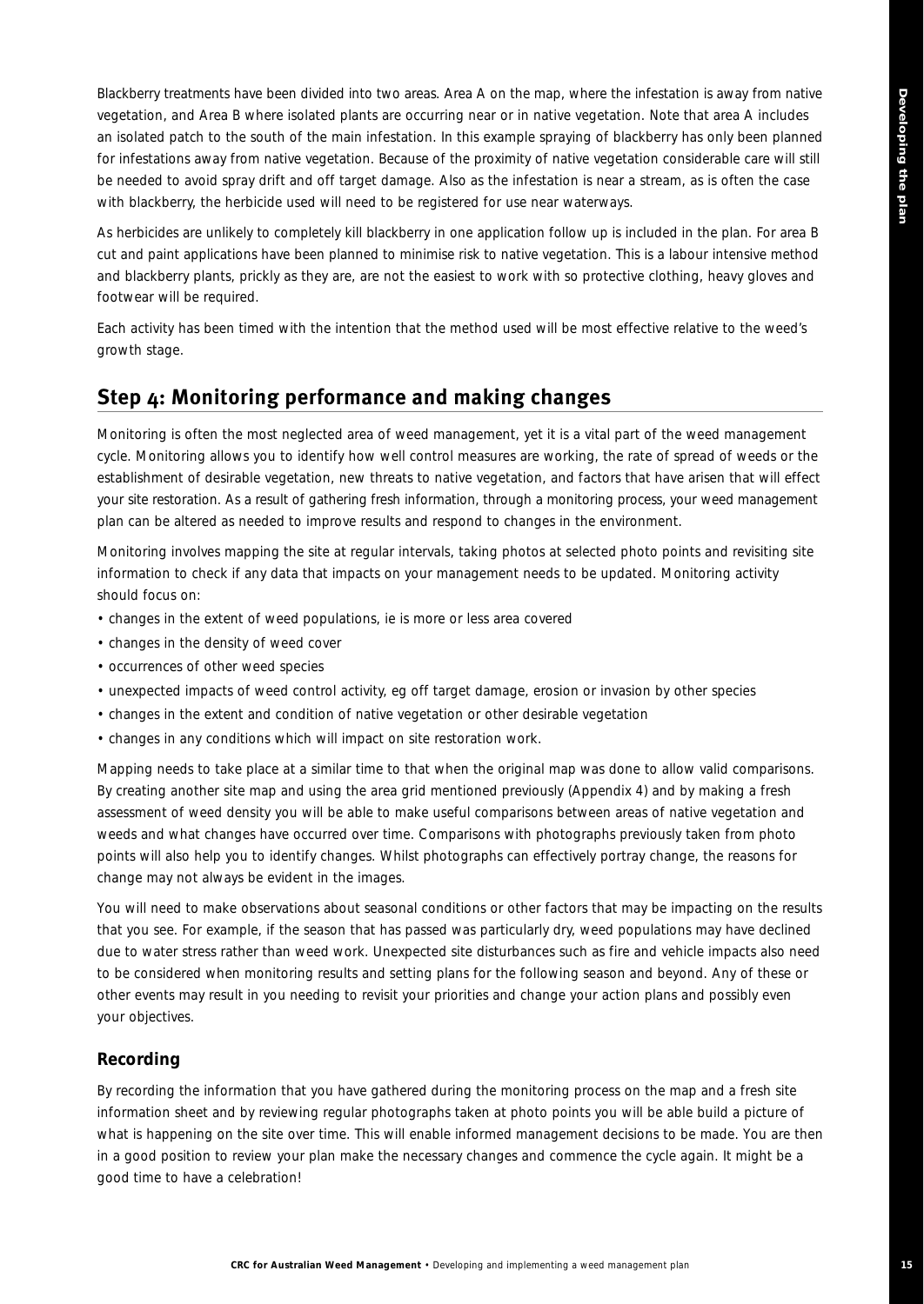Blackberry treatments have been divided into two areas. Area A on the map, where the infestation is away from native vegetation, and Area B where isolated plants are occurring near or in native vegetation. Note that area A includes an isolated patch to the south of the main infestation. In this example spraying of blackberry has only been planned for infestations away from native vegetation. Because of the proximity of native vegetation considerable care will still be needed to avoid spray drift and off target damage. Also as the infestation is near a stream, as is often the case with blackberry, the herbicide used will need to be registered for use near waterways.

As herbicides are unlikely to completely kill blackberry in one application follow up is included in the plan. For area B cut and paint applications have been planned to minimise risk to native vegetation. This is a labour intensive method and blackberry plants, prickly as they are, are not the easiest to work with so protective clothing, heavy gloves and footwear will be required.

Each activity has been timed with the intention that the method used will be most effective relative to the weed's growth stage.

## Step 4: Monitoring performance and making changes

Monitoring is often the most neglected area of weed management, yet it is a vital part of the weed management cycle. Monitoring allows you to identify how well control measures are working, the rate of spread of weeds or the establishment of desirable vegetation, new threats to native vegetation, and factors that have arisen that will effect your site restoration. As a result of gathering fresh information, through a monitoring process, your weed management plan can be altered as needed to improve results and respond to changes in the environment.

Monitoring involves mapping the site at regular intervals, taking photos at selected photo points and revisiting site information to check if any data that impacts on your management needs to be updated. Monitoring activity should focus on:

- changes in the extent of weed populations, ie is more or less area covered
- changes in the density of weed cover
- occurrences of other weed species
- unexpected impacts of weed control activity, eg off target damage, erosion or invasion by other species
- changes in the extent and condition of native vegetation or other desirable vegetation
- changes in any conditions which will impact on site restoration work.

Mapping needs to take place at a similar time to that when the original map was done to allow valid comparisons. By creating another site map and using the area grid mentioned previously (Appendix 4) and by making a fresh assessment of weed density you will be able to make useful comparisons between areas of native vegetation and weeds and what changes have occurred over time. Comparisons with photographs previously taken from photo points will also help you to identify changes. Whilst photographs can effectively portray change, the reasons for change may not always be evident in the images.

You will need to make observations about seasonal conditions or other factors that may be impacting on the results that you see. For example, if the season that has passed was particularly dry, weed populations may have declined due to water stress rather than weed work. Unexpected site disturbances such as fire and vehicle impacts also need to be considered when monitoring results and setting plans for the following season and beyond. Any of these or other events may result in you needing to revisit your priorities and change your action plans and possibly even your objectives.

### Recording

By recording the information that you have gathered during the monitoring process on the map and a fresh site information sheet and by reviewing regular photographs taken at photo points you will be able build a picture of what is happening on the site over time. This will enable informed management decisions to be made. You are then in a good position to review your plan make the necessary changes and commence the cycle again. It might be a good time to have a celebration!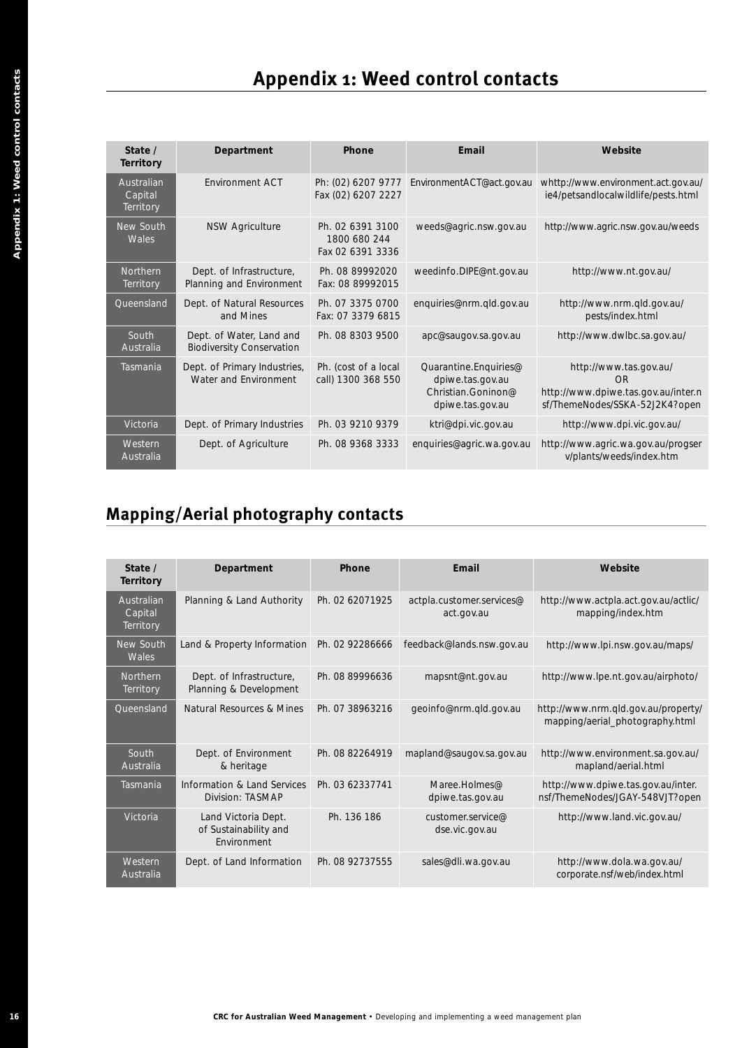# Appendix 1: Weed control contacts

| State / Territory | Department | Phone | Email | Website |
|---|---|---|---|---|
| Australian Capital Territory | Environment ACT | Ph: (02) 6207 9777 Fax (02) 6207 2227 | EnvironmentACT@act.gov.au | whttp://www.environment.act.gov.au/ie4/petsandlocalwildlife/pests.html |
| New South Wales | NSW Agriculture | Ph. 02 6391 3100 1800 680 244 Fax 02 6391 3336 | weeds@agric.nsw.gov.au | http://www.agric.nsw.gov.au/weeds |
| Northern Territory | Dept. of Infrastructure, Planning and Environment | Ph. 08 89992020 Fax: 08 89992015 | weedinfo.DIPE@nt.gov.au | http://www.nt.gov.au/ |
| Queensland | Dept. of Natural Resources and Mines | Ph. 07 3375 0700 Fax: 07 3379 6815 | enquiries@nrm.qld.gov.au | http://www.nrm.qld.gov.au/pests/index.html |
| South Australia | Dept. of Water, Land and Biodiversity Conservation | Ph. 08 8303 9500 | apc@saugov.sa.gov.au | http://www.dwlbc.sa.gov.au/ |
| Tasmania | Dept. of Primary Industries, Water and Environment | Ph. (cost of a local call) 1300 368 550 | Quarantine.Enquiries@dpiwe.tas.gov.au Christian.Goninon@dpiwe.tas.gov.au | http://www.tas.gov.au/ OR http://www.dpiwe.tas.gov.au/inter.nsf/ThemeNodes/SSKA-52J2K4?open |
| Victoria | Dept. of Primary Industries | Ph. 03 9210 9379 | ktri@dpi.vic.gov.au | http://www.dpi.vic.gov.au/ |
| Western Australia | Dept. of Agriculture | Ph. 08 9368 3333 | enquiries@agric.wa.gov.au | http://www.agric.wa.gov.au/progserv/plants/weeds/index.htm |

## Mapping/Aerial photography contacts

| State / Territory | Department | Phone | Email | Website |
|---|---|---|---|---|
| Australian Capital Territory | Planning & Land Authority | Ph. 02 62071925 | actpla.customer.services@act.gov.au | http://www.actpla.act.gov.au/actlic/mapping/index.htm |
| New South Wales | Land & Property Information | Ph. 02 92286666 | feedback@lands.nsw.gov.au | http://www.lpi.nsw.gov.au/maps/ |
| Northern Territory | Dept. of Infrastructure, Planning & Development | Ph. 08 89996636 | mapsnt@nt.gov.au | http://www.lpe.nt.gov.au/airphoto/ |
| Queensland | Natural Resources & Mines | Ph. 07 38963216 | geoinfo@nrm.qld.gov.au | http://www.nrm.qld.gov.au/property/mapping/aerial_photography.html |
| South Australia | Dept. of Environment & heritage | Ph. 08 82264919 | mapland@saugov.sa.gov.au | http://www.environment.sa.gov.au/mapland/aerial.html |
| Tasmania | Information & Land Services Division: TASMAP | Ph. 03 62337741 | Maree.Holmes@dpiwe.tas.gov.au | http://www.dpiwe.tas.gov.au/inter.nsf/ThemeNodes/JGAY-548VJT?open |
| Victoria | Land Victoria Dept. of Sustainability and Environment | Ph. 136 186 | customer.service@dse.vic.gov.au | http://www.land.vic.gov.au/ |
| Western Australia | Dept. of Land Information | Ph. 08 92737555 | sales@dli.wa.gov.au | http://www.dola.wa.gov.au/corporate.nsf/web/index.html |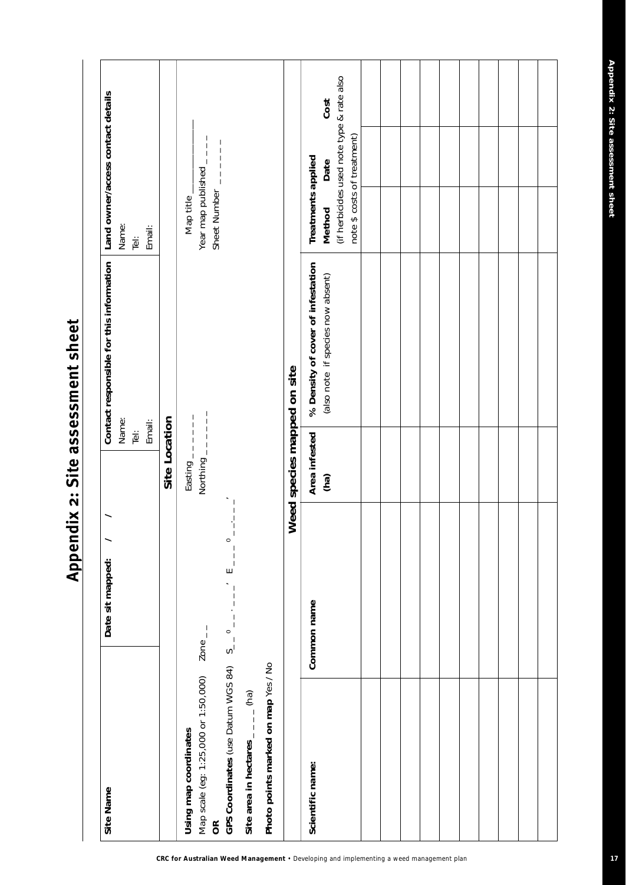# Appendix 2: Site assessment sheet

| Site Name | Date sit mapped: / / | Contact responsible for this information<br>Name:<br>Tel:<br>Email: | Land owner/access contact details<br>Name:<br>Tel:<br>Email: |
|---|---|---|---|

**Site Location**

**Using map coordinates**
Map scale (eg: 1:25,000 or 1:50,000) Zone _ _
**OR**
**GPS Coordinates** (use Datum WGS 84) S_ _ ° _ _ . _ _ _ ' E_ _ _ ° _ _ . _ _ _ '
**Site area in hectares** _ _ _ _ (ha)
**Photo points marked on map** Yes / No

Easting_ _ _ _ _ _
Northing_ _ _ _ _ _ _

Map title ___________
Year map published _ _ _ _
Sheet Number _ _ _ _ _ _

**Weed species mapped on site**

| Scientific name: | Common name | Area infested (ha) | % Density of cover of infestation (also note if species now absent) | Treatments applied Method (if herbicides used note type & rate also note $ costs of treatment) | Date | Cost |
|---|---|---|---|---|---|---|
| | | | | | | |
| | | | | | | |
| | | | | | | |
| | | | | | | |
| | | | | | | |
| | | | | | | |
| | | | | | | |
| | | | | | | |
| | | | | | | |
| | | | | | | |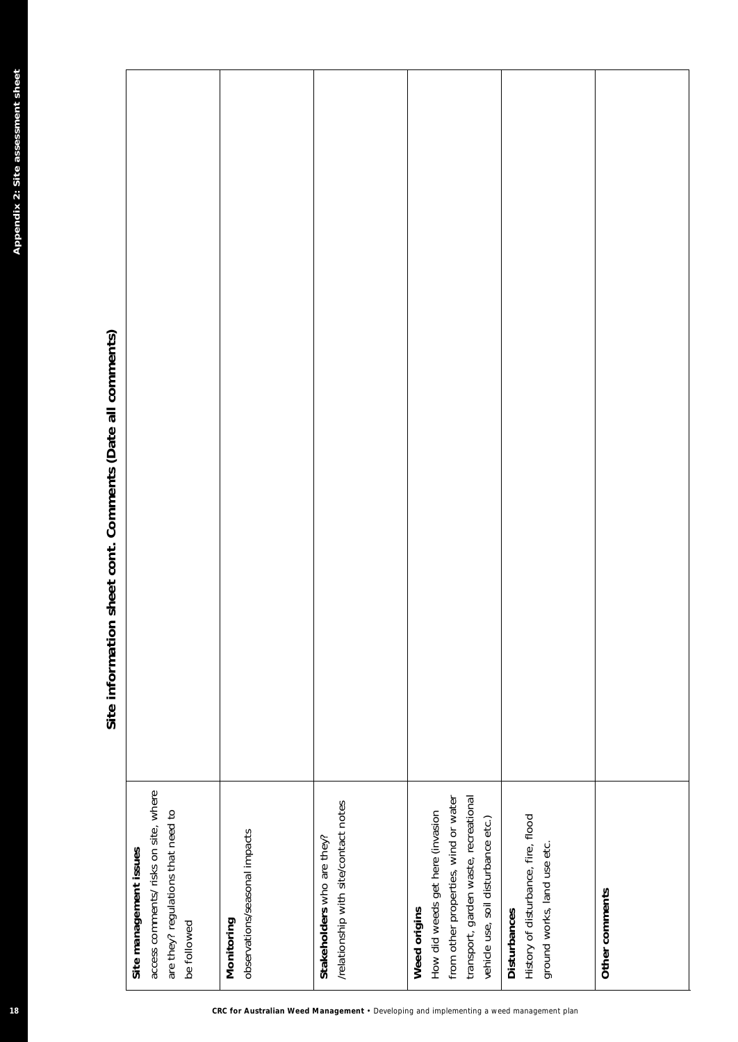## Site information sheet cont. Comments (Date all comments)

| | |
|---|---|
| **Site management issues** access comments/ risks on site, where are they? regulations that need to be followed | |
| **Monitoring** observations/seasonal impacts | |
| **Stakeholders** who are they? /relationship with site/contact notes | |
| **Weed origins** How did weeds get here (invasion from other properties, wind or water transport, garden waste, recreational vehicle use, soil disturbance etc.) | |
| **Disturbances** History of disturbance, fire, flood ground works, land use etc. | |
| **Other comments** | |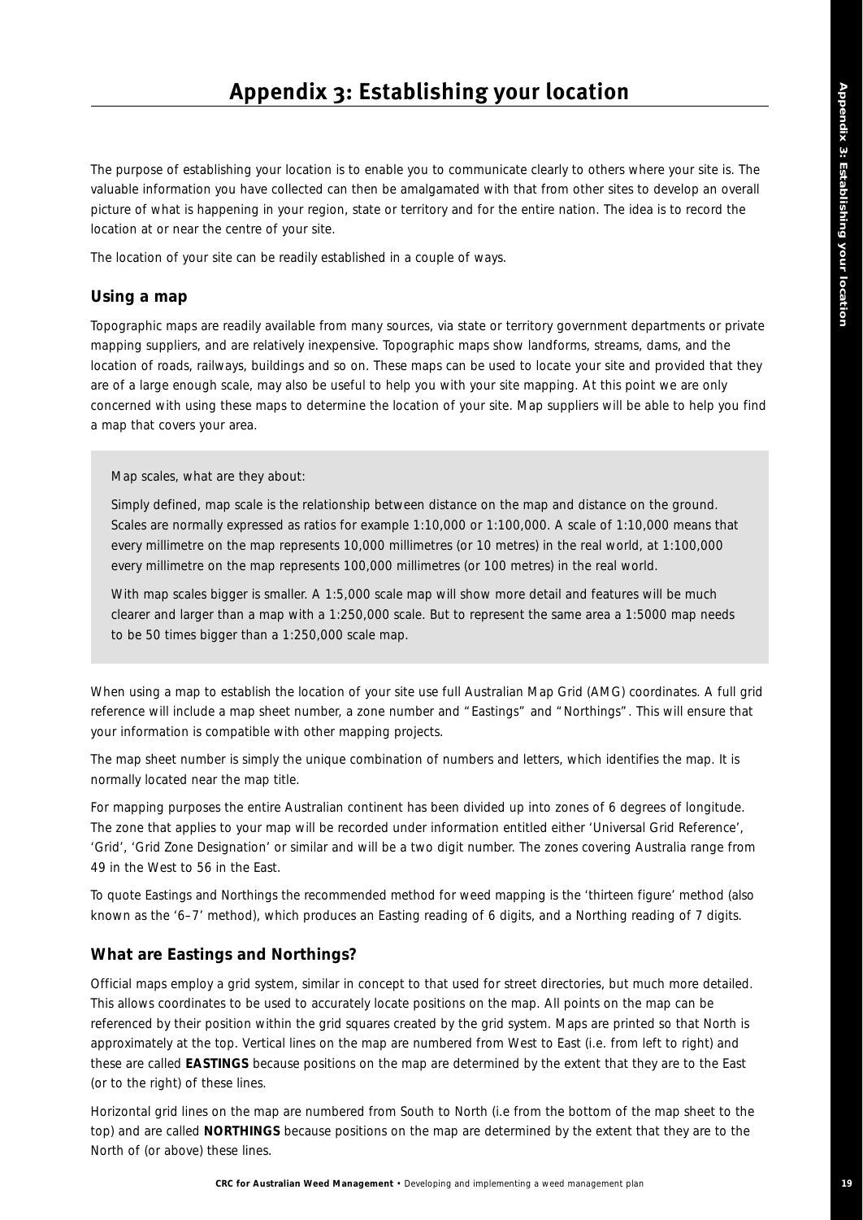# Appendix 3: Establishing your location

The purpose of establishing your location is to enable you to communicate clearly to others where your site is. The valuable information you have collected can then be amalgamated with that from other sites to develop an overall picture of what is happening in your region, state or territory and for the entire nation. The idea is to record the location at or near the centre of your site.

The location of your site can be readily established in a couple of ways.

## Using a map

Topographic maps are readily available from many sources, via state or territory government departments or private mapping suppliers, and are relatively inexpensive. Topographic maps show landforms, streams, dams, and the location of roads, railways, buildings and so on. These maps can be used to locate your site and provided that they are of a large enough scale, may also be useful to help you with your site mapping. At this point we are only concerned with using these maps to determine the location of your site. Map suppliers will be able to help you find a map that covers your area.

> Map scales, what are they about:
>
> Simply defined, map scale is the relationship between distance on the map and distance on the ground. Scales are normally expressed as ratios for example 1:10,000 or 1:100,000. A scale of 1:10,000 means that every millimetre on the map represents 10,000 millimetres (or 10 metres) in the real world, at 1:100,000 every millimetre on the map represents 100,000 millimetres (or 100 metres) in the real world.
>
> With map scales bigger is smaller. A 1:5,000 scale map will show more detail and features will be much clearer and larger than a map with a 1:250,000 scale. But to represent the same area a 1:5000 map needs to be 50 times bigger than a 1:250,000 scale map.

When using a map to establish the location of your site use full Australian Map Grid (AMG) coordinates. A full grid reference will include a map sheet number, a zone number and "Eastings" and "Northings". This will ensure that your information is compatible with other mapping projects.

The map sheet number is simply the unique combination of numbers and letters, which identifies the map. It is normally located near the map title.

For mapping purposes the entire Australian continent has been divided up into zones of 6 degrees of longitude. The zone that applies to your map will be recorded under information entitled either 'Universal Grid Reference', 'Grid', 'Grid Zone Designation' or similar and will be a two digit number. The zones covering Australia range from 49 in the West to 56 in the East.

To quote Eastings and Northings the recommended method for weed mapping is the 'thirteen figure' method (also known as the '6–7' method), which produces an Easting reading of 6 digits, and a Northing reading of 7 digits.

## What are Eastings and Northings?

Official maps employ a grid system, similar in concept to that used for street directories, but much more detailed. This allows coordinates to be used to accurately locate positions on the map. All points on the map can be referenced by their position within the grid squares created by the grid system. Maps are printed so that North is approximately at the top. Vertical lines on the map are numbered from West to East (i.e. from left to right) and these are called **EASTINGS** because positions on the map are determined by the extent that they are to the East (or to the right) of these lines.

Horizontal grid lines on the map are numbered from South to North (i.e from the bottom of the map sheet to the top) and are called **NORTHINGS** because positions on the map are determined by the extent that they are to the North of (or above) these lines.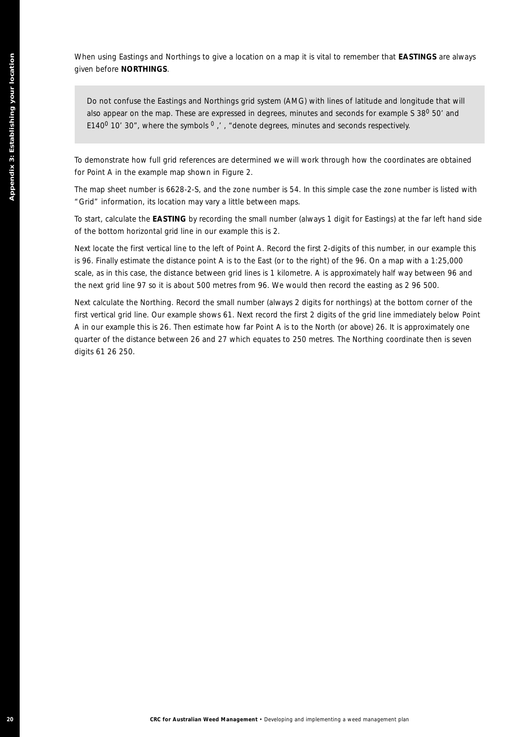When using Eastings and Northings to give a location on a map it is vital to remember that **EASTINGS** are always given before **NORTHINGS**.

> Do not confuse the Eastings and Northings grid system (AMG) with lines of latitude and longitude that will also appear on the map. These are expressed in degrees, minutes and seconds for example S 38$^0$ 50' and E140$^0$ 10' 30", where the symbols $^0$ ,' , "denote degrees, minutes and seconds respectively.

To demonstrate how full grid references are determined we will work through how the coordinates are obtained for Point A in the example map shown in Figure 2.

The map sheet number is 6628-2-S, and the zone number is 54. In this simple case the zone number is listed with "Grid" information, its location may vary a little between maps.

To start, calculate the **EASTING** by recording the small number (always 1 digit for Eastings) at the far left hand side of the bottom horizontal grid line in our example this is 2.

Next locate the first vertical line to the left of Point A. Record the first 2-digits of this number, in our example this is 96. Finally estimate the distance point A is to the East (or to the right) of the 96. On a map with a 1:25,000 scale, as in this case, the distance between grid lines is 1 kilometre. A is approximately half way between 96 and the next grid line 97 so it is about 500 metres from 96. We would then record the easting as 2 96 500.

Next calculate the Northing. Record the small number (always 2 digits for northings) at the bottom corner of the first vertical grid line. Our example shows 61. Next record the first 2 digits of the grid line immediately below Point A in our example this is 26. Then estimate how far Point A is to the North (or above) 26. It is approximately one quarter of the distance between 26 and 27 which equates to 250 metres. The Northing coordinate then is seven digits 61 26 250.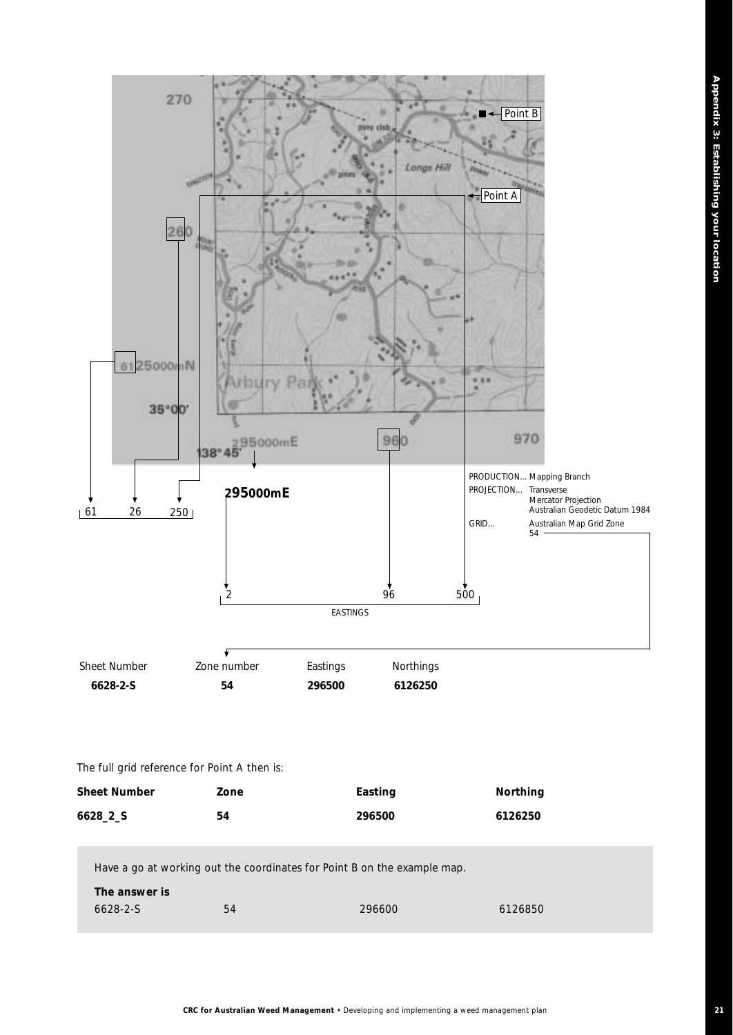PRODUCTION... Mapping Branch

PROJECTION... Transverse Mercator Projection Australian Geodetic Datum 1984

GRID... Australian Map Grid Zone 54

61 26 250

**295000mE**

2 96 500

EASTINGS

| Sheet Number | Zone number | Eastings | Northings |
|---|---|---|---|
| **6628-2-S** | **54** | **296500** | **6126250** |

The full grid reference for Point A then is:

| **Sheet Number** | **Zone** | **Easting** | **Northing** |
|---|---|---|---|
| **6628_2_S** | **54** | **296500** | **6126250** |

Have a go at working out the coordinates for Point B on the example map.

**The answer is**

| | | | |
|---|---|---|---|
| 6628-2-S | 54 | 296600 | 6126850 |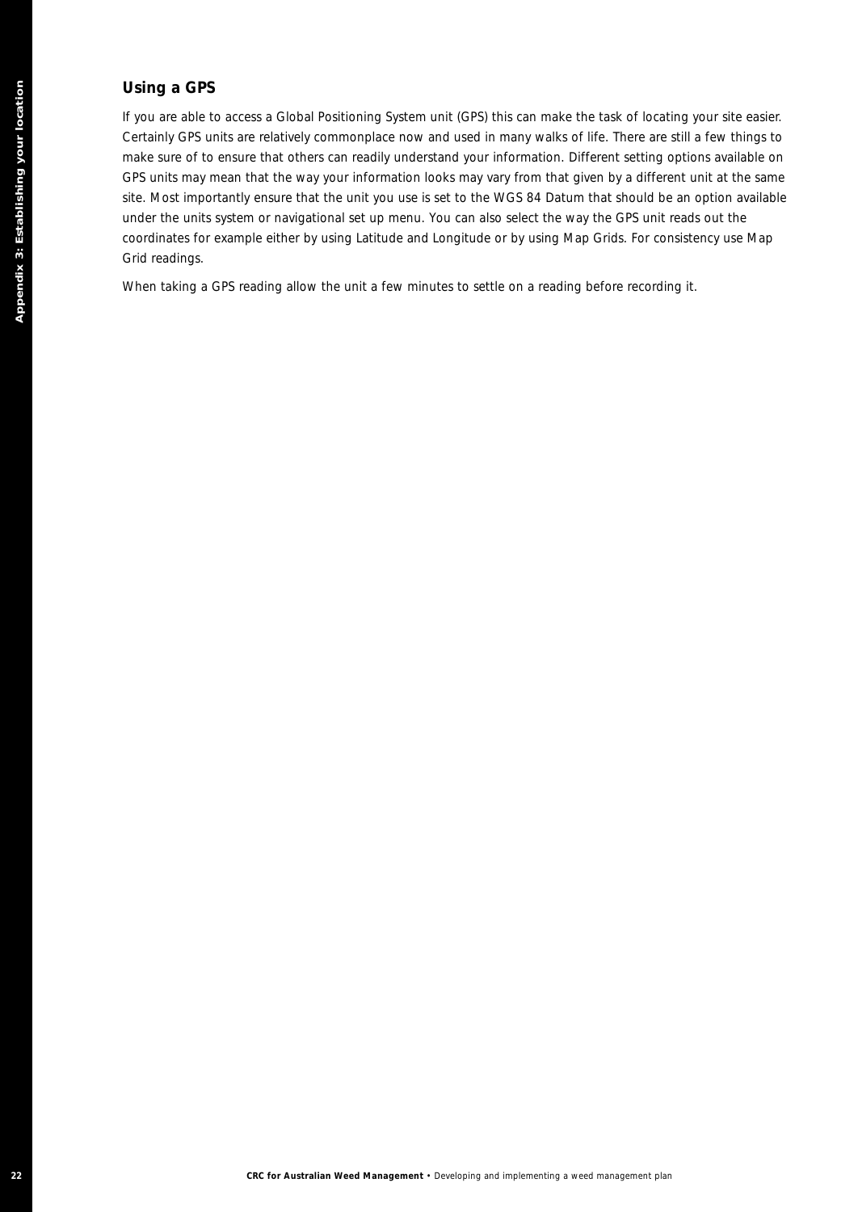## Using a GPS

If you are able to access a Global Positioning System unit (GPS) this can make the task of locating your site easier. Certainly GPS units are relatively commonplace now and used in many walks of life. There are still a few things to make sure of to ensure that others can readily understand your information. Different setting options available on GPS units may mean that the way your information looks may vary from that given by a different unit at the same site. Most importantly ensure that the unit you use is set to the WGS 84 Datum that should be an option available under the units system or navigational set up menu. You can also select the way the GPS unit reads out the coordinates for example either by using Latitude and Longitude or by using Map Grids. For consistency use Map Grid readings.

When taking a GPS reading allow the unit a few minutes to settle on a reading before recording it.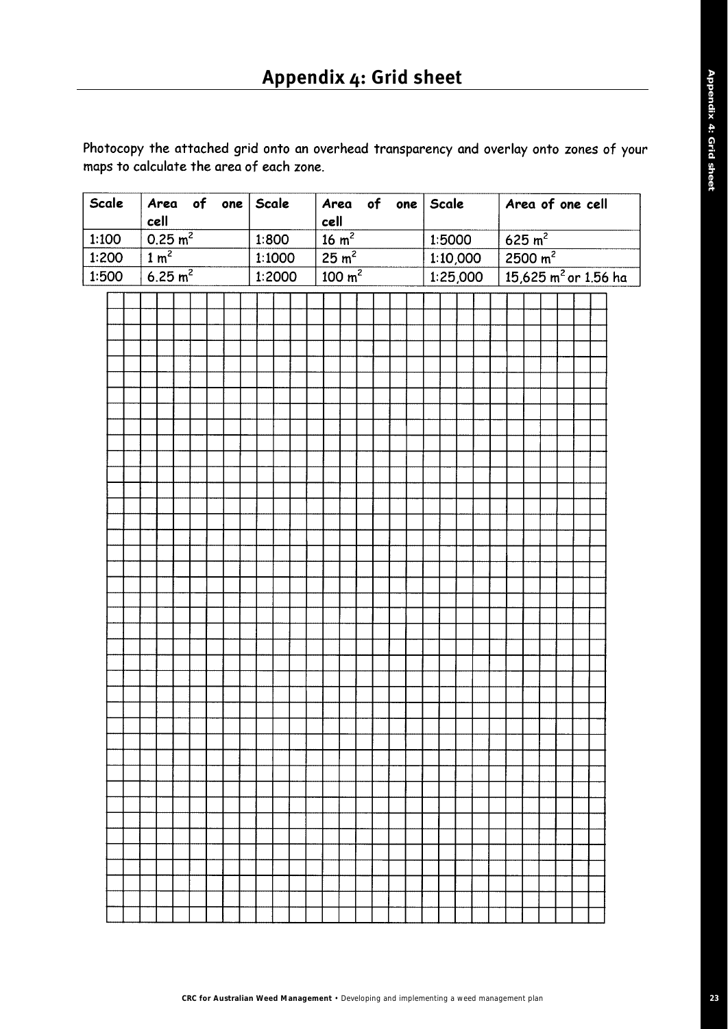# Appendix 4: Grid sheet

Photocopy the attached grid onto an overhead transparency and overlay onto zones of your maps to calculate the area of each zone.

| Scale | Area of one cell | Scale | Area of one cell | Scale | Area of one cell |
|---|---|---|---|---|---|
| 1:100 | 0.25 $m^2$ | 1:800 | 16 $m^2$ | 1:5000 | 625 $m^2$ |
| 1:200 | 1 $m^2$ | 1:1000 | 25 $m^2$ | 1:10,000 | 2500 $m^2$ |
| 1:500 | 6.25 $m^2$ | 1:2000 | 100 $m^2$ | 1:25,000 | 15,625 $m^2$ or 1.56 ha |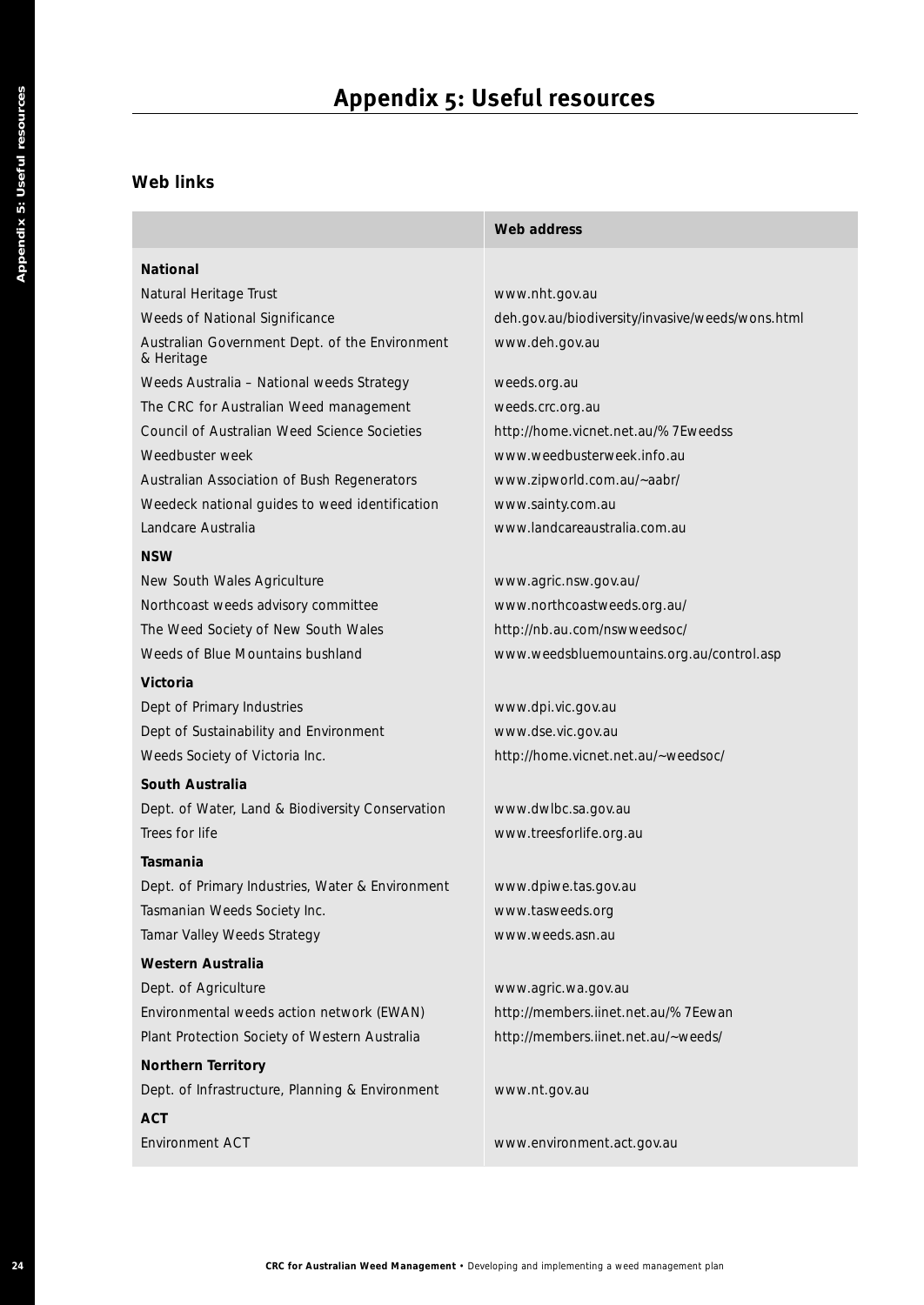# Appendix 5: Useful resources

## Web links

| | Web address |
|---|---|
| **National** | |
| Natural Heritage Trust | www.nht.gov.au |
| Weeds of National Significance | deh.gov.au/biodiversity/invasive/weeds/wons.html |
| Australian Government Dept. of the Environment & Heritage | www.deh.gov.au |
| Weeds Australia – National weeds Strategy | weeds.org.au |
| The CRC for Australian Weed management | weeds.crc.org.au |
| Council of Australian Weed Science Societies | http://home.vicnet.net.au/%7Eweedss |
| Weedbuster week | www.weedbusterweek.info.au |
| Australian Association of Bush Regenerators | www.zipworld.com.au/~aabr/ |
| Weedeck national guides to weed identification | www.sainty.com.au |
| Landcare Australia | www.landcareaustralia.com.au |
| **NSW** | |
| New South Wales Agriculture | www.agric.nsw.gov.au/ |
| Northcoast weeds advisory committee | www.northcoastweeds.org.au/ |
| The Weed Society of New South Wales | http://nb.au.com/nswweedsoc/ |
| Weeds of Blue Mountains bushland | www.weedsbluemountains.org.au/control.asp |
| **Victoria** | |
| Dept of Primary Industries | www.dpi.vic.gov.au |
| Dept of Sustainability and Environment | www.dse.vic.gov.au |
| Weeds Society of Victoria Inc. | http://home.vicnet.net.au/~weedsoc/ |
| **South Australia** | |
| Dept. of Water, Land & Biodiversity Conservation | www.dwlbc.sa.gov.au |
| Trees for life | www.treesforlife.org.au |
| **Tasmania** | |
| Dept. of Primary Industries, Water & Environment | www.dpiwe.tas.gov.au |
| Tasmanian Weeds Society Inc. | www.tasweeds.org |
| Tamar Valley Weeds Strategy | www.weeds.asn.au |
| **Western Australia** | |
| Dept. of Agriculture | www.agric.wa.gov.au |
| Environmental weeds action network (EWAN) | http://members.iinet.net.au/%7Eewan |
| Plant Protection Society of Western Australia | http://members.iinet.net.au/~weeds/ |
| **Northern Territory** | |
| Dept. of Infrastructure, Planning & Environment | www.nt.gov.au |
| **ACT** | |
| Environment ACT | www.environment.act.gov.au |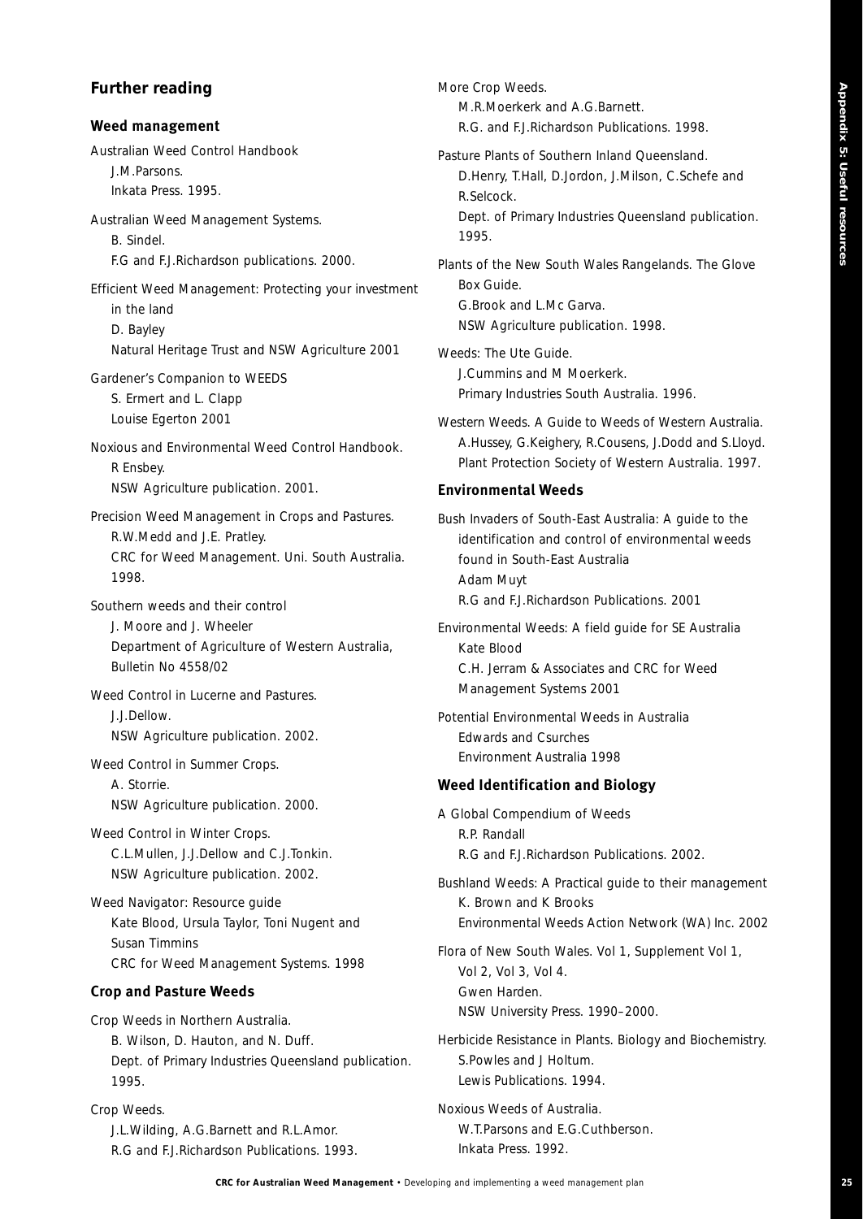## Further reading

### Weed management

Australian Weed Control Handbook
J.M.Parsons.
Inkata Press. 1995.

Australian Weed Management Systems.
B. Sindel.
F.G and F.J.Richardson publications. 2000.

Efficient Weed Management: Protecting your investment in the land
D. Bayley
Natural Heritage Trust and NSW Agriculture 2001

Gardener's Companion to WEEDS
S. Ermert and L. Clapp
Louise Egerton 2001

Noxious and Environmental Weed Control Handbook.
R Ensbey.
NSW Agriculture publication. 2001.

Precision Weed Management in Crops and Pastures.
R.W.Medd and J.E. Pratley.
CRC for Weed Management. Uni. South Australia. 1998.

Southern weeds and their control
J. Moore and J. Wheeler
Department of Agriculture of Western Australia, Bulletin No 4558/02

Weed Control in Lucerne and Pastures.
J.J.Dellow.
NSW Agriculture publication. 2002.

Weed Control in Summer Crops.
A. Storrie.
NSW Agriculture publication. 2000.

Weed Control in Winter Crops.
C.L.Mullen, J.J.Dellow and C.J.Tonkin.
NSW Agriculture publication. 2002.

Weed Navigator: Resource guide
Kate Blood, Ursula Taylor, Toni Nugent and Susan Timmins
CRC for Weed Management Systems. 1998

### Crop and Pasture Weeds

Crop Weeds in Northern Australia.
B. Wilson, D. Hauton, and N. Duff.
Dept. of Primary Industries Queensland publication. 1995.

Crop Weeds.
J.L.Wilding, A.G.Barnett and R.L.Amor.
R.G and F.J.Richardson Publications. 1993.

More Crop Weeds.
M.R.Moerkerk and A.G.Barnett.
R.G. and F.J.Richardson Publications. 1998.

Pasture Plants of Southern Inland Queensland.
D.Henry, T.Hall, D.Jordon, J.Milson, C.Schefe and R.Selcock.
Dept. of Primary Industries Queensland publication. 1995.

Plants of the New South Wales Rangelands. The Glove Box Guide.
G.Brook and L.Mc Garva.
NSW Agriculture publication. 1998.

Weeds: The Ute Guide.
J.Cummins and M Moerkerk.
Primary Industries South Australia. 1996.

Western Weeds. A Guide to Weeds of Western Australia.
A.Hussey, G.Keighery, R.Cousens, J.Dodd and S.Lloyd.
Plant Protection Society of Western Australia. 1997.

### Environmental Weeds

Bush Invaders of South-East Australia: A guide to the identification and control of environmental weeds found in South-East Australia
Adam Muyt
R.G and F.J.Richardson Publications. 2001

Environmental Weeds: A field guide for SE Australia
Kate Blood
C.H. Jerram & Associates and CRC for Weed Management Systems 2001

Potential Environmental Weeds in Australia
Edwards and Csurches
Environment Australia 1998

### Weed Identification and Biology

A Global Compendium of Weeds
R.P. Randall
R.G and F.J.Richardson Publications. 2002.

Bushland Weeds: A Practical guide to their management
K. Brown and K Brooks
Environmental Weeds Action Network (WA) Inc. 2002

Flora of New South Wales. Vol 1, Supplement Vol 1, Vol 2, Vol 3, Vol 4.
Gwen Harden.
NSW University Press. 1990–2000.

Herbicide Resistance in Plants. Biology and Biochemistry.
S.Powles and J Holtum.
Lewis Publications. 1994.

Noxious Weeds of Australia.
W.T.Parsons and E.G.Cuthberson.
Inkata Press. 1992.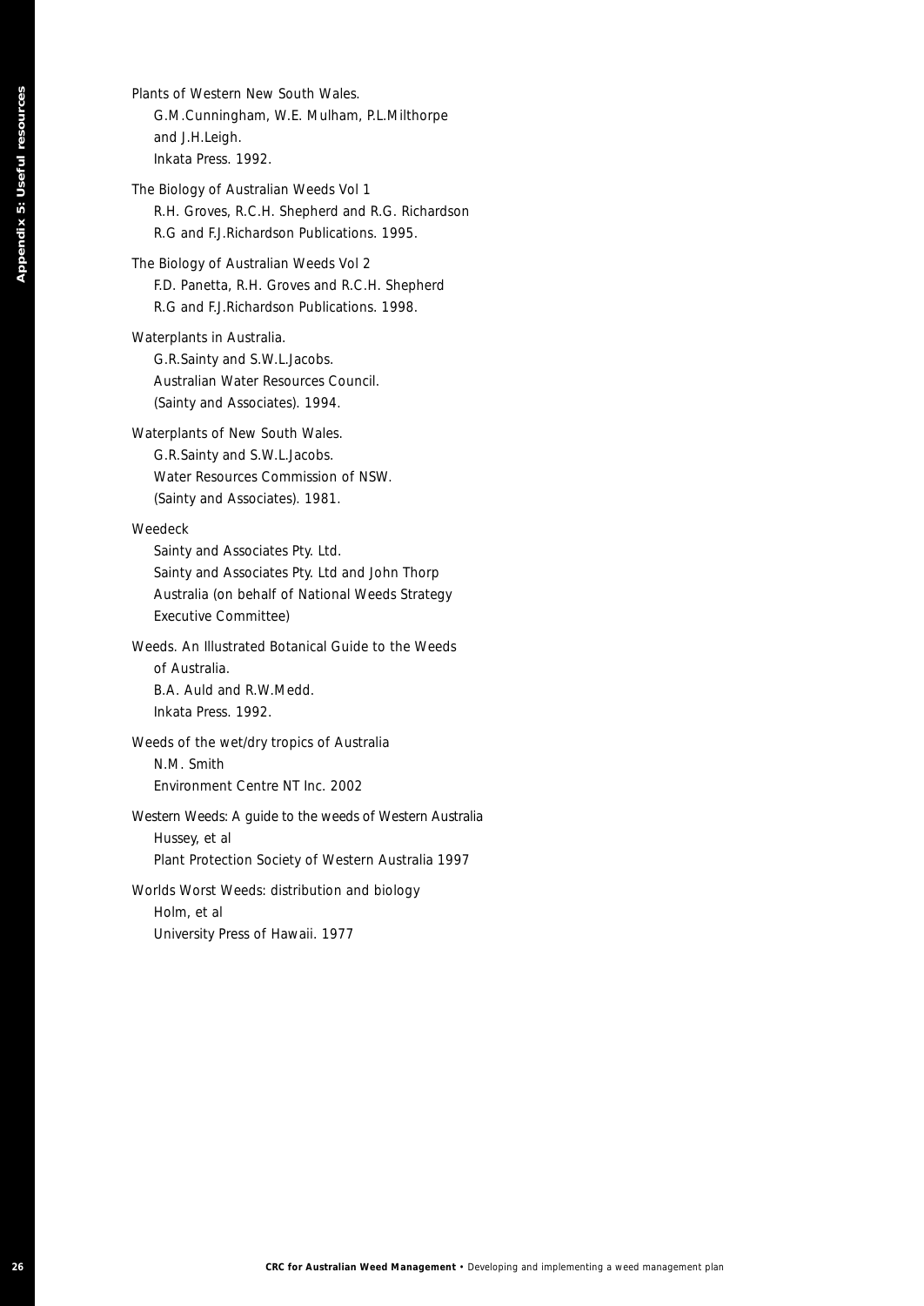Plants of Western New South Wales.
G.M.Cunningham, W.E. Mulham, P.L.Milthorpe and J.H.Leigh.
Inkata Press. 1992.

The Biology of Australian Weeds Vol 1
R.H. Groves, R.C.H. Shepherd and R.G. Richardson
R.G and F.J.Richardson Publications. 1995.

The Biology of Australian Weeds Vol 2
F.D. Panetta, R.H. Groves and R.C.H. Shepherd
R.G and F.J.Richardson Publications. 1998.

Waterplants in Australia.
G.R.Sainty and S.W.L.Jacobs.
Australian Water Resources Council.
(Sainty and Associates). 1994.

Waterplants of New South Wales.
G.R.Sainty and S.W.L.Jacobs.
Water Resources Commission of NSW.
(Sainty and Associates). 1981.

Weedeck
Sainty and Associates Pty. Ltd.
Sainty and Associates Pty. Ltd and John Thorp Australia (on behalf of National Weeds Strategy Executive Committee)

Weeds. An Illustrated Botanical Guide to the Weeds of Australia.
B.A. Auld and R.W.Medd.
Inkata Press. 1992.

Weeds of the wet/dry tropics of Australia
N.M. Smith
Environment Centre NT Inc. 2002

Western Weeds: A guide to the weeds of Western Australia
Hussey, et al
Plant Protection Society of Western Australia 1997

Worlds Worst Weeds: distribution and biology
Holm, et al
University Press of Hawaii. 1977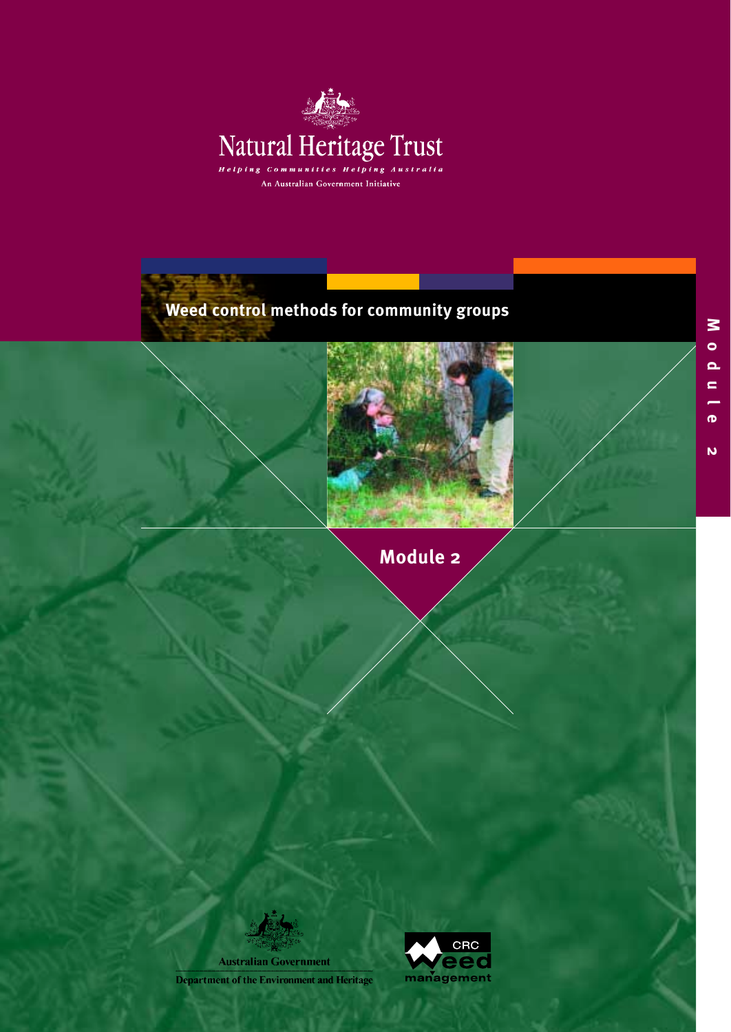Natural Heritage Trust

*Helping Communities Helping Australia*

An Australian Government Initiative

# Weed control methods for community groups

## Module 2

Module 2

Australian Government

Department of the Environment and Heritage

CRC Weed management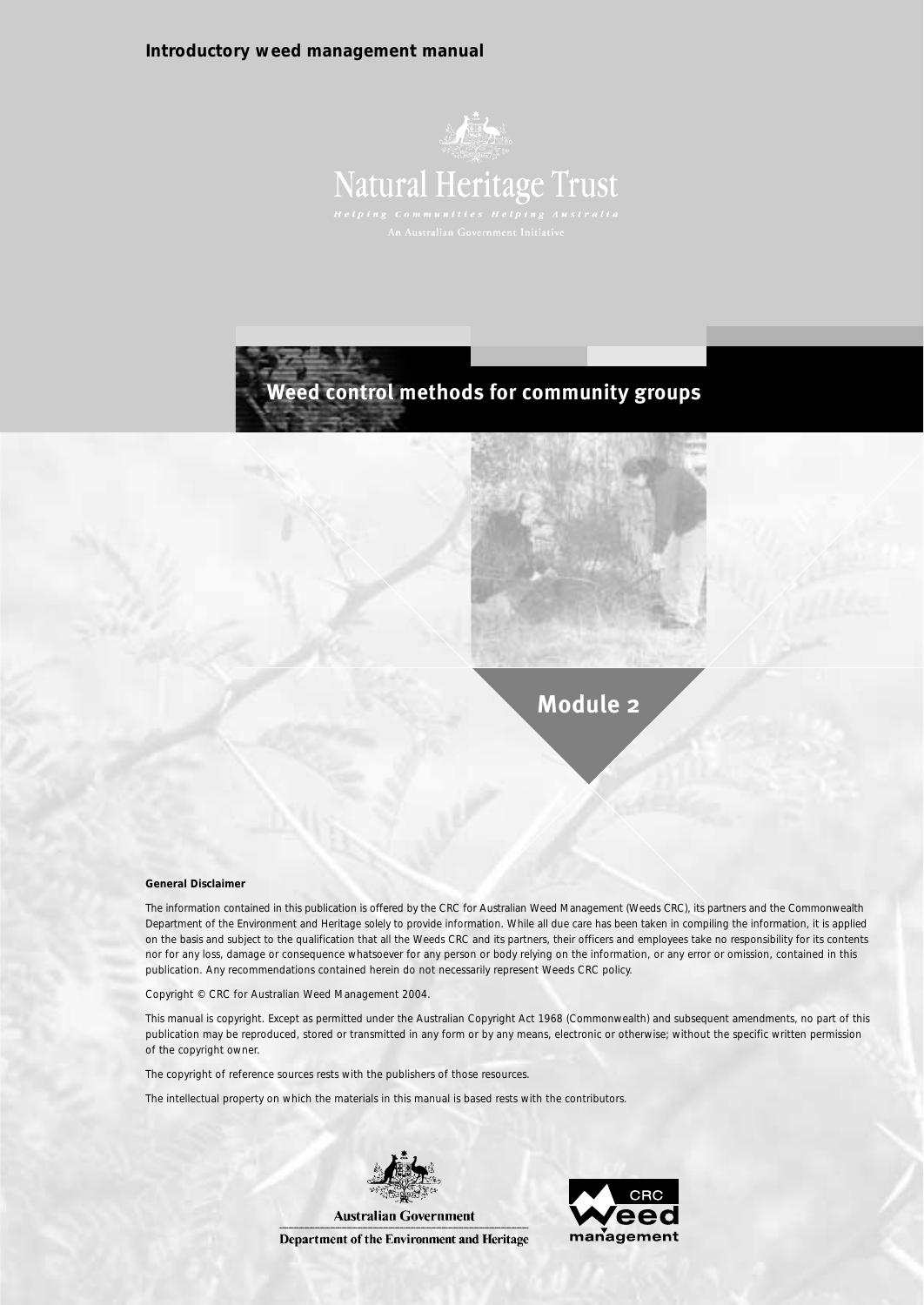**Introductory weed management manual**

Natural Heritage Trust

*Helping Communities Helping Australia*

An Australian Government Initiative

# Weed control methods for community groups

## Module 2

**General Disclaimer**

The information contained in this publication is offered by the CRC for Australian Weed Management (Weeds CRC), its partners and the Commonwealth Department of the Environment and Heritage solely to provide information. While all due care has been taken in compiling the information, it is applied on the basis and subject to the qualification that all the Weeds CRC and its partners, their officers and employees take no responsibility for its contents nor for any loss, damage or consequence whatsoever for any person or body relying on the information, or any error or omission, contained in this publication. Any recommendations contained herein do not necessarily represent Weeds CRC policy.

Copyright © CRC for Australian Weed Management 2004.

This manual is copyright. Except as permitted under the Australian Copyright Act 1968 (Commonwealth) and subsequent amendments, no part of this publication may be reproduced, stored or transmitted in any form or by any means, electronic or otherwise; without the specific written permission of the copyright owner.

The copyright of reference sources rests with the publishers of those resources.

The intellectual property on which the materials in this manual is based rests with the contributors.

Australian Government

Department of the Environment and Heritage

CRC Weed management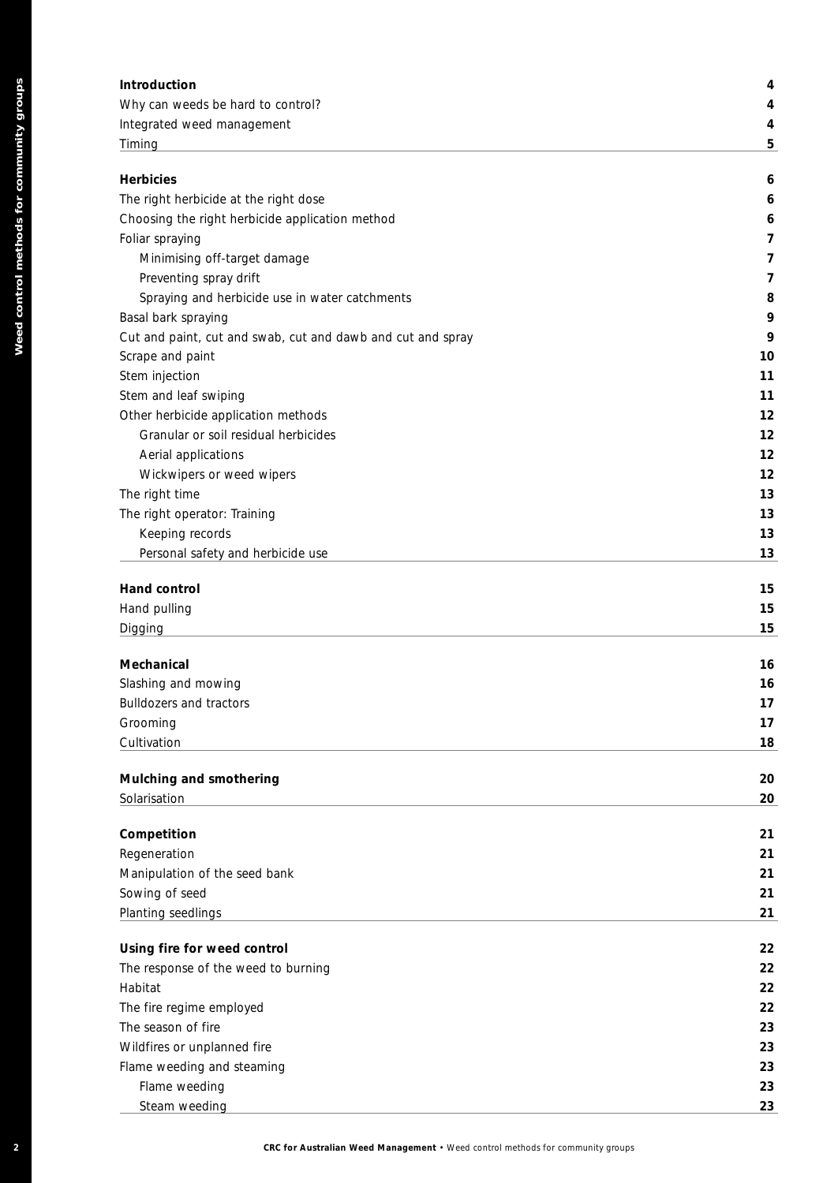| | |
|---|---|
| **Introduction** | **4** |
| Why can weeds be hard to control? | 4 |
| Integrated weed management | 4 |
| Timing | 5 |
| **Herbicies** | **6** |
| The right herbicide at the right dose | 6 |
| Choosing the right herbicide application method | 6 |
| Foliar spraying | 7 |
| Minimising off-target damage | 7 |
| Preventing spray drift | 7 |
| Spraying and herbicide use in water catchments | 8 |
| Basal bark spraying | 9 |
| Cut and paint, cut and swab, cut and dawb and cut and spray | 9 |
| Scrape and paint | 10 |
| Stem injection | 11 |
| Stem and leaf swiping | 11 |
| Other herbicide application methods | 12 |
| Granular or soil residual herbicides | 12 |
| Aerial applications | 12 |
| Wickwipers or weed wipers | 12 |
| The right time | 13 |
| The right operator: Training | 13 |
| Keeping records | 13 |
| Personal safety and herbicide use | 13 |
| **Hand control** | **15** |
| Hand pulling | 15 |
| Digging | 15 |
| **Mechanical** | **16** |
| Slashing and mowing | 16 |
| Bulldozers and tractors | 17 |
| Grooming | 17 |
| Cultivation | 18 |
| **Mulching and smothering** | **20** |
| Solarisation | 20 |
| **Competition** | **21** |
| Regeneration | 21 |
| Manipulation of the seed bank | 21 |
| Sowing of seed | 21 |
| Planting seedlings | 21 |
| **Using fire for weed control** | **22** |
| The response of the weed to burning | 22 |
| Habitat | 22 |
| The fire regime employed | 22 |
| The season of fire | 23 |
| Wildfires or unplanned fire | 23 |
| Flame weeding and steaming | 23 |
| Flame weeding | 23 |
| Steam weeding | 23 |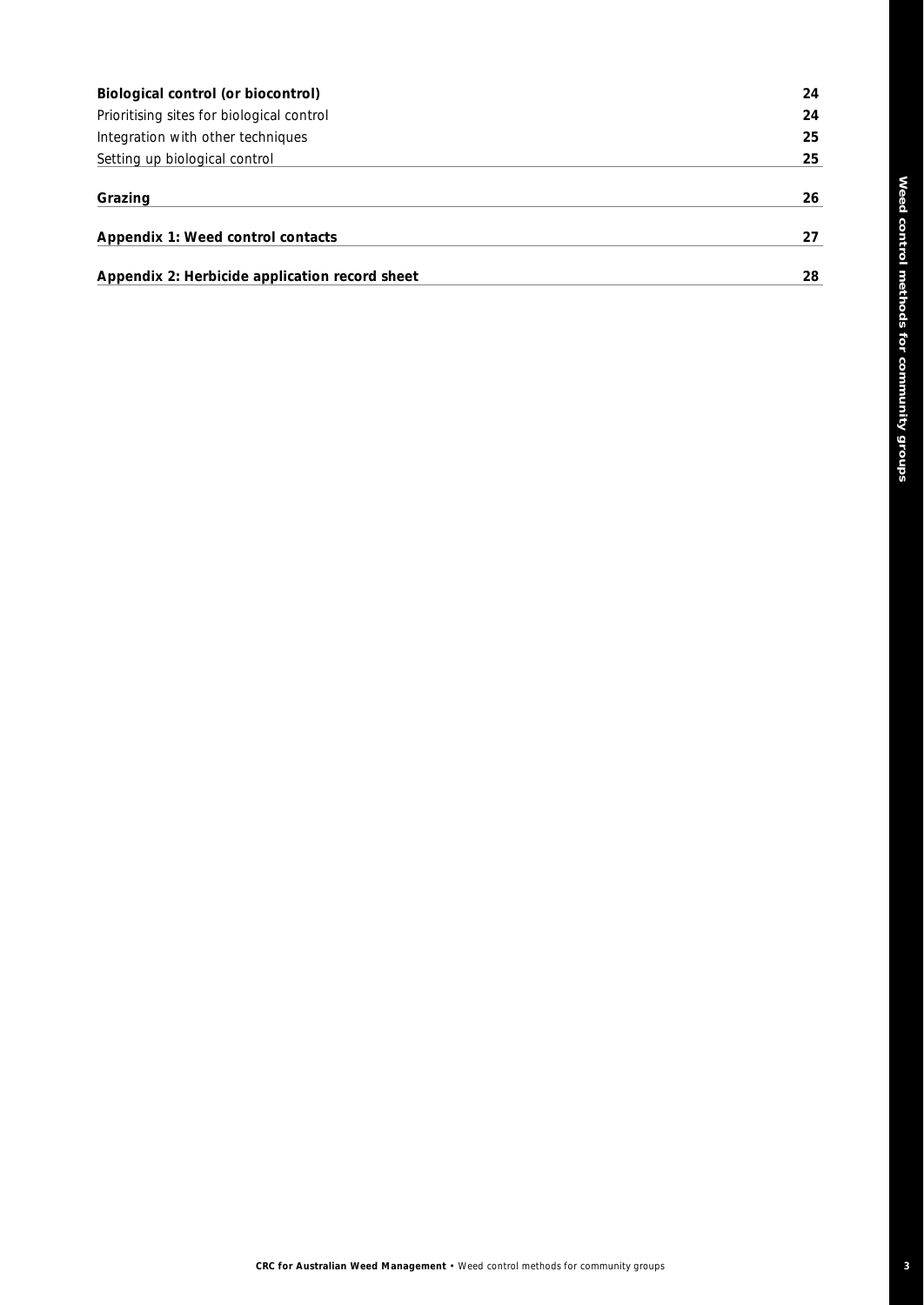| | |
|---|---|
| **Biological control (or biocontrol)** | **24** |
| Prioritising sites for biological control | 24 |
| Integration with other techniques | 25 |
| Setting up biological control | 25 |
| **Grazing** | **26** |
| **Appendix 1: Weed control contacts** | **27** |
| **Appendix 2: Herbicide application record sheet** | **28** |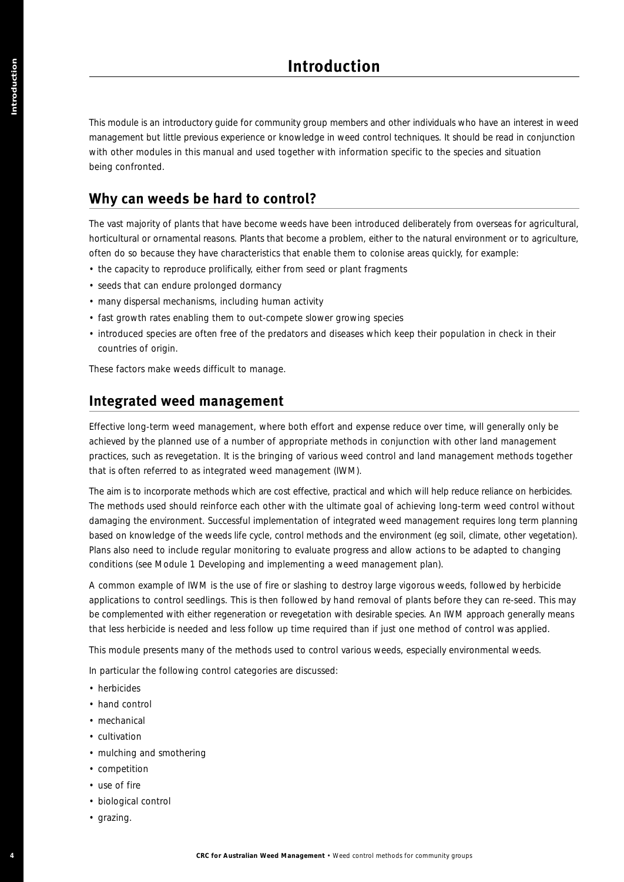# Introduction

This module is an introductory guide for community group members and other individuals who have an interest in weed management but little previous experience or knowledge in weed control techniques. It should be read in conjunction with other modules in this manual and used together with information specific to the species and situation being confronted.

## Why can weeds be hard to control?

The vast majority of plants that have become weeds have been introduced deliberately from overseas for agricultural, horticultural or ornamental reasons. Plants that become a problem, either to the natural environment or to agriculture, often do so because they have characteristics that enable them to colonise areas quickly, for example:

- the capacity to reproduce prolifically, either from seed or plant fragments
- seeds that can endure prolonged dormancy
- many dispersal mechanisms, including human activity
- fast growth rates enabling them to out-compete slower growing species
- introduced species are often free of the predators and diseases which keep their population in check in their countries of origin.

These factors make weeds difficult to manage.

## Integrated weed management

Effective long-term weed management, where both effort and expense reduce over time, will generally only be achieved by the planned use of a number of appropriate methods in conjunction with other land management practices, such as revegetation. It is the bringing of various weed control and land management methods together that is often referred to as integrated weed management (IWM).

The aim is to incorporate methods which are cost effective, practical and which will help reduce reliance on herbicides. The methods used should reinforce each other with the ultimate goal of achieving long-term weed control without damaging the environment. Successful implementation of integrated weed management requires long term planning based on knowledge of the weeds life cycle, control methods and the environment (eg soil, climate, other vegetation). Plans also need to include regular monitoring to evaluate progress and allow actions to be adapted to changing conditions (see Module 1 Developing and implementing a weed management plan).

A common example of IWM is the use of fire or slashing to destroy large vigorous weeds, followed by herbicide applications to control seedlings. This is then followed by hand removal of plants before they can re-seed. This may be complemented with either regeneration or revegetation with desirable species. An IWM approach generally means that less herbicide is needed and less follow up time required than if just one method of control was applied.

This module presents many of the methods used to control various weeds, especially environmental weeds.

In particular the following control categories are discussed:

- herbicides
- hand control
- mechanical
- cultivation
- mulching and smothering
- competition
- use of fire
- biological control
- grazing.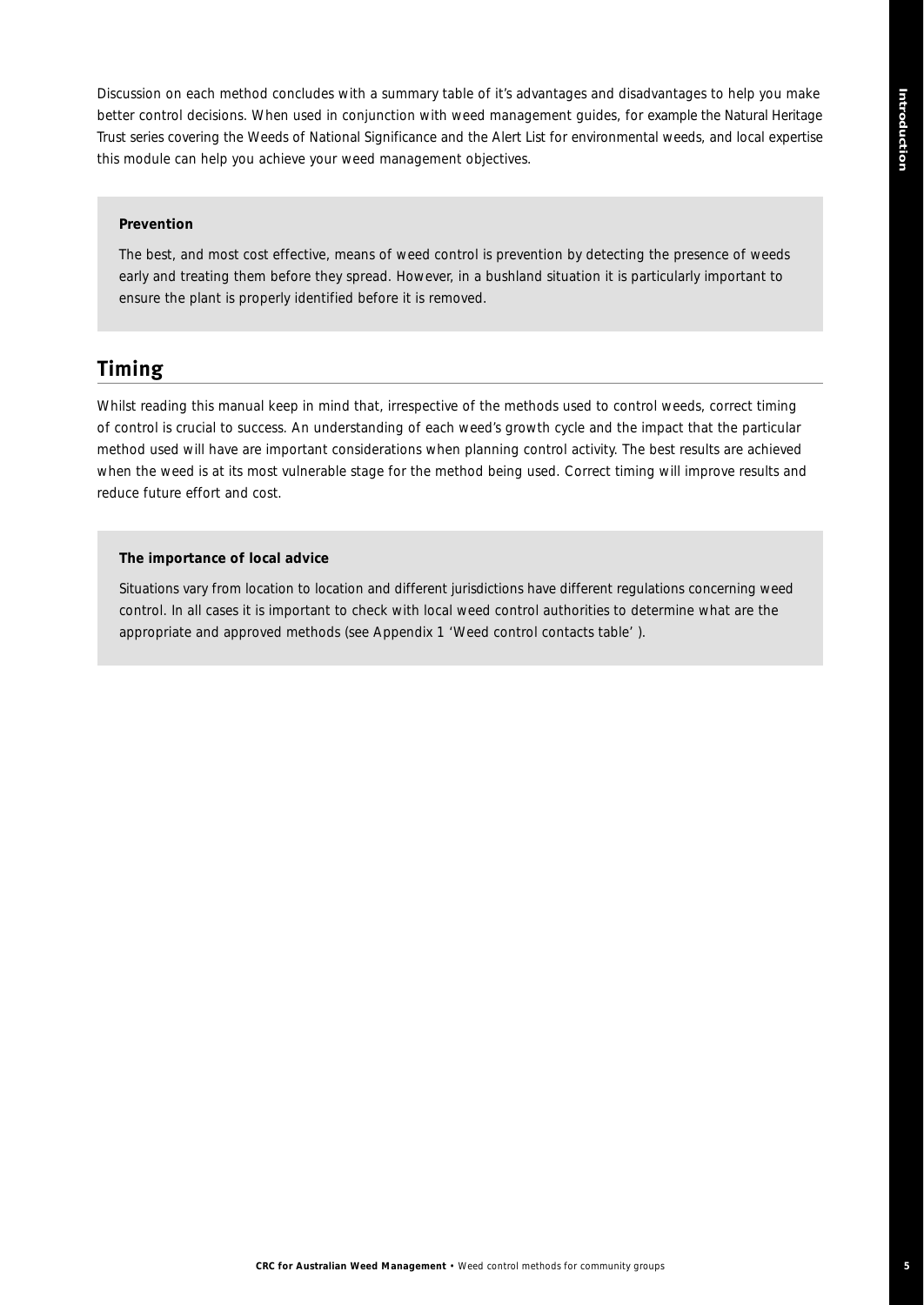Discussion on each method concludes with a summary table of it's advantages and disadvantages to help you make better control decisions. When used in conjunction with weed management guides, for example the Natural Heritage Trust series covering the Weeds of National Significance and the Alert List for environmental weeds, and local expertise this module can help you achieve your weed management objectives.

**Prevention**

The best, and most cost effective, means of weed control is prevention by detecting the presence of weeds early and treating them before they spread. However, in a bushland situation it is particularly important to ensure the plant is properly identified before it is removed.

## Timing

Whilst reading this manual keep in mind that, irrespective of the methods used to control weeds, correct timing of control is crucial to success. An understanding of each weed's growth cycle and the impact that the particular method used will have are important considerations when planning control activity. The best results are achieved when the weed is at its most vulnerable stage for the method being used. Correct timing will improve results and reduce future effort and cost.

**The importance of local advice**

Situations vary from location to location and different jurisdictions have different regulations concerning weed control. In all cases it is important to check with local weed control authorities to determine what are the appropriate and approved methods (see Appendix 1 'Weed control contacts table' ).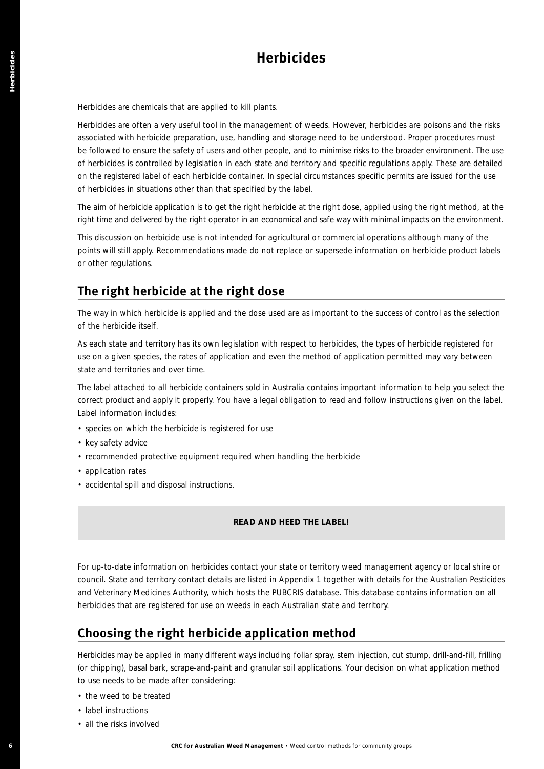# Herbicides

Herbicides are chemicals that are applied to kill plants.

Herbicides are often a very useful tool in the management of weeds. However, herbicides are poisons and the risks associated with herbicide preparation, use, handling and storage need to be understood. Proper procedures must be followed to ensure the safety of users and other people, and to minimise risks to the broader environment. The use of herbicides is controlled by legislation in each state and territory and specific regulations apply. These are detailed on the registered label of each herbicide container. In special circumstances specific permits are issued for the use of herbicides in situations other than that specified by the label.

The aim of herbicide application is to get the right herbicide at the right dose, applied using the right method, at the right time and delivered by the right operator in an economical and safe way with minimal impacts on the environment.

This discussion on herbicide use is not intended for agricultural or commercial operations although many of the points will still apply. Recommendations made do not replace or supersede information on herbicide product labels or other regulations.

## The right herbicide at the right dose

The way in which herbicide is applied and the dose used are as important to the success of control as the selection of the herbicide itself.

As each state and territory has its own legislation with respect to herbicides, the types of herbicide registered for use on a given species, the rates of application and even the method of application permitted may vary between state and territories and over time.

The label attached to all herbicide containers sold in Australia contains important information to help you select the correct product and apply it properly. You have a legal obligation to read and follow instructions given on the label. Label information includes:

- species on which the herbicide is registered for use
- key safety advice
- recommended protective equipment required when handling the herbicide
- application rates
- accidental spill and disposal instructions.

**READ AND HEED THE LABEL!**

For up-to-date information on herbicides contact your state or territory weed management agency or local shire or council. State and territory contact details are listed in Appendix 1 together with details for the Australian Pesticides and Veterinary Medicines Authority, which hosts the PUBCRIS database. This database contains information on all herbicides that are registered for use on weeds in each Australian state and territory.

## Choosing the right herbicide application method

Herbicides may be applied in many different ways including foliar spray, stem injection, cut stump, drill-and-fill, frilling (or chipping), basal bark, scrape-and-paint and granular soil applications. Your decision on what application method to use needs to be made after considering:

- the weed to be treated
- label instructions
- all the risks involved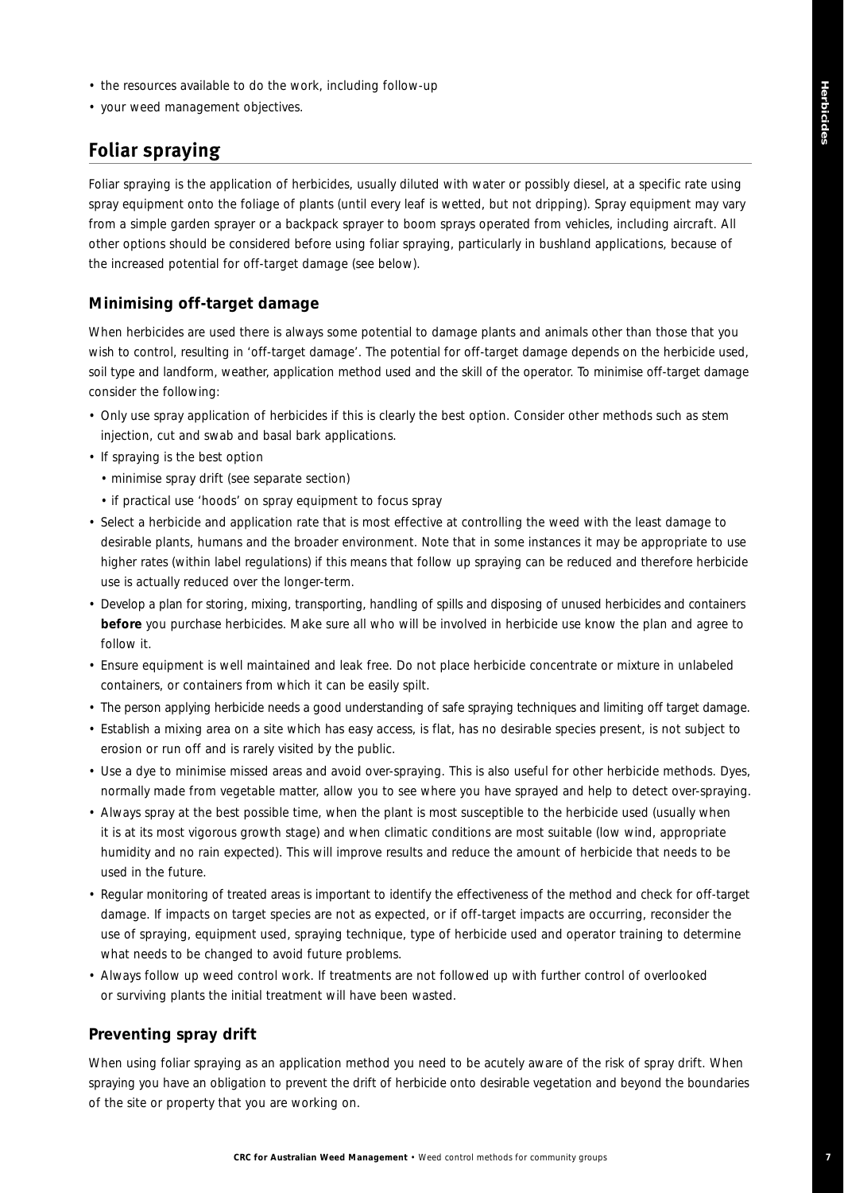- the resources available to do the work, including follow-up
- your weed management objectives.

## Foliar spraying

Foliar spraying is the application of herbicides, usually diluted with water or possibly diesel, at a specific rate using spray equipment onto the foliage of plants (until every leaf is wetted, but not dripping). Spray equipment may vary from a simple garden sprayer or a backpack sprayer to boom sprays operated from vehicles, including aircraft. All other options should be considered before using foliar spraying, particularly in bushland applications, because of the increased potential for off-target damage (see below).

### Minimising off-target damage

When herbicides are used there is always some potential to damage plants and animals other than those that you wish to control, resulting in 'off-target damage'. The potential for off-target damage depends on the herbicide used, soil type and landform, weather, application method used and the skill of the operator. To minimise off-target damage consider the following:

- Only use spray application of herbicides if this is clearly the best option. Consider other methods such as stem injection, cut and swab and basal bark applications.
- If spraying is the best option
  - minimise spray drift (see separate section)
  - if practical use 'hoods' on spray equipment to focus spray
- Select a herbicide and application rate that is most effective at controlling the weed with the least damage to desirable plants, humans and the broader environment. Note that in some instances it may be appropriate to use higher rates (within label regulations) if this means that follow up spraying can be reduced and therefore herbicide use is actually reduced over the longer-term.
- Develop a plan for storing, mixing, transporting, handling of spills and disposing of unused herbicides and containers **before** you purchase herbicides. Make sure all who will be involved in herbicide use know the plan and agree to follow it.
- Ensure equipment is well maintained and leak free. Do not place herbicide concentrate or mixture in unlabeled containers, or containers from which it can be easily spilt.
- The person applying herbicide needs a good understanding of safe spraying techniques and limiting off target damage.
- Establish a mixing area on a site which has easy access, is flat, has no desirable species present, is not subject to erosion or run off and is rarely visited by the public.
- Use a dye to minimise missed areas and avoid over-spraying. This is also useful for other herbicide methods. Dyes, normally made from vegetable matter, allow you to see where you have sprayed and help to detect over-spraying.
- Always spray at the best possible time, when the plant is most susceptible to the herbicide used (usually when it is at its most vigorous growth stage) and when climatic conditions are most suitable (low wind, appropriate humidity and no rain expected). This will improve results and reduce the amount of herbicide that needs to be used in the future.
- Regular monitoring of treated areas is important to identify the effectiveness of the method and check for off-target damage. If impacts on target species are not as expected, or if off-target impacts are occurring, reconsider the use of spraying, equipment used, spraying technique, type of herbicide used and operator training to determine what needs to be changed to avoid future problems.
- Always follow up weed control work. If treatments are not followed up with further control of overlooked or surviving plants the initial treatment will have been wasted.

### Preventing spray drift

When using foliar spraying as an application method you need to be acutely aware of the risk of spray drift. When spraying you have an obligation to prevent the drift of herbicide onto desirable vegetation and beyond the boundaries of the site or property that you are working on.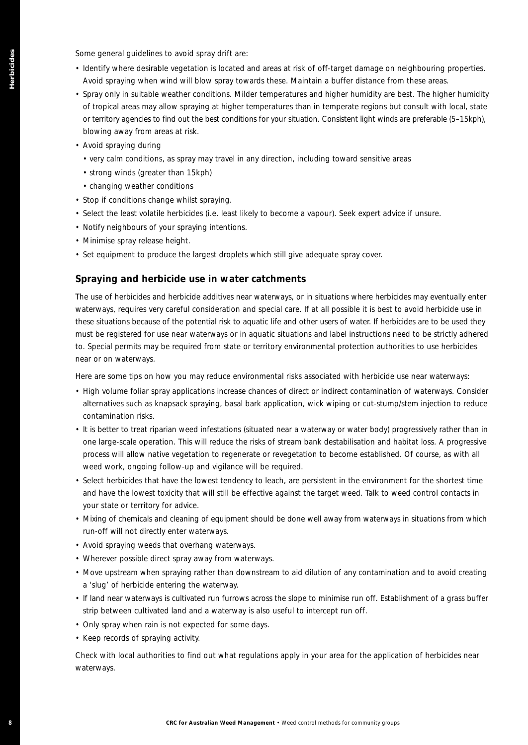Some general guidelines to avoid spray drift are:

- Identify where desirable vegetation is located and areas at risk of off-target damage on neighbouring properties. Avoid spraying when wind will blow spray towards these. Maintain a buffer distance from these areas.
- Spray only in suitable weather conditions. Milder temperatures and higher humidity are best. The higher humidity of tropical areas may allow spraying at higher temperatures than in temperate regions but consult with local, state or territory agencies to find out the best conditions for your situation. Consistent light winds are preferable (5–15kph), blowing away from areas at risk.
- Avoid spraying during
  - very calm conditions, as spray may travel in any direction, including toward sensitive areas
  - strong winds (greater than 15kph)
  - changing weather conditions
- Stop if conditions change whilst spraying.
- Select the least volatile herbicides (i.e. least likely to become a vapour). Seek expert advice if unsure.
- Notify neighbours of your spraying intentions.
- Minimise spray release height.
- Set equipment to produce the largest droplets which still give adequate spray cover.

## Spraying and herbicide use in water catchments

The use of herbicides and herbicide additives near waterways, or in situations where herbicides may eventually enter waterways, requires very careful consideration and special care. If at all possible it is best to avoid herbicide use in these situations because of the potential risk to aquatic life and other users of water. If herbicides are to be used they must be registered for use near waterways or in aquatic situations and label instructions need to be strictly adhered to. Special permits may be required from state or territory environmental protection authorities to use herbicides near or on waterways.

Here are some tips on how you may reduce environmental risks associated with herbicide use near waterways:

- High volume foliar spray applications increase chances of direct or indirect contamination of waterways. Consider alternatives such as knapsack spraying, basal bark application, wick wiping or cut-stump/stem injection to reduce contamination risks.
- It is better to treat riparian weed infestations (situated near a waterway or water body) progressively rather than in one large-scale operation. This will reduce the risks of stream bank destabilisation and habitat loss. A progressive process will allow native vegetation to regenerate or revegetation to become established. Of course, as with all weed work, ongoing follow-up and vigilance will be required.
- Select herbicides that have the lowest tendency to leach, are persistent in the environment for the shortest time and have the lowest toxicity that will still be effective against the target weed. Talk to weed control contacts in your state or territory for advice.
- Mixing of chemicals and cleaning of equipment should be done well away from waterways in situations from which run-off will not directly enter waterways.
- Avoid spraying weeds that overhang waterways.
- Wherever possible direct spray away from waterways.
- Move upstream when spraying rather than downstream to aid dilution of any contamination and to avoid creating a 'slug' of herbicide entering the waterway.
- If land near waterways is cultivated run furrows across the slope to minimise run off. Establishment of a grass buffer strip between cultivated land and a waterway is also useful to intercept run off.
- Only spray when rain is not expected for some days.
- Keep records of spraying activity.

Check with local authorities to find out what regulations apply in your area for the application of herbicides near waterways.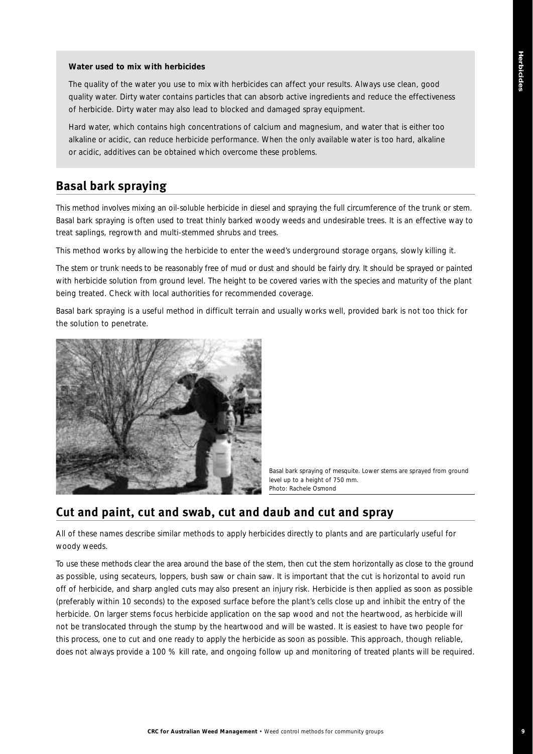**Water used to mix with herbicides**

The quality of the water you use to mix with herbicides can affect your results. Always use clean, good quality water. Dirty water contains particles that can absorb active ingredients and reduce the effectiveness of herbicide. Dirty water may also lead to blocked and damaged spray equipment.

Hard water, which contains high concentrations of calcium and magnesium, and water that is either too alkaline or acidic, can reduce herbicide performance. When the only available water is too hard, alkaline or acidic, additives can be obtained which overcome these problems.

## Basal bark spraying

This method involves mixing an oil-soluble herbicide in diesel and spraying the full circumference of the trunk or stem. Basal bark spraying is often used to treat thinly barked woody weeds and undesirable trees. It is an effective way to treat saplings, regrowth and multi-stemmed shrubs and trees.

This method works by allowing the herbicide to enter the weed's underground storage organs, slowly killing it.

The stem or trunk needs to be reasonably free of mud or dust and should be fairly dry. It should be sprayed or painted with herbicide solution from ground level. The height to be covered varies with the species and maturity of the plant being treated. Check with local authorities for recommended coverage.

Basal bark spraying is a useful method in difficult terrain and usually works well, provided bark is not too thick for the solution to penetrate.

Basal bark spraying of mesquite. Lower stems are sprayed from ground level up to a height of 750 mm.
Photo: Rachele Osmond

## Cut and paint, cut and swab, cut and daub and cut and spray

All of these names describe similar methods to apply herbicides directly to plants and are particularly useful for woody weeds.

To use these methods clear the area around the base of the stem, then cut the stem horizontally as close to the ground as possible, using secateurs, loppers, bush saw or chain saw. It is important that the cut is horizontal to avoid run off of herbicide, and sharp angled cuts may also present an injury risk. Herbicide is then applied as soon as possible (preferably within 10 seconds) to the exposed surface before the plant's cells close up and inhibit the entry of the herbicide. On larger stems focus herbicide application on the sap wood and not the heartwood, as herbicide will not be translocated through the stump by the heartwood and will be wasted. It is easiest to have two people for this process, one to cut and one ready to apply the herbicide as soon as possible. This approach, though reliable, does not always provide a 100 % kill rate, and ongoing follow up and monitoring of treated plants will be required.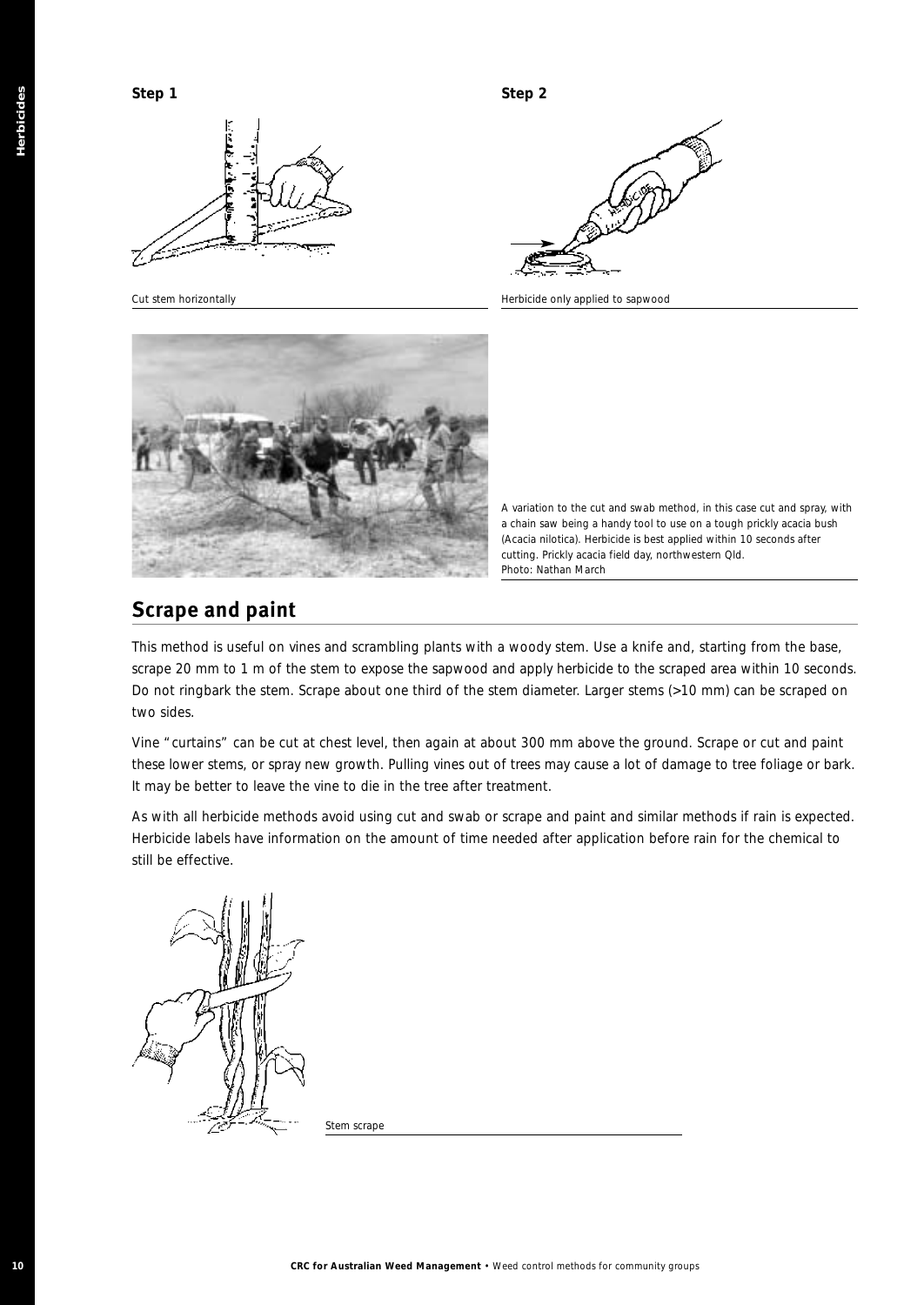**Step 1**

Cut stem horizontally

**Step 2**

Herbicide only applied to sapwood

A variation to the cut and swab method, in this case cut and spray, with a chain saw being a handy tool to use on a tough prickly acacia bush (Acacia nilotica). Herbicide is best applied within 10 seconds after cutting. Prickly acacia field day, northwestern Qld.
Photo: Nathan March

## Scrape and paint

This method is useful on vines and scrambling plants with a woody stem. Use a knife and, starting from the base, scrape 20 mm to 1 m of the stem to expose the sapwood and apply herbicide to the scraped area within 10 seconds. Do not ringbark the stem. Scrape about one third of the stem diameter. Larger stems (>10 mm) can be scraped on two sides.

Vine "curtains" can be cut at chest level, then again at about 300 mm above the ground. Scrape or cut and paint these lower stems, or spray new growth. Pulling vines out of trees may cause a lot of damage to tree foliage or bark. It may be better to leave the vine to die in the tree after treatment.

As with all herbicide methods avoid using cut and swab or scrape and paint and similar methods if rain is expected. Herbicide labels have information on the amount of time needed after application before rain for the chemical to still be effective.

Stem scrape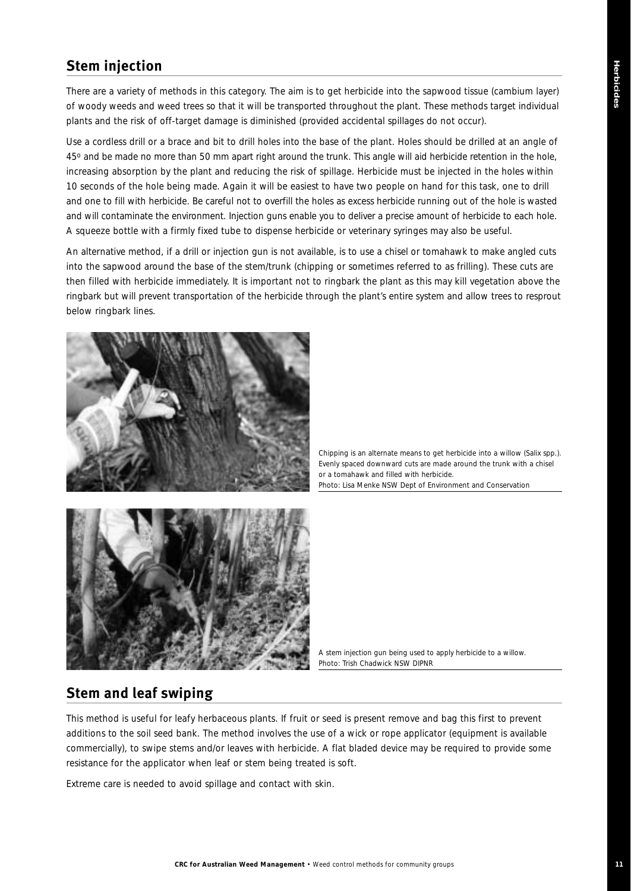## Stem injection

There are a variety of methods in this category. The aim is to get herbicide into the sapwood tissue (cambium layer) of woody weeds and weed trees so that it will be transported throughout the plant. These methods target individual plants and the risk of off-target damage is diminished (provided accidental spillages do not occur).

Use a cordless drill or a brace and bit to drill holes into the base of the plant. Holes should be drilled at an angle of 45$^{o}$ and be made no more than 50 mm apart right around the trunk. This angle will aid herbicide retention in the hole, increasing absorption by the plant and reducing the risk of spillage. Herbicide must be injected in the holes within 10 seconds of the hole being made. Again it will be easiest to have two people on hand for this task, one to drill and one to fill with herbicide. Be careful not to overfill the holes as excess herbicide running out of the hole is wasted and will contaminate the environment. Injection guns enable you to deliver a precise amount of herbicide to each hole. A squeeze bottle with a firmly fixed tube to dispense herbicide or veterinary syringes may also be useful.

An alternative method, if a drill or injection gun is not available, is to use a chisel or tomahawk to make angled cuts into the sapwood around the base of the stem/trunk (chipping or sometimes referred to as frilling). These cuts are then filled with herbicide immediately. It is important not to ringbark the plant as this may kill vegetation above the ringbark but will prevent transportation of the herbicide through the plant's entire system and allow trees to resprout below ringbark lines.

Chipping is an alternate means to get herbicide into a willow (*Salix* spp.). Evenly spaced downward cuts are made around the trunk with a chisel or a tomahawk and filled with herbicide.
Photo: Lisa Menke NSW Dept of Environment and Conservation

A stem injection gun being used to apply herbicide to a willow.
Photo: Trish Chadwick NSW DIPNR

## Stem and leaf swiping

This method is useful for leafy herbaceous plants. If fruit or seed is present remove and bag this first to prevent additions to the soil seed bank. The method involves the use of a wick or rope applicator (equipment is available commercially), to swipe stems and/or leaves with herbicide. A flat bladed device may be required to provide some resistance for the applicator when leaf or stem being treated is soft.

Extreme care is needed to avoid spillage and contact with skin.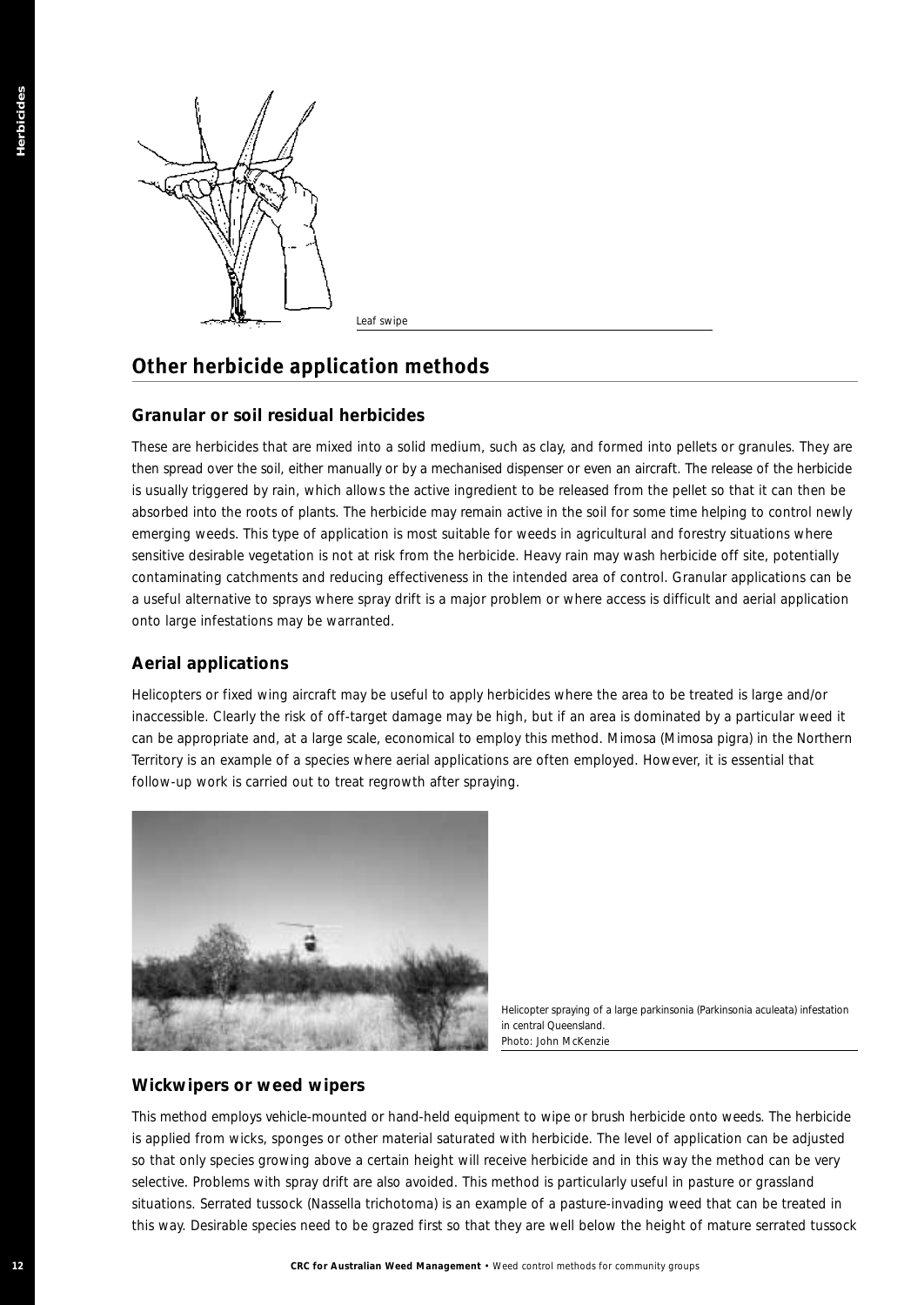Leaf swipe

## Other herbicide application methods

### Granular or soil residual herbicides

These are herbicides that are mixed into a solid medium, such as clay, and formed into pellets or granules. They are then spread over the soil, either manually or by a mechanised dispenser or even an aircraft. The release of the herbicide is usually triggered by rain, which allows the active ingredient to be released from the pellet so that it can then be absorbed into the roots of plants. The herbicide may remain active in the soil for some time helping to control newly emerging weeds. This type of application is most suitable for weeds in agricultural and forestry situations where sensitive desirable vegetation is not at risk from the herbicide. Heavy rain may wash herbicide off site, potentially contaminating catchments and reducing effectiveness in the intended area of control. Granular applications can be a useful alternative to sprays where spray drift is a major problem or where access is difficult and aerial application onto large infestations may be warranted.

### Aerial applications

Helicopters or fixed wing aircraft may be useful to apply herbicides where the area to be treated is large and/or inaccessible. Clearly the risk of off-target damage may be high, but if an area is dominated by a particular weed it can be appropriate and, at a large scale, economical to employ this method. Mimosa (Mimosa pigra) in the Northern Territory is an example of a species where aerial applications are often employed. However, it is essential that follow-up work is carried out to treat regrowth after spraying.

Helicopter spraying of a large parkinsonia (Parkinsonia aculeata) infestation in central Queensland.
Photo: John McKenzie

### Wickwipers or weed wipers

This method employs vehicle-mounted or hand-held equipment to wipe or brush herbicide onto weeds. The herbicide is applied from wicks, sponges or other material saturated with herbicide. The level of application can be adjusted so that only species growing above a certain height will receive herbicide and in this way the method can be very selective. Problems with spray drift are also avoided. This method is particularly useful in pasture or grassland situations. Serrated tussock (Nassella trichotoma) is an example of a pasture-invading weed that can be treated in this way. Desirable species need to be grazed first so that they are well below the height of mature serrated tussock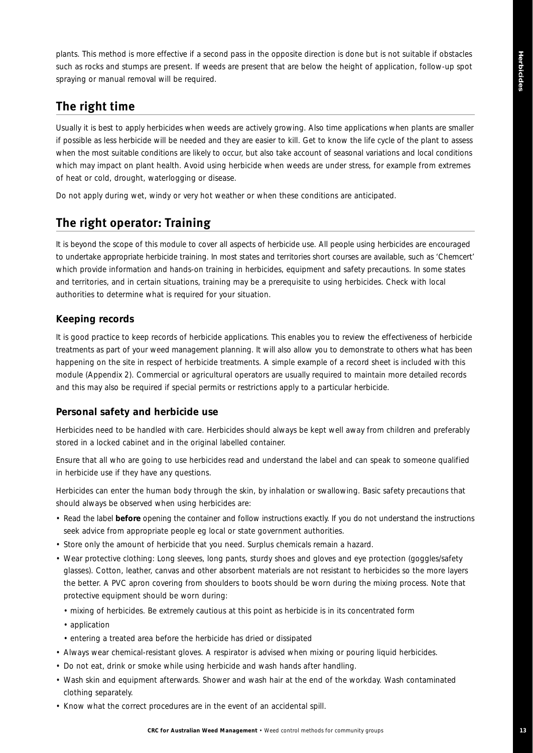plants. This method is more effective if a second pass in the opposite direction is done but is not suitable if obstacles such as rocks and stumps are present. If weeds are present that are below the height of application, follow-up spot spraying or manual removal will be required.

## The right time

Usually it is best to apply herbicides when weeds are actively growing. Also time applications when plants are smaller if possible as less herbicide will be needed and they are easier to kill. Get to know the life cycle of the plant to assess when the most suitable conditions are likely to occur, but also take account of seasonal variations and local conditions which may impact on plant health. Avoid using herbicide when weeds are under stress, for example from extremes of heat or cold, drought, waterlogging or disease.

Do not apply during wet, windy or very hot weather or when these conditions are anticipated.

## The right operator: Training

It is beyond the scope of this module to cover all aspects of herbicide use. All people using herbicides are encouraged to undertake appropriate herbicide training. In most states and territories short courses are available, such as 'Chemcert' which provide information and hands-on training in herbicides, equipment and safety precautions. In some states and territories, and in certain situations, training may be a prerequisite to using herbicides. Check with local authorities to determine what is required for your situation.

### Keeping records

It is good practice to keep records of herbicide applications. This enables you to review the effectiveness of herbicide treatments as part of your weed management planning. It will also allow you to demonstrate to others what has been happening on the site in respect of herbicide treatments. A simple example of a record sheet is included with this module (Appendix 2). Commercial or agricultural operators are usually required to maintain more detailed records and this may also be required if special permits or restrictions apply to a particular herbicide.

### Personal safety and herbicide use

Herbicides need to be handled with care. Herbicides should always be kept well away from children and preferably stored in a locked cabinet and in the original labelled container.

Ensure that all who are going to use herbicides read and understand the label and can speak to someone qualified in herbicide use if they have any questions.

Herbicides can enter the human body through the skin, by inhalation or swallowing. Basic safety precautions that should always be observed when using herbicides are:

- Read the label **before** opening the container and follow instructions exactly. If you do not understand the instructions seek advice from appropriate people eg local or state government authorities.
- Store only the amount of herbicide that you need. Surplus chemicals remain a hazard.
- Wear protective clothing: Long sleeves, long pants, sturdy shoes and gloves and eye protection (goggles/safety glasses). Cotton, leather, canvas and other absorbent materials are not resistant to herbicides so the more layers the better. A PVC apron covering from shoulders to boots should be worn during the mixing process. Note that protective equipment should be worn during:
  - mixing of herbicides. Be extremely cautious at this point as herbicide is in its concentrated form
  - application
  - entering a treated area before the herbicide has dried or dissipated
- Always wear chemical-resistant gloves. A respirator is advised when mixing or pouring liquid herbicides.
- Do not eat, drink or smoke while using herbicide and wash hands after handling.
- Wash skin and equipment afterwards. Shower and wash hair at the end of the workday. Wash contaminated clothing separately.
- Know what the correct procedures are in the event of an accidental spill.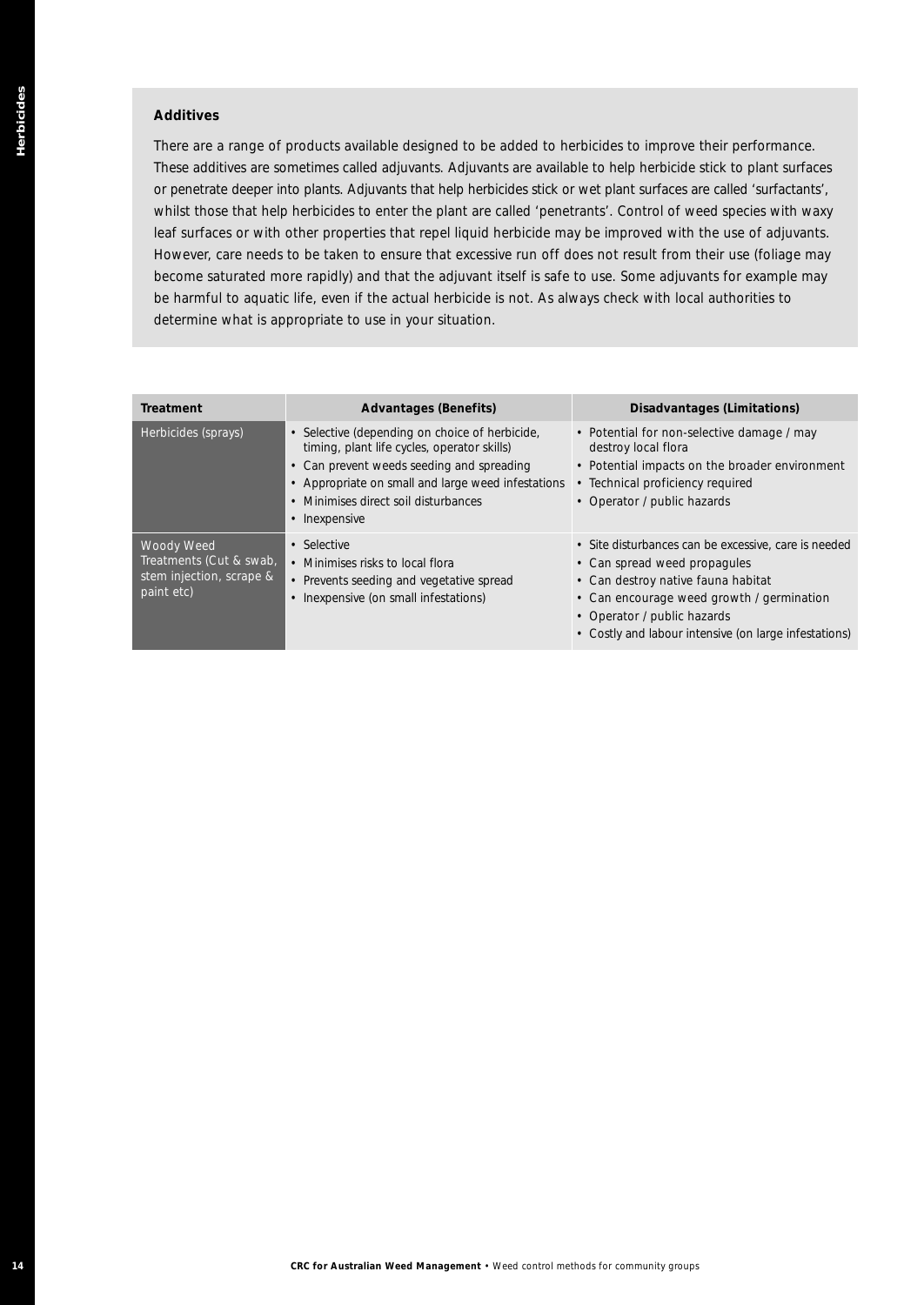## Additives

There are a range of products available designed to be added to herbicides to improve their performance. These additives are sometimes called adjuvants. Adjuvants are available to help herbicide stick to plant surfaces or penetrate deeper into plants. Adjuvants that help herbicides stick or wet plant surfaces are called 'surfactants', whilst those that help herbicides to enter the plant are called 'penetrants'. Control of weed species with waxy leaf surfaces or with other properties that repel liquid herbicide may be improved with the use of adjuvants. However, care needs to be taken to ensure that excessive run off does not result from their use (foliage may become saturated more rapidly) and that the adjuvant itself is safe to use. Some adjuvants for example may be harmful to aquatic life, even if the actual herbicide is not. As always check with local authorities to determine what is appropriate to use in your situation.

| Treatment | Advantages (Benefits) | Disadvantages (Limitations) |
| --- | --- | --- |
| Herbicides (sprays) | • Selective (depending on choice of herbicide, timing, plant life cycles, operator skills)<br>• Can prevent weeds seeding and spreading<br>• Appropriate on small and large weed infestations<br>• Minimises direct soil disturbances<br>• Inexpensive | • Potential for non-selective damage / may destroy local flora<br>• Potential impacts on the broader environment<br>• Technical proficiency required<br>• Operator / public hazards |
| Woody Weed Treatments (Cut & swab, stem injection, scrape & paint etc) | • Selective<br>• Minimises risks to local flora<br>• Prevents seeding and vegetative spread<br>• Inexpensive (on small infestations) | • Site disturbances can be excessive, care is needed<br>• Can spread weed propagules<br>• Can destroy native fauna habitat<br>• Can encourage weed growth / germination<br>• Operator / public hazards<br>• Costly and labour intensive (on large infestations) |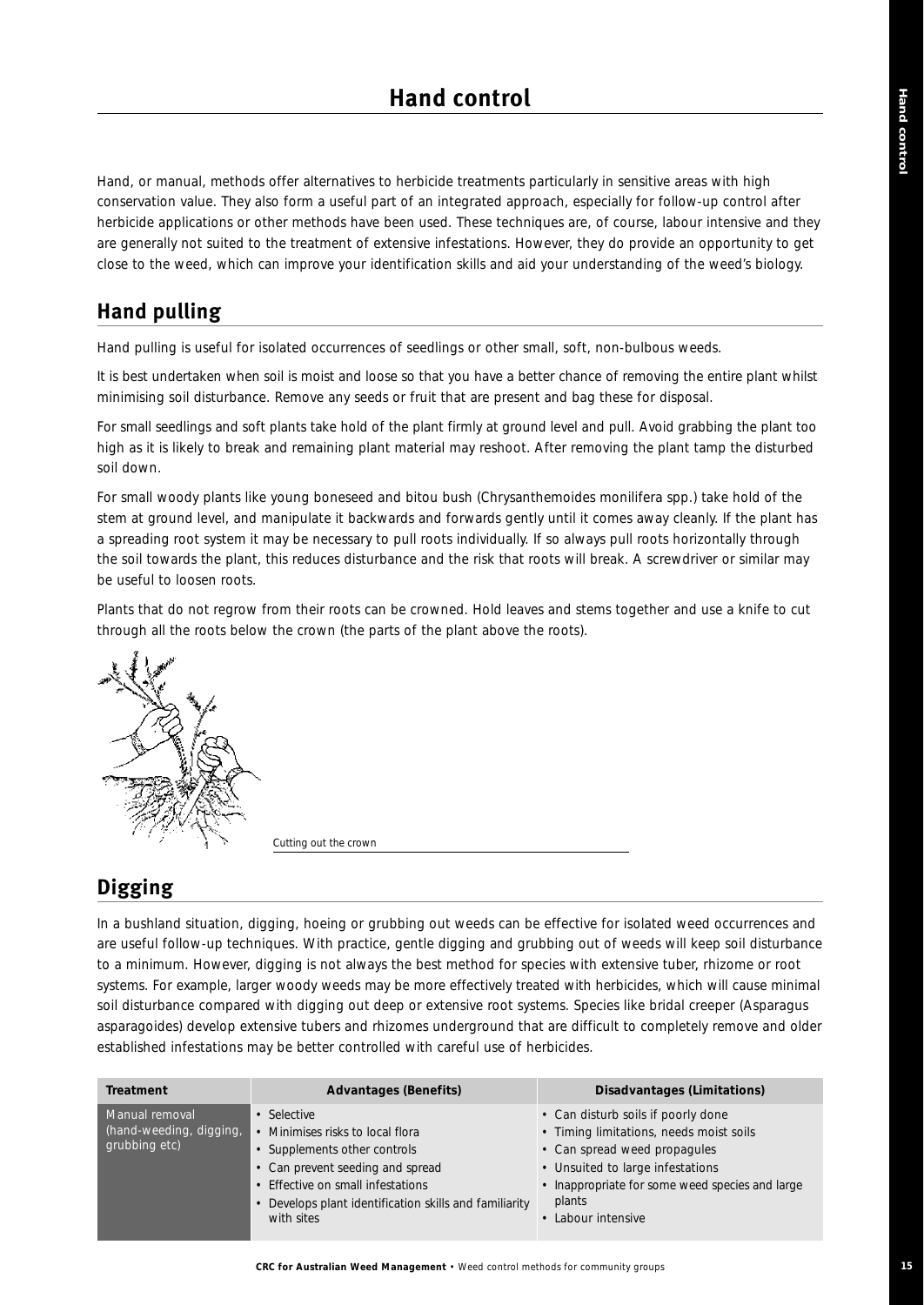# Hand control

Hand, or manual, methods offer alternatives to herbicide treatments particularly in sensitive areas with high conservation value. They also form a useful part of an integrated approach, especially for follow-up control after herbicide applications or other methods have been used. These techniques are, of course, labour intensive and they are generally not suited to the treatment of extensive infestations. However, they do provide an opportunity to get close to the weed, which can improve your identification skills and aid your understanding of the weed's biology.

## Hand pulling

Hand pulling is useful for isolated occurrences of seedlings or other small, soft, non-bulbous weeds.

It is best undertaken when soil is moist and loose so that you have a better chance of removing the entire plant whilst minimising soil disturbance. Remove any seeds or fruit that are present and bag these for disposal.

For small seedlings and soft plants take hold of the plant firmly at ground level and pull. Avoid grabbing the plant too high as it is likely to break and remaining plant material may reshoot. After removing the plant tamp the disturbed soil down.

For small woody plants like young boneseed and bitou bush (Chrysanthemoides monilifera spp.) take hold of the stem at ground level, and manipulate it backwards and forwards gently until it comes away cleanly. If the plant has a spreading root system it may be necessary to pull roots individually. If so always pull roots horizontally through the soil towards the plant, this reduces disturbance and the risk that roots will break. A screwdriver or similar may be useful to loosen roots.

Plants that do not regrow from their roots can be crowned. Hold leaves and stems together and use a knife to cut through all the roots below the crown (the parts of the plant above the roots).

Cutting out the crown

## Digging

In a bushland situation, digging, hoeing or grubbing out weeds can be effective for isolated weed occurrences and are useful follow-up techniques. With practice, gentle digging and grubbing out of weeds will keep soil disturbance to a minimum. However, digging is not always the best method for species with extensive tuber, rhizome or root systems. For example, larger woody weeds may be more effectively treated with herbicides, which will cause minimal soil disturbance compared with digging out deep or extensive root systems. Species like bridal creeper (Asparagus asparagoides) develop extensive tubers and rhizomes underground that are difficult to completely remove and older established infestations may be better controlled with careful use of herbicides.

| Treatment | Advantages (Benefits) | Disadvantages (Limitations) |
|---|---|---|
| Manual removal (hand-weeding, digging, grubbing etc) | • Selective<br>• Minimises risks to local flora<br>• Supplements other controls<br>• Can prevent seeding and spread<br>• Effective on small infestations<br>• Develops plant identification skills and familiarity with sites | • Can disturb soils if poorly done<br>• Timing limitations, needs moist soils<br>• Can spread weed propagules<br>• Unsuited to large infestations<br>• Inappropriate for some weed species and large plants<br>• Labour intensive |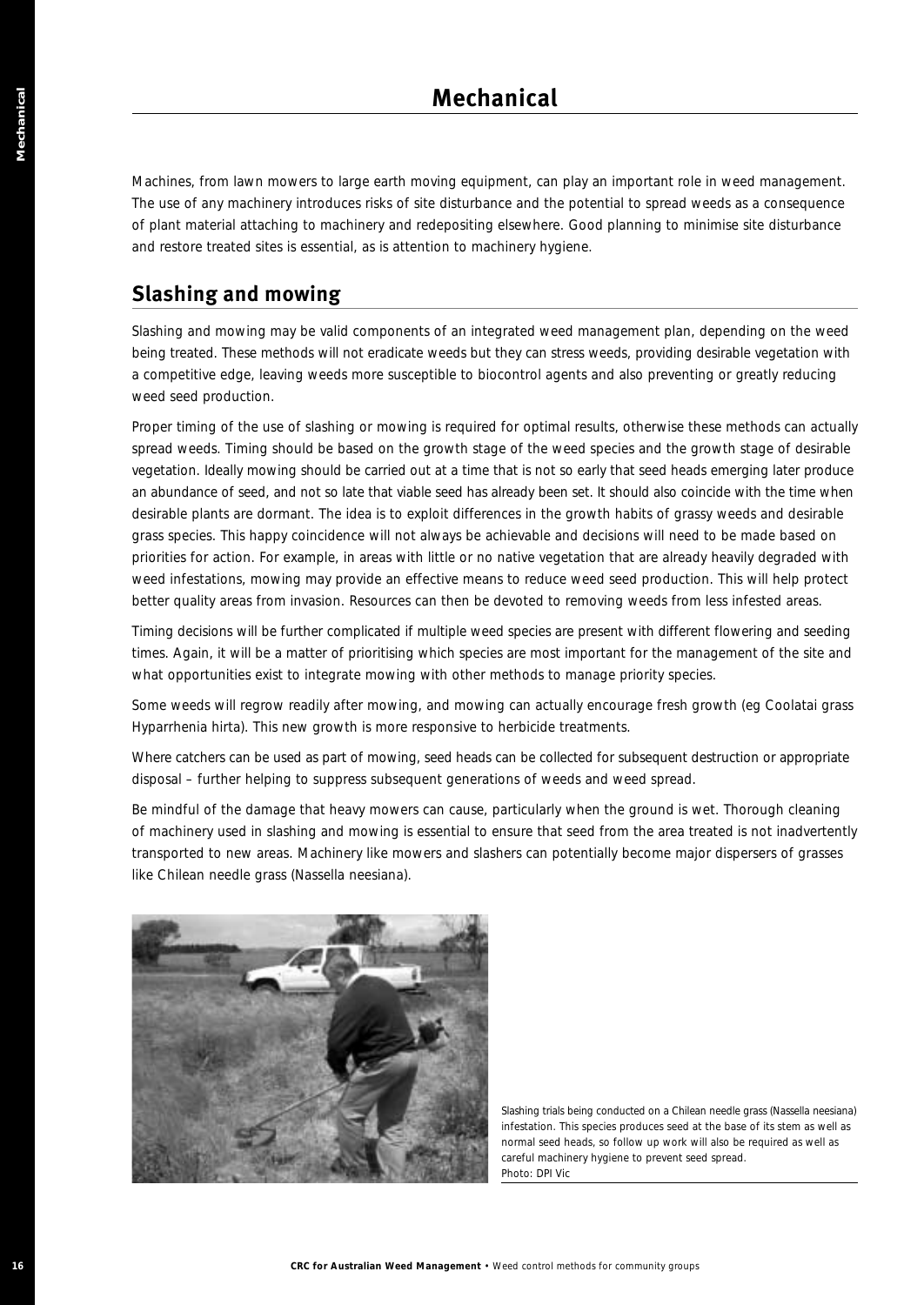# Mechanical

Machines, from lawn mowers to large earth moving equipment, can play an important role in weed management. The use of any machinery introduces risks of site disturbance and the potential to spread weeds as a consequence of plant material attaching to machinery and redepositing elsewhere. Good planning to minimise site disturbance and restore treated sites is essential, as is attention to machinery hygiene.

## Slashing and mowing

Slashing and mowing may be valid components of an integrated weed management plan, depending on the weed being treated. These methods will not eradicate weeds but they can stress weeds, providing desirable vegetation with a competitive edge, leaving weeds more susceptible to biocontrol agents and also preventing or greatly reducing weed seed production.

Proper timing of the use of slashing or mowing is required for optimal results, otherwise these methods can actually spread weeds. Timing should be based on the growth stage of the weed species and the growth stage of desirable vegetation. Ideally mowing should be carried out at a time that is not so early that seed heads emerging later produce an abundance of seed, and not so late that viable seed has already been set. It should also coincide with the time when desirable plants are dormant. The idea is to exploit differences in the growth habits of grassy weeds and desirable grass species. This happy coincidence will not always be achievable and decisions will need to be made based on priorities for action. For example, in areas with little or no native vegetation that are already heavily degraded with weed infestations, mowing may provide an effective means to reduce weed seed production. This will help protect better quality areas from invasion. Resources can then be devoted to removing weeds from less infested areas.

Timing decisions will be further complicated if multiple weed species are present with different flowering and seeding times. Again, it will be a matter of prioritising which species are most important for the management of the site and what opportunities exist to integrate mowing with other methods to manage priority species.

Some weeds will regrow readily after mowing, and mowing can actually encourage fresh growth (eg Coolatai grass *Hyparrhenia hirta*). This new growth is more responsive to herbicide treatments.

Where catchers can be used as part of mowing, seed heads can be collected for subsequent destruction or appropriate disposal – further helping to suppress subsequent generations of weeds and weed spread.

Be mindful of the damage that heavy mowers can cause, particularly when the ground is wet. Thorough cleaning of machinery used in slashing and mowing is essential to ensure that seed from the area treated is not inadvertently transported to new areas. Machinery like mowers and slashers can potentially become major dispersers of grasses like Chilean needle grass (*Nassella neesiana*).

Slashing trials being conducted on a Chilean needle grass (*Nassella neesiana*) infestation. This species produces seed at the base of its stem as well as normal seed heads, so follow up work will also be required as well as careful machinery hygiene to prevent seed spread.
Photo: DPI Vic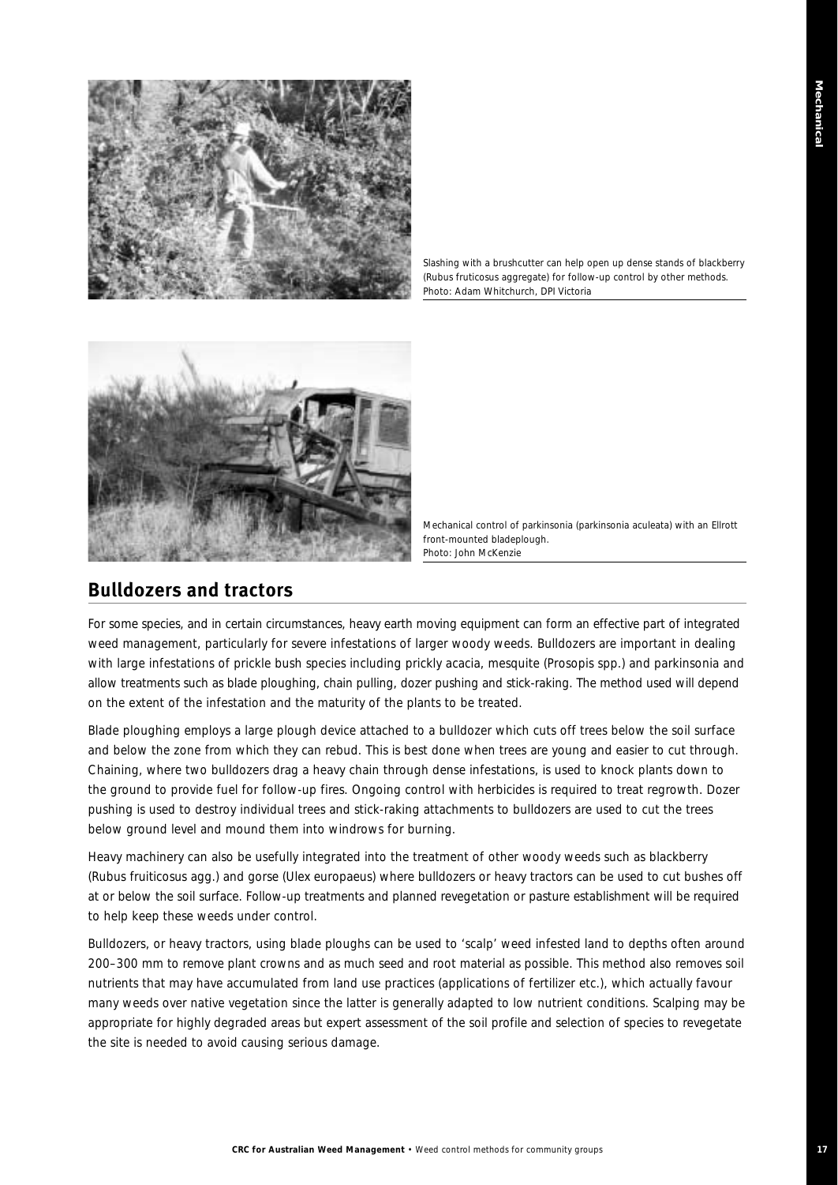Slashing with a brushcutter can help open up dense stands of blackberry (Rubus fruticosus aggregate) for follow-up control by other methods.
Photo: Adam Whitchurch, DPI Victoria

Mechanical control of parkinsonia (parkinsonia aculeata) with an Ellrott front-mounted bladeplough.
Photo: John McKenzie

## Bulldozers and tractors

For some species, and in certain circumstances, heavy earth moving equipment can form an effective part of integrated weed management, particularly for severe infestations of larger woody weeds. Bulldozers are important in dealing with large infestations of prickle bush species including prickly acacia, mesquite (Prosopis spp.) and parkinsonia and allow treatments such as blade ploughing, chain pulling, dozer pushing and stick-raking. The method used will depend on the extent of the infestation and the maturity of the plants to be treated.

Blade ploughing employs a large plough device attached to a bulldozer which cuts off trees below the soil surface and below the zone from which they can rebud. This is best done when trees are young and easier to cut through. Chaining, where two bulldozers drag a heavy chain through dense infestations, is used to knock plants down to the ground to provide fuel for follow-up fires. Ongoing control with herbicides is required to treat regrowth. Dozer pushing is used to destroy individual trees and stick-raking attachments to bulldozers are used to cut the trees below ground level and mound them into windrows for burning.

Heavy machinery can also be usefully integrated into the treatment of other woody weeds such as blackberry (Rubus fruiticosus agg.) and gorse (Ulex europaeus) where bulldozers or heavy tractors can be used to cut bushes off at or below the soil surface. Follow-up treatments and planned revegetation or pasture establishment will be required to help keep these weeds under control.

Bulldozers, or heavy tractors, using blade ploughs can be used to 'scalp' weed infested land to depths often around 200–300 mm to remove plant crowns and as much seed and root material as possible. This method also removes soil nutrients that may have accumulated from land use practices (applications of fertilizer etc.), which actually favour many weeds over native vegetation since the latter is generally adapted to low nutrient conditions. Scalping may be appropriate for highly degraded areas but expert assessment of the soil profile and selection of species to revegetate the site is needed to avoid causing serious damage.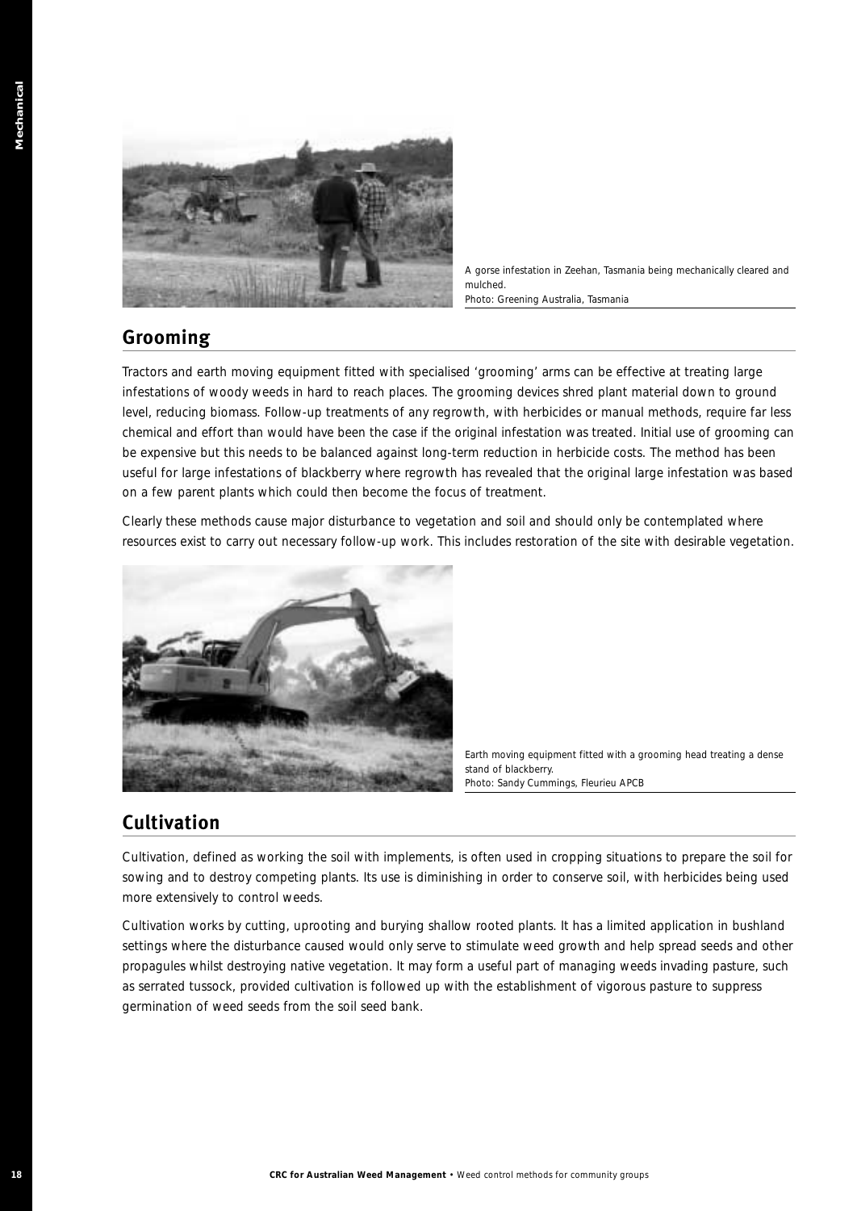A gorse infestation in Zeehan, Tasmania being mechanically cleared and mulched.
Photo: Greening Australia, Tasmania

## Grooming

Tractors and earth moving equipment fitted with specialised 'grooming' arms can be effective at treating large infestations of woody weeds in hard to reach places. The grooming devices shred plant material down to ground level, reducing biomass. Follow-up treatments of any regrowth, with herbicides or manual methods, require far less chemical and effort than would have been the case if the original infestation was treated. Initial use of grooming can be expensive but this needs to be balanced against long-term reduction in herbicide costs. The method has been useful for large infestations of blackberry where regrowth has revealed that the original large infestation was based on a few parent plants which could then become the focus of treatment.

Clearly these methods cause major disturbance to vegetation and soil and should only be contemplated where resources exist to carry out necessary follow-up work. This includes restoration of the site with desirable vegetation.

Earth moving equipment fitted with a grooming head treating a dense stand of blackberry.
Photo: Sandy Cummings, Fleurieu APCB

## Cultivation

Cultivation, defined as working the soil with implements, is often used in cropping situations to prepare the soil for sowing and to destroy competing plants. Its use is diminishing in order to conserve soil, with herbicides being used more extensively to control weeds.

Cultivation works by cutting, uprooting and burying shallow rooted plants. It has a limited application in bushland settings where the disturbance caused would only serve to stimulate weed growth and help spread seeds and other propagules whilst destroying native vegetation. It may form a useful part of managing weeds invading pasture, such as serrated tussock, provided cultivation is followed up with the establishment of vigorous pasture to suppress germination of weed seeds from the soil seed bank.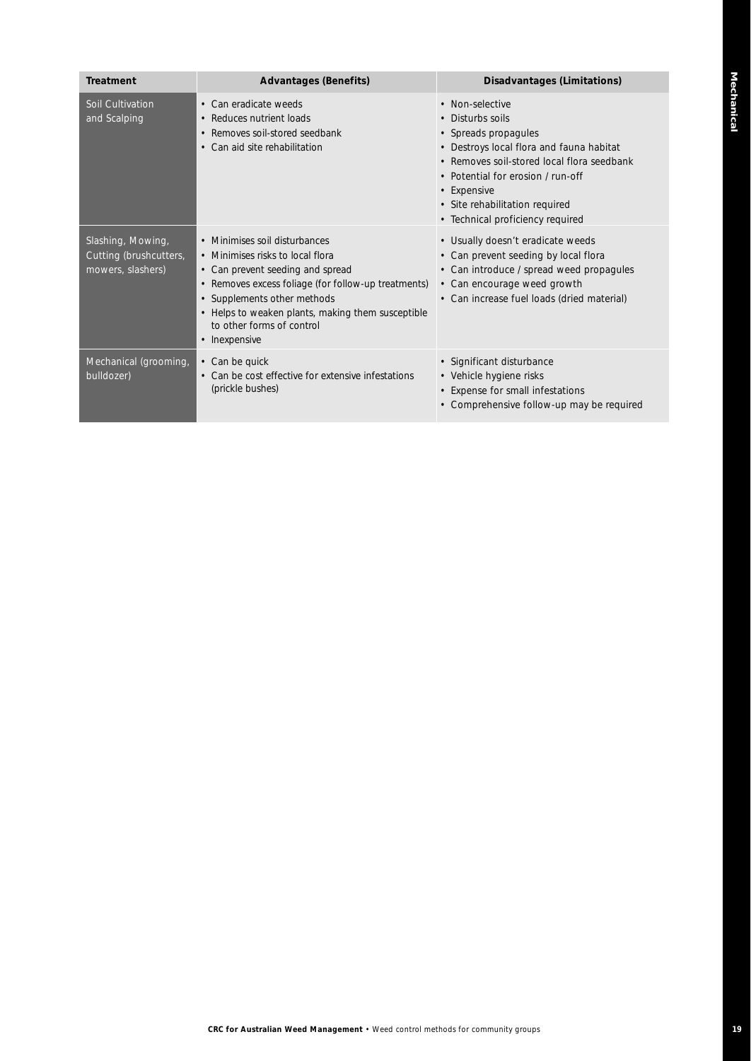| Treatment | Advantages (Benefits) | Disadvantages (Limitations) |
|---|---|---|
| Soil Cultivation and Scalping | • Can eradicate weeds<br>• Reduces nutrient loads<br>• Removes soil-stored seedbank<br>• Can aid site rehabilitation | • Non-selective<br>• Disturbs soils<br>• Spreads propagules<br>• Destroys local flora and fauna habitat<br>• Removes soil-stored local flora seedbank<br>• Potential for erosion / run-off<br>• Expensive<br>• Site rehabilitation required<br>• Technical proficiency required |
| Slashing, Mowing, Cutting (brushcutters, mowers, slashers) | • Minimises soil disturbances<br>• Minimises risks to local flora<br>• Can prevent seeding and spread<br>• Removes excess foliage (for follow-up treatments)<br>• Supplements other methods<br>• Helps to weaken plants, making them susceptible to other forms of control<br>• Inexpensive | • Usually doesn't eradicate weeds<br>• Can prevent seeding by local flora<br>• Can introduce / spread weed propagules<br>• Can encourage weed growth<br>• Can increase fuel loads (dried material) |
| Mechanical (grooming, bulldozer) | • Can be quick<br>• Can be cost effective for extensive infestations (prickle bushes) | • Significant disturbance<br>• Vehicle hygiene risks<br>• Expense for small infestations<br>• Comprehensive follow-up may be required |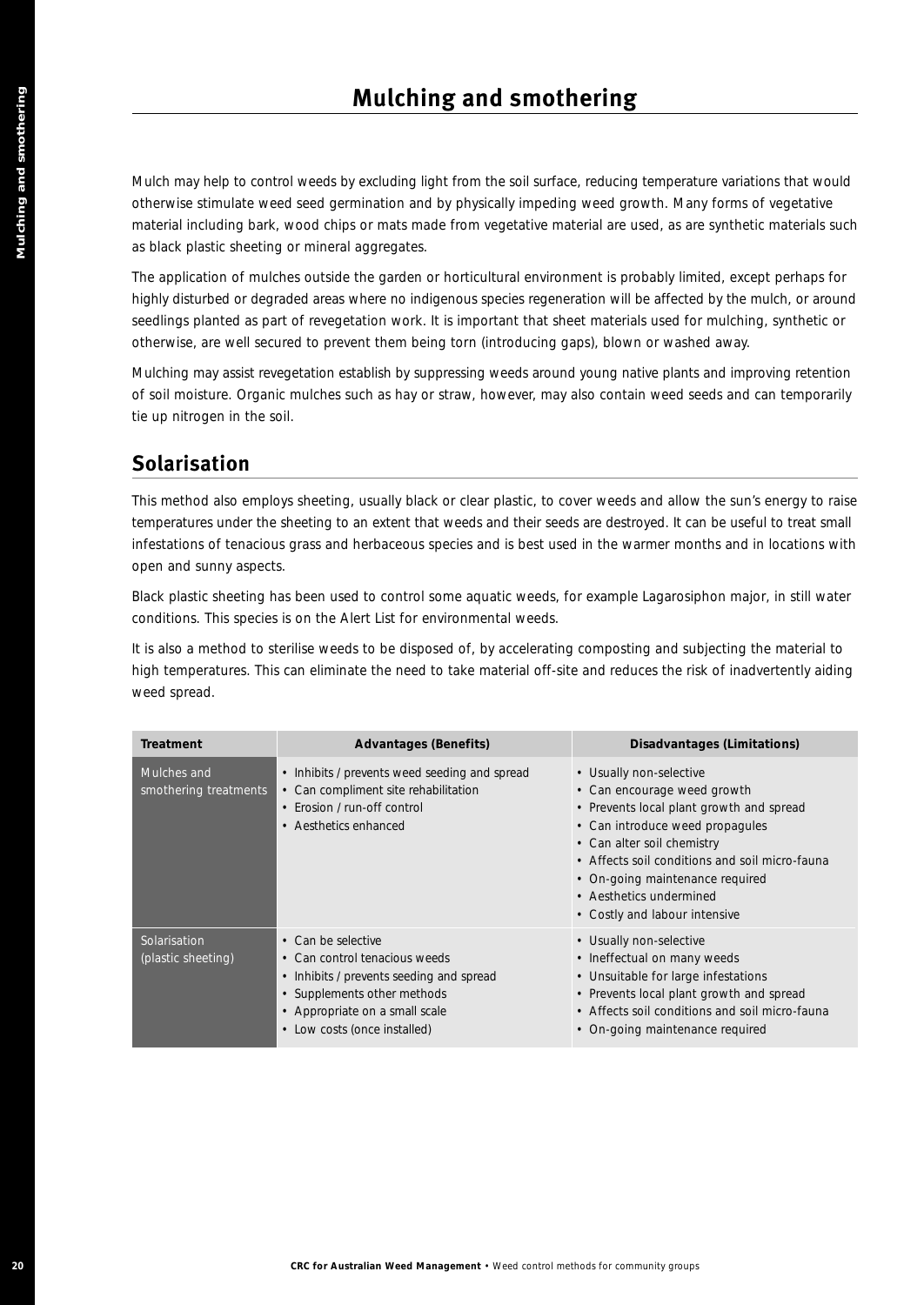# Mulching and smothering

Mulch may help to control weeds by excluding light from the soil surface, reducing temperature variations that would otherwise stimulate weed seed germination and by physically impeding weed growth. Many forms of vegetative material including bark, wood chips or mats made from vegetative material are used, as are synthetic materials such as black plastic sheeting or mineral aggregates.

The application of mulches outside the garden or horticultural environment is probably limited, except perhaps for highly disturbed or degraded areas where no indigenous species regeneration will be affected by the mulch, or around seedlings planted as part of revegetation work. It is important that sheet materials used for mulching, synthetic or otherwise, are well secured to prevent them being torn (introducing gaps), blown or washed away.

Mulching may assist revegetation establish by suppressing weeds around young native plants and improving retention of soil moisture. Organic mulches such as hay or straw, however, may also contain weed seeds and can temporarily tie up nitrogen in the soil.

## Solarisation

This method also employs sheeting, usually black or clear plastic, to cover weeds and allow the sun's energy to raise temperatures under the sheeting to an extent that weeds and their seeds are destroyed. It can be useful to treat small infestations of tenacious grass and herbaceous species and is best used in the warmer months and in locations with open and sunny aspects.

Black plastic sheeting has been used to control some aquatic weeds, for example Lagarosiphon major, in still water conditions. This species is on the Alert List for environmental weeds.

It is also a method to sterilise weeds to be disposed of, by accelerating composting and subjecting the material to high temperatures. This can eliminate the need to take material off-site and reduces the risk of inadvertently aiding weed spread.

| Treatment | Advantages (Benefits) | Disadvantages (Limitations) |
|---|---|---|
| Mulches and smothering treatments | • Inhibits / prevents weed seeding and spread<br>• Can compliment site rehabilitation<br>• Erosion / run-off control<br>• Aesthetics enhanced | • Usually non-selective<br>• Can encourage weed growth<br>• Prevents local plant growth and spread<br>• Can introduce weed propagules<br>• Can alter soil chemistry<br>• Affects soil conditions and soil micro-fauna<br>• On-going maintenance required<br>• Aesthetics undermined<br>• Costly and labour intensive |
| Solarisation (plastic sheeting) | • Can be selective<br>• Can control tenacious weeds<br>• Inhibits / prevents seeding and spread<br>• Supplements other methods<br>• Appropriate on a small scale<br>• Low costs (once installed) | • Usually non-selective<br>• Ineffectual on many weeds<br>• Unsuitable for large infestations<br>• Prevents local plant growth and spread<br>• Affects soil conditions and soil micro-fauna<br>• On-going maintenance required |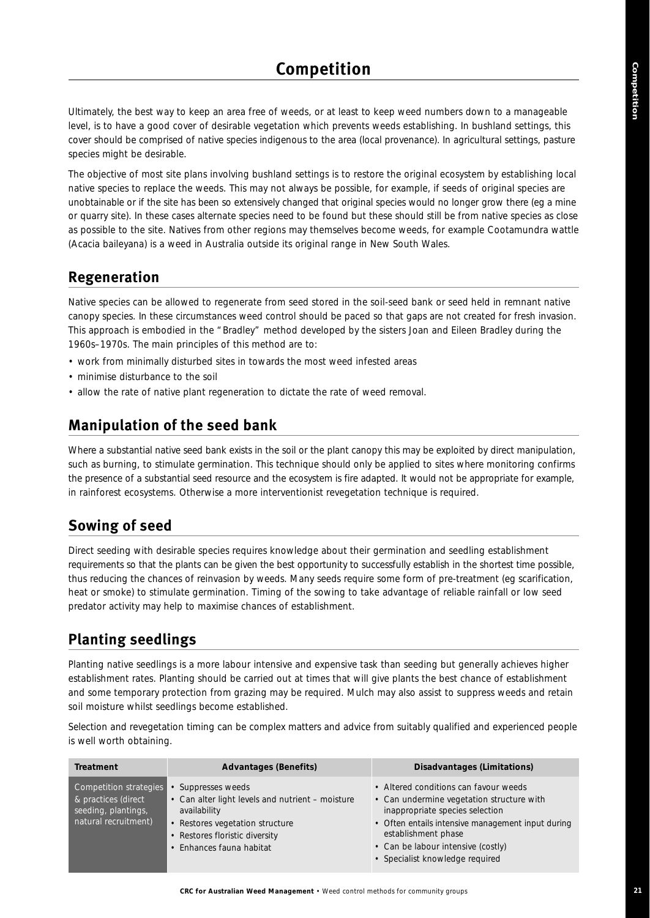# Competition

Ultimately, the best way to keep an area free of weeds, or at least to keep weed numbers down to a manageable level, is to have a good cover of desirable vegetation which prevents weeds establishing. In bushland settings, this cover should be comprised of native species indigenous to the area (local provenance). In agricultural settings, pasture species might be desirable.

The objective of most site plans involving bushland settings is to restore the original ecosystem by establishing local native species to replace the weeds. This may not always be possible, for example, if seeds of original species are unobtainable or if the site has been so extensively changed that original species would no longer grow there (eg a mine or quarry site). In these cases alternate species need to be found but these should still be from native species as close as possible to the site. Natives from other regions may themselves become weeds, for example Cootamundra wattle (*Acacia baileyana*) is a weed in Australia outside its original range in New South Wales.

## Regeneration

Native species can be allowed to regenerate from seed stored in the soil-seed bank or seed held in remnant native canopy species. In these circumstances weed control should be paced so that gaps are not created for fresh invasion. This approach is embodied in the "Bradley" method developed by the sisters Joan and Eileen Bradley during the 1960s–1970s. The main principles of this method are to:

- work from minimally disturbed sites in towards the most weed infested areas
- minimise disturbance to the soil
- allow the rate of native plant regeneration to dictate the rate of weed removal.

## Manipulation of the seed bank

Where a substantial native seed bank exists in the soil or the plant canopy this may be exploited by direct manipulation, such as burning, to stimulate germination. This technique should only be applied to sites where monitoring confirms the presence of a substantial seed resource and the ecosystem is fire adapted. It would not be appropriate for example, in rainforest ecosystems. Otherwise a more interventionist revegetation technique is required.

## Sowing of seed

Direct seeding with desirable species requires knowledge about their germination and seedling establishment requirements so that the plants can be given the best opportunity to successfully establish in the shortest time possible, thus reducing the chances of reinvasion by weeds. Many seeds require some form of pre-treatment (eg scarification, heat or smoke) to stimulate germination. Timing of the sowing to take advantage of reliable rainfall or low seed predator activity may help to maximise chances of establishment.

## Planting seedlings

Planting native seedlings is a more labour intensive and expensive task than seeding but generally achieves higher establishment rates. Planting should be carried out at times that will give plants the best chance of establishment and some temporary protection from grazing may be required. Mulch may also assist to suppress weeds and retain soil moisture whilst seedlings become established.

Selection and revegetation timing can be complex matters and advice from suitably qualified and experienced people is well worth obtaining.

| Treatment | Advantages (Benefits) | Disadvantages (Limitations) |
|---|---|---|
| Competition strategies & practices (direct seeding, plantings, natural recruitment) | • Suppresses weeds<br>• Can alter light levels and nutrient – moisture availability<br>• Restores vegetation structure<br>• Restores floristic diversity<br>• Enhances fauna habitat | • Altered conditions can favour weeds<br>• Can undermine vegetation structure with inappropriate species selection<br>• Often entails intensive management input during establishment phase<br>• Can be labour intensive (costly)<br>• Specialist knowledge required |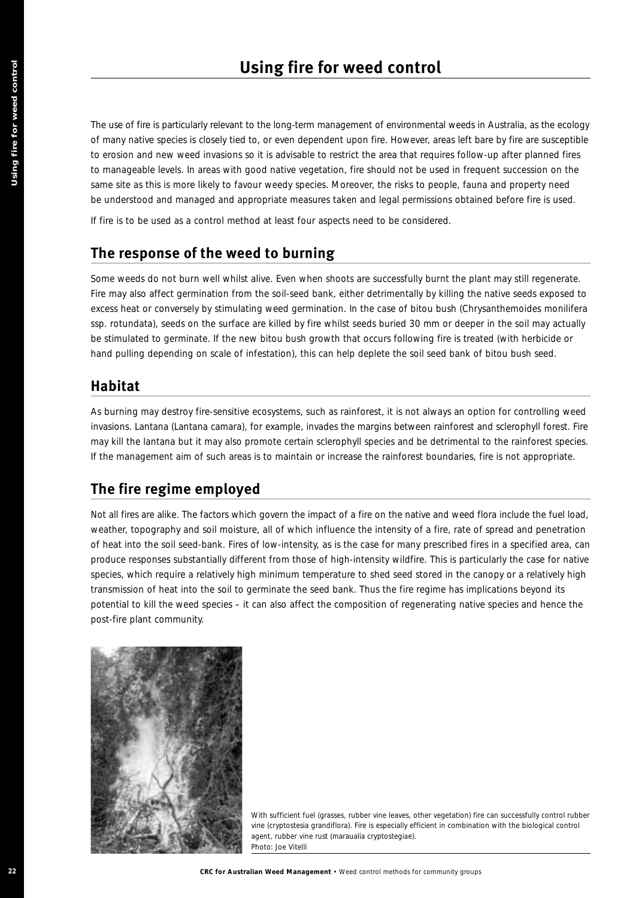# Using fire for weed control

The use of fire is particularly relevant to the long-term management of environmental weeds in Australia, as the ecology of many native species is closely tied to, or even dependent upon fire. However, areas left bare by fire are susceptible to erosion and new weed invasions so it is advisable to restrict the area that requires follow-up after planned fires to manageable levels. In areas with good native vegetation, fire should not be used in frequent succession on the same site as this is more likely to favour weedy species. Moreover, the risks to people, fauna and property need be understood and managed and appropriate measures taken and legal permissions obtained before fire is used.

If fire is to be used as a control method at least four aspects need to be considered.

## The response of the weed to burning

Some weeds do not burn well whilst alive. Even when shoots are successfully burnt the plant may still regenerate. Fire may also affect germination from the soil-seed bank, either detrimentally by killing the native seeds exposed to excess heat or conversely by stimulating weed germination. In the case of bitou bush (Chrysanthemoides monilifera ssp. rotundata), seeds on the surface are killed by fire whilst seeds buried 30 mm or deeper in the soil may actually be stimulated to germinate. If the new bitou bush growth that occurs following fire is treated (with herbicide or hand pulling depending on scale of infestation), this can help deplete the soil seed bank of bitou bush seed.

## Habitat

As burning may destroy fire-sensitive ecosystems, such as rainforest, it is not always an option for controlling weed invasions. Lantana (Lantana camara), for example, invades the margins between rainforest and sclerophyll forest. Fire may kill the lantana but it may also promote certain sclerophyll species and be detrimental to the rainforest species. If the management aim of such areas is to maintain or increase the rainforest boundaries, fire is not appropriate.

## The fire regime employed

Not all fires are alike. The factors which govern the impact of a fire on the native and weed flora include the fuel load, weather, topography and soil moisture, all of which influence the intensity of a fire, rate of spread and penetration of heat into the soil seed-bank. Fires of low-intensity, as is the case for many prescribed fires in a specified area, can produce responses substantially different from those of high-intensity wildfire. This is particularly the case for native species, which require a relatively high minimum temperature to shed seed stored in the canopy or a relatively high transmission of heat into the soil to germinate the seed bank. Thus the fire regime has implications beyond its potential to kill the weed species – it can also affect the composition of regenerating native species and hence the post-fire plant community.

With sufficient fuel (grasses, rubber vine leaves, other vegetation) fire can successfully control rubber vine (cryptostesia grandiflora). Fire is especially efficient in combination with the biological control agent, rubber vine rust (maraualia cryptostegiae).
Photo: Joe Vitelli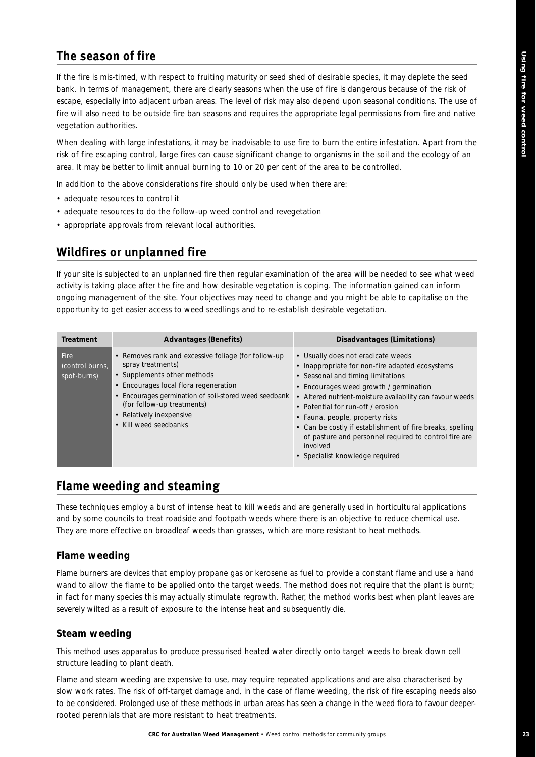## The season of fire

If the fire is mis-timed, with respect to fruiting maturity or seed shed of desirable species, it may deplete the seed bank. In terms of management, there are clearly seasons when the use of fire is dangerous because of the risk of escape, especially into adjacent urban areas. The level of risk may also depend upon seasonal conditions. The use of fire will also need to be outside fire ban seasons and requires the appropriate legal permissions from fire and native vegetation authorities.

When dealing with large infestations, it may be inadvisable to use fire to burn the entire infestation. Apart from the risk of fire escaping control, large fires can cause significant change to organisms in the soil and the ecology of an area. It may be better to limit annual burning to 10 or 20 per cent of the area to be controlled.

In addition to the above considerations fire should only be used when there are:

- adequate resources to control it
- adequate resources to do the follow-up weed control and revegetation
- appropriate approvals from relevant local authorities.

## Wildfires or unplanned fire

If your site is subjected to an unplanned fire then regular examination of the area will be needed to see what weed activity is taking place after the fire and how desirable vegetation is coping. The information gained can inform ongoing management of the site. Your objectives may need to change and you might be able to capitalise on the opportunity to get easier access to weed seedlings and to re-establish desirable vegetation.

| Treatment | Advantages (Benefits) | Disadvantages (Limitations) |
|---|---|---|
| Fire (control burns, spot-burns) | • Removes rank and excessive foliage (for follow-up spray treatments)<br>• Supplements other methods<br>• Encourages local flora regeneration<br>• Encourages germination of soil-stored weed seedbank (for follow-up treatments)<br>• Relatively inexpensive<br>• Kill weed seedbanks | • Usually does not eradicate weeds<br>• Inappropriate for non-fire adapted ecosystems<br>• Seasonal and timing limitations<br>• Encourages weed growth / germination<br>• Altered nutrient-moisture availability can favour weeds<br>• Potential for run-off / erosion<br>• Fauna, people, property risks<br>• Can be costly if establishment of fire breaks, spelling of pasture and personnel required to control fire are involved<br>• Specialist knowledge required |

## Flame weeding and steaming

These techniques employ a burst of intense heat to kill weeds and are generally used in horticultural applications and by some councils to treat roadside and footpath weeds where there is an objective to reduce chemical use. They are more effective on broadleaf weeds than grasses, which are more resistant to heat methods.

### Flame weeding

Flame burners are devices that employ propane gas or kerosene as fuel to provide a constant flame and use a hand wand to allow the flame to be applied onto the target weeds. The method does not require that the plant is burnt; in fact for many species this may actually stimulate regrowth. Rather, the method works best when plant leaves are severely wilted as a result of exposure to the intense heat and subsequently die.

### Steam weeding

This method uses apparatus to produce pressurised heated water directly onto target weeds to break down cell structure leading to plant death.

Flame and steam weeding are expensive to use, may require repeated applications and are also characterised by slow work rates. The risk of off-target damage and, in the case of flame weeding, the risk of fire escaping needs also to be considered. Prolonged use of these methods in urban areas has seen a change in the weed flora to favour deeper-rooted perennials that are more resistant to heat treatments.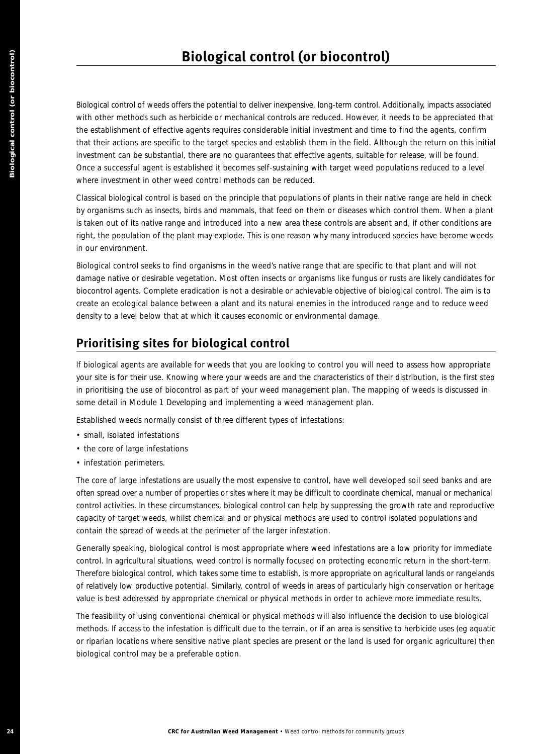# Biological control (or biocontrol)

Biological control of weeds offers the potential to deliver inexpensive, long-term control. Additionally, impacts associated with other methods such as herbicide or mechanical controls are reduced. However, it needs to be appreciated that the establishment of effective agents requires considerable initial investment and time to find the agents, confirm that their actions are specific to the target species and establish them in the field. Although the return on this initial investment can be substantial, there are no guarantees that effective agents, suitable for release, will be found. Once a successful agent is established it becomes self-sustaining with target weed populations reduced to a level where investment in other weed control methods can be reduced.

Classical biological control is based on the principle that populations of plants in their native range are held in check by organisms such as insects, birds and mammals, that feed on them or diseases which control them. When a plant is taken out of its native range and introduced into a new area these controls are absent and, if other conditions are right, the population of the plant may explode. This is one reason why many introduced species have become weeds in our environment.

Biological control seeks to find organisms in the weed's native range that are specific to that plant and will not damage native or desirable vegetation. Most often insects or organisms like fungus or rusts are likely candidates for biocontrol agents. Complete eradication is not a desirable or achievable objective of biological control. The aim is to create an ecological balance between a plant and its natural enemies in the introduced range and to reduce weed density to a level below that at which it causes economic or environmental damage.

## Prioritising sites for biological control

If biological agents are available for weeds that you are looking to control you will need to assess how appropriate your site is for their use. Knowing where your weeds are and the characteristics of their distribution, is the first step in prioritising the use of biocontrol as part of your weed management plan. The mapping of weeds is discussed in some detail in Module 1 Developing and implementing a weed management plan.

Established weeds normally consist of three different types of infestations:

- small, isolated infestations
- the core of large infestations
- infestation perimeters.

The core of large infestations are usually the most expensive to control, have well developed soil seed banks and are often spread over a number of properties or sites where it may be difficult to coordinate chemical, manual or mechanical control activities. In these circumstances, biological control can help by suppressing the growth rate and reproductive capacity of target weeds, whilst chemical and or physical methods are used to control isolated populations and contain the spread of weeds at the perimeter of the larger infestation.

Generally speaking, biological control is most appropriate where weed infestations are a low priority for immediate control. In agricultural situations, weed control is normally focused on protecting economic return in the short-term. Therefore biological control, which takes some time to establish, is more appropriate on agricultural lands or rangelands of relatively low productive potential. Similarly, control of weeds in areas of particularly high conservation or heritage value is best addressed by appropriate chemical or physical methods in order to achieve more immediate results.

The feasibility of using conventional chemical or physical methods will also influence the decision to use biological methods. If access to the infestation is difficult due to the terrain, or if an area is sensitive to herbicide uses (eg aquatic or riparian locations where sensitive native plant species are present or the land is used for organic agriculture) then biological control may be a preferable option.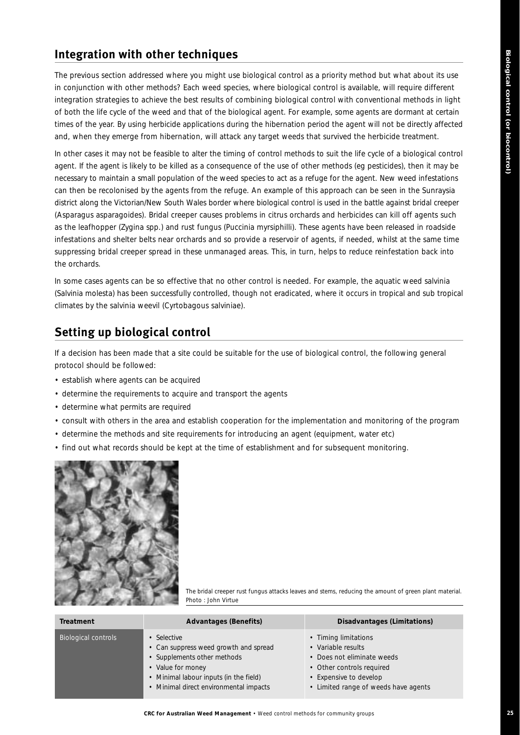## Integration with other techniques

The previous section addressed where you might use biological control as a priority method but what about its use in conjunction with other methods? Each weed species, where biological control is available, will require different integration strategies to achieve the best results of combining biological control with conventional methods in light of both the life cycle of the weed and that of the biological agent. For example, some agents are dormant at certain times of the year. By using herbicide applications during the hibernation period the agent will not be directly affected and, when they emerge from hibernation, will attack any target weeds that survived the herbicide treatment.

In other cases it may not be feasible to alter the timing of control methods to suit the life cycle of a biological control agent. If the agent is likely to be killed as a consequence of the use of other methods (eg pesticides), then it may be necessary to maintain a small population of the weed species to act as a refuge for the agent. New weed infestations can then be recolonised by the agents from the refuge. An example of this approach can be seen in the Sunraysia district along the Victorian/New South Wales border where biological control is used in the battle against bridal creeper (Asparagus asparagoides). Bridal creeper causes problems in citrus orchards and herbicides can kill off agents such as the leafhopper (Zygina spp.) and rust fungus (Puccinia myrsiphilli). These agents have been released in roadside infestations and shelter belts near orchards and so provide a reservoir of agents, if needed, whilst at the same time suppressing bridal creeper spread in these unmanaged areas. This, in turn, helps to reduce reinfestation back into the orchards.

In some cases agents can be so effective that no other control is needed. For example, the aquatic weed salvinia (Salvinia molesta) has been successfully controlled, though not eradicated, where it occurs in tropical and sub tropical climates by the salvinia weevil (Cyrtobagous salviniae).

## Setting up biological control

If a decision has been made that a site could be suitable for the use of biological control, the following general protocol should be followed:

- establish where agents can be acquired
- determine the requirements to acquire and transport the agents
- determine what permits are required
- consult with others in the area and establish cooperation for the implementation and monitoring of the program
- determine the methods and site requirements for introducing an agent (equipment, water etc)
- find out what records should be kept at the time of establishment and for subsequent monitoring.

The bridal creeper rust fungus attacks leaves and stems, reducing the amount of green plant material. Photo : John Virtue

| Treatment | Advantages (Benefits) | Disadvantages (Limitations) |
|---|---|---|
| Biological controls | • Selective<br>• Can suppress weed growth and spread<br>• Supplements other methods<br>• Value for money<br>• Minimal labour inputs (in the field)<br>• Minimal direct environmental impacts | • Timing limitations<br>• Variable results<br>• Does not eliminate weeds<br>• Other controls required<br>• Expensive to develop<br>• Limited range of weeds have agents |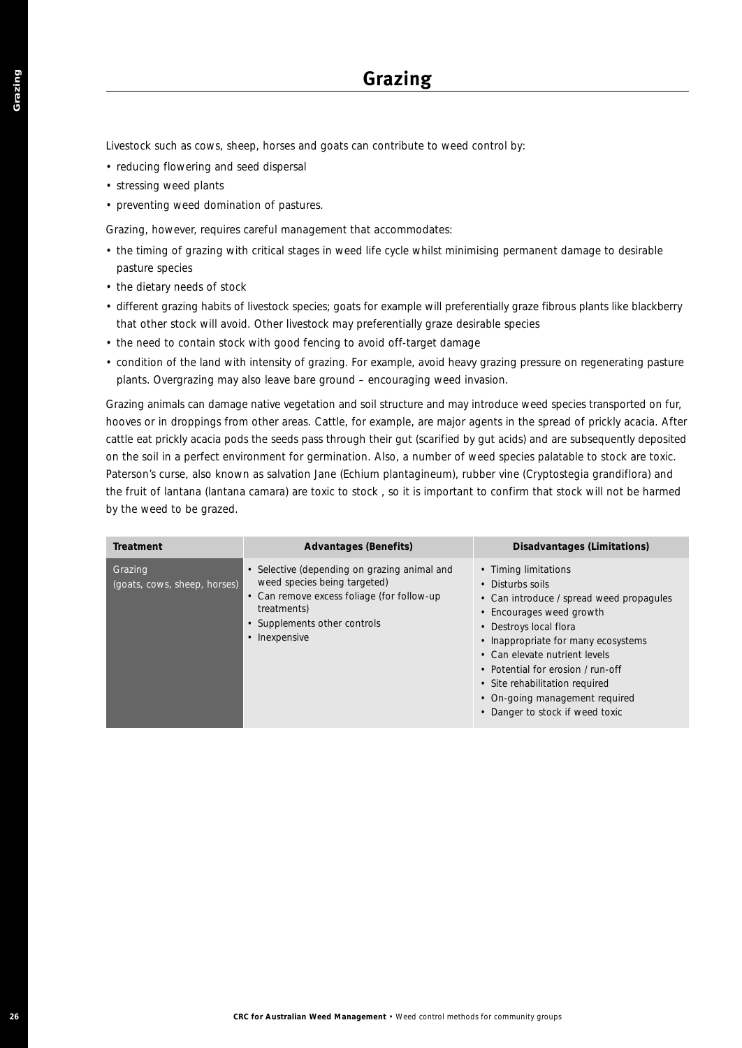# Grazing

Livestock such as cows, sheep, horses and goats can contribute to weed control by:

- reducing flowering and seed dispersal
- stressing weed plants
- preventing weed domination of pastures.

Grazing, however, requires careful management that accommodates:

- the timing of grazing with critical stages in weed life cycle whilst minimising permanent damage to desirable pasture species
- the dietary needs of stock
- different grazing habits of livestock species; goats for example will preferentially graze fibrous plants like blackberry that other stock will avoid. Other livestock may preferentially graze desirable species
- the need to contain stock with good fencing to avoid off-target damage
- condition of the land with intensity of grazing. For example, avoid heavy grazing pressure on regenerating pasture plants. Overgrazing may also leave bare ground – encouraging weed invasion.

Grazing animals can damage native vegetation and soil structure and may introduce weed species transported on fur, hooves or in droppings from other areas. Cattle, for example, are major agents in the spread of prickly acacia. After cattle eat prickly acacia pods the seeds pass through their gut (scarified by gut acids) and are subsequently deposited on the soil in a perfect environment for germination. Also, a number of weed species palatable to stock are toxic. Paterson's curse, also known as salvation Jane (Echium plantagineum), rubber vine (Cryptostegia grandiflora) and the fruit of lantana (lantana camara) are toxic to stock , so it is important to confirm that stock will not be harmed by the weed to be grazed.

| Treatment | Advantages (Benefits) | Disadvantages (Limitations) |
|---|---|---|
| Grazing (goats, cows, sheep, horses) | • Selective (depending on grazing animal and weed species being targeted)<br>• Can remove excess foliage (for follow-up treatments)<br>• Supplements other controls<br>• Inexpensive | • Timing limitations<br>• Disturbs soils<br>• Can introduce / spread weed propagules<br>• Encourages weed growth<br>• Destroys local flora<br>• Inappropriate for many ecosystems<br>• Can elevate nutrient levels<br>• Potential for erosion / run-off<br>• Site rehabilitation required<br>• On-going management required<br>• Danger to stock if weed toxic |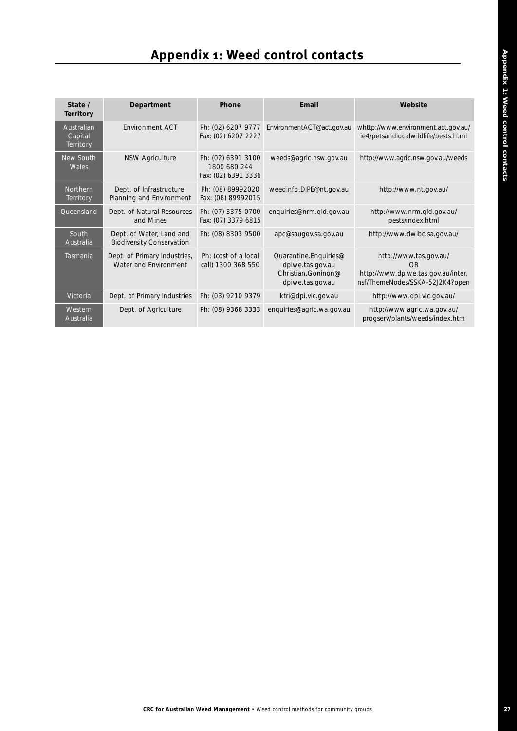# Appendix 1: Weed control contacts

| State / Territory | Department | Phone | Email | Website |
|---|---|---|---|---|
| Australian Capital Territory | Environment ACT | Ph: (02) 6207 9777 Fax: (02) 6207 2227 | EnvironmentACT@act.gov.au | whttp://www.environment.act.gov.au/ie4/petsandlocalwildlife/pests.html |
| New South Wales | NSW Agriculture | Ph: (02) 6391 3100 1800 680 244 Fax: (02) 6391 3336 | weeds@agric.nsw.gov.au | http://www.agric.nsw.gov.au/weeds |
| Northern Territory | Dept. of Infrastructure, Planning and Environment | Ph: (08) 89992020 Fax: (08) 89992015 | weedinfo.DIPE@nt.gov.au | http://www.nt.gov.au/ |
| Queensland | Dept. of Natural Resources and Mines | Ph: (07) 3375 0700 Fax: (07) 3379 6815 | enquiries@nrm.qld.gov.au | http://www.nrm.qld.gov.au/pests/index.html |
| South Australia | Dept. of Water, Land and Biodiversity Conservation | Ph: (08) 8303 9500 | apc@saugov.sa.gov.au | http://www.dwlbc.sa.gov.au/ |
| Tasmania | Dept. of Primary Industries, Water and Environment | Ph: (cost of a local call) 1300 368 550 | Quarantine.Enquiries@dpiwe.tas.gov.au Christian.Goninon@dpiwe.tas.gov.au | http://www.tas.gov.au/ OR http://www.dpiwe.tas.gov.au/inter.nsf/ThemeNodes/SSKA-52J2K4?open |
| Victoria | Dept. of Primary Industries | Ph: (03) 9210 9379 | ktri@dpi.vic.gov.au | http://www.dpi.vic.gov.au/ |
| Western Australia | Dept. of Agriculture | Ph: (08) 9368 3333 | enquiries@agric.wa.gov.au | http://www.agric.wa.gov.au/progserv/plants/weeds/index.htm |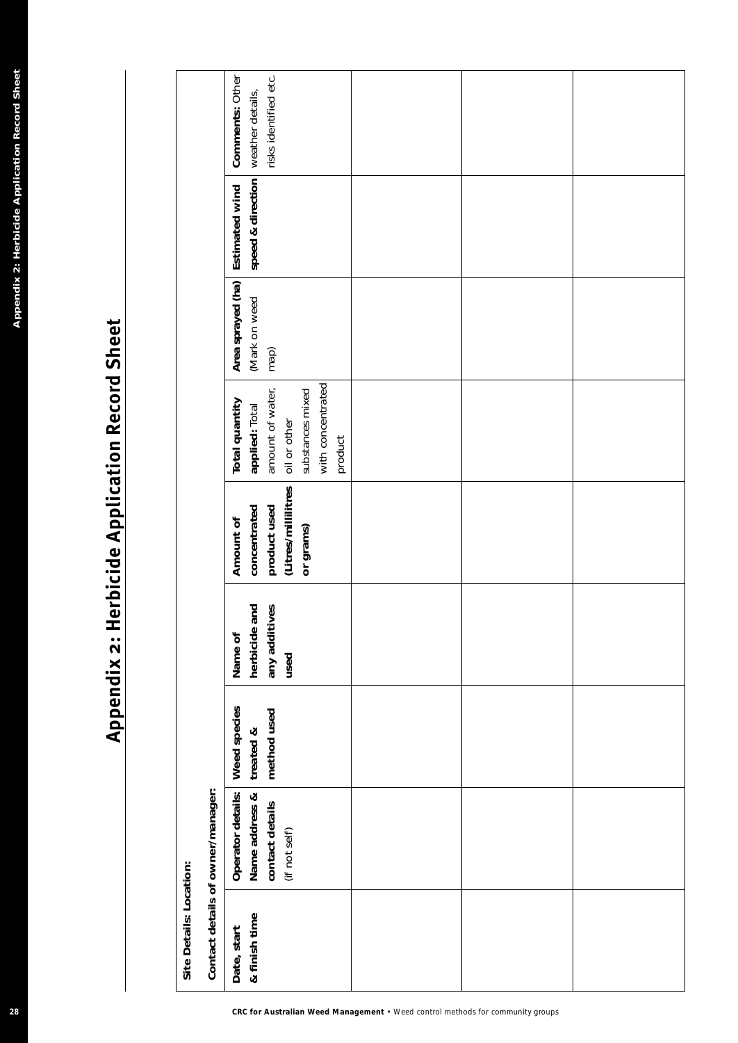# Appendix 2: Herbicide Application Record Sheet

**Site Details: Location:**

**Contact details of owner/manager:**

| **Date, start & finish time** | **Operator details: Name address & contact details** (if not self) | **Weed species treated & method used** | **Name of herbicide and any additives used** | **Amount of concentrated product used (Litres/millilitres or grams)** | **Total quantity applied:** Total amount of water, oil or other substances mixed with concentrated product | **Area sprayed (ha)** (Mark on weed map) | **Estimated wind speed & direction** | **Comments:** Other weather details, risks identified etc. |
|---|---|---|---|---|---|---|---|---|
| | | | | | | | | |
| | | | | | | | | |
| | | | | | | | | |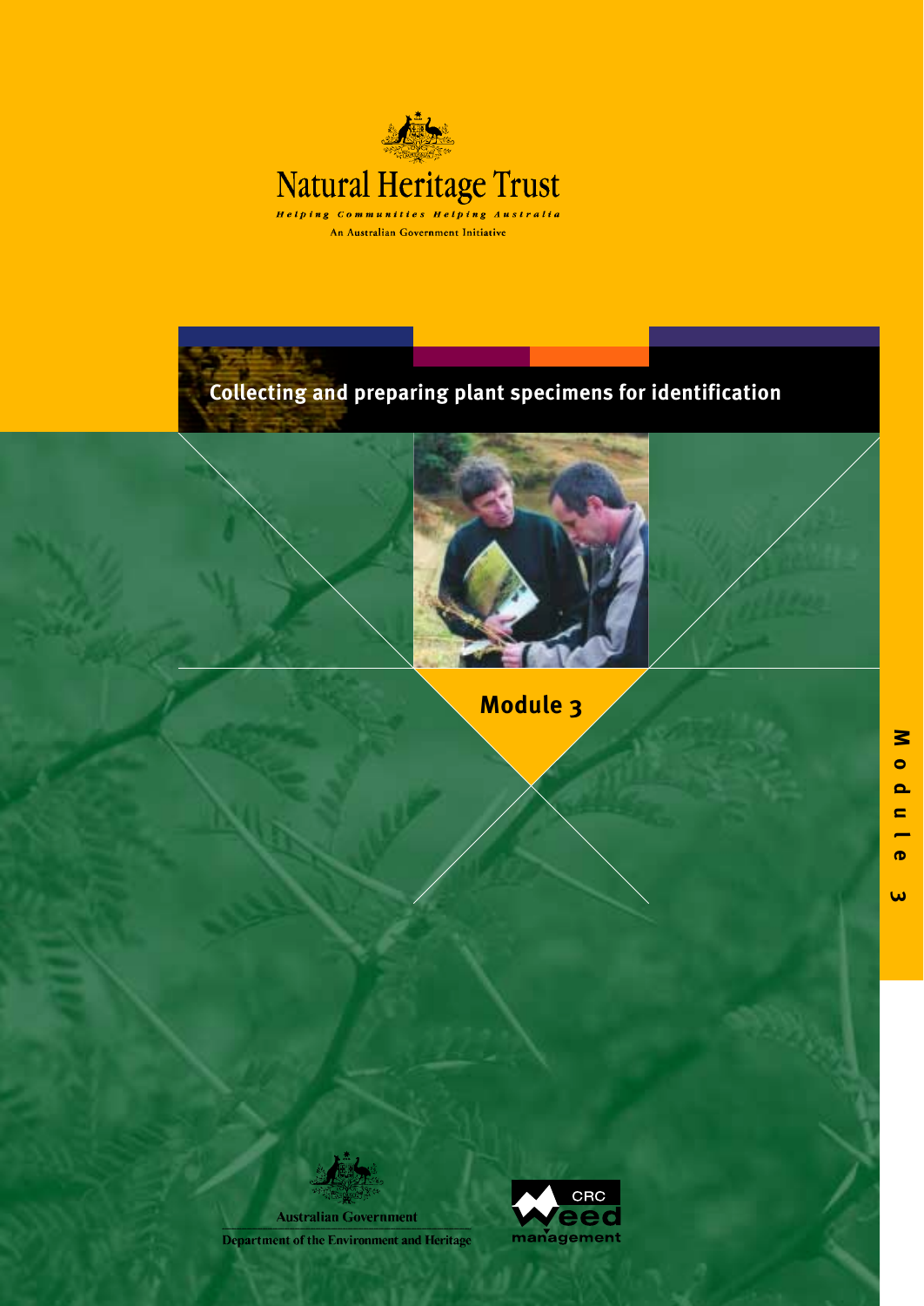Natural Heritage Trust

*Helping Communities Helping Australia*

An Australian Government Initiative

# Collecting and preparing plant specimens for identification

## Module 3

Australian Government

Department of the Environment and Heritage

CRC Weed management

Module 3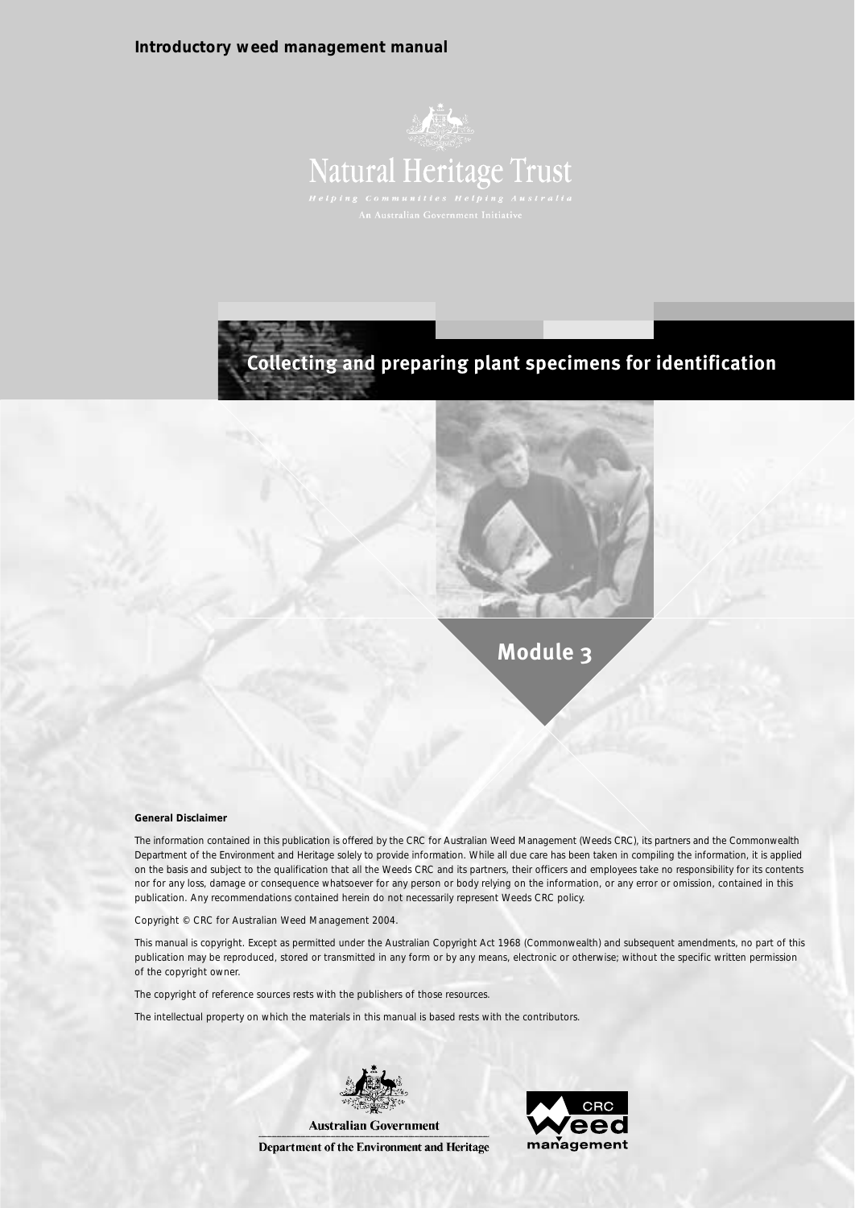Introductory weed management manual

Natural Heritage Trust

*Helping Communities Helping Australia*

An Australian Government Initiative

# Collecting and preparing plant specimens for identification

## Module 3

**General Disclaimer**

The information contained in this publication is offered by the CRC for Australian Weed Management (Weeds CRC), its partners and the Commonwealth Department of the Environment and Heritage solely to provide information. While all due care has been taken in compiling the information, it is applied on the basis and subject to the qualification that all the Weeds CRC and its partners, their officers and employees take no responsibility for its contents nor for any loss, damage or consequence whatsoever for any person or body relying on the information, or any error or omission, contained in this publication. Any recommendations contained herein do not necessarily represent Weeds CRC policy.

Copyright © CRC for Australian Weed Management 2004.

This manual is copyright. Except as permitted under the Australian Copyright Act 1968 (Commonwealth) and subsequent amendments, no part of this publication may be reproduced, stored or transmitted in any form or by any means, electronic or otherwise; without the specific written permission of the copyright owner.

The copyright of reference sources rests with the publishers of those resources.

The intellectual property on which the materials in this manual is based rests with the contributors.

Australian Government

Department of the Environment and Heritage

CRC Weed management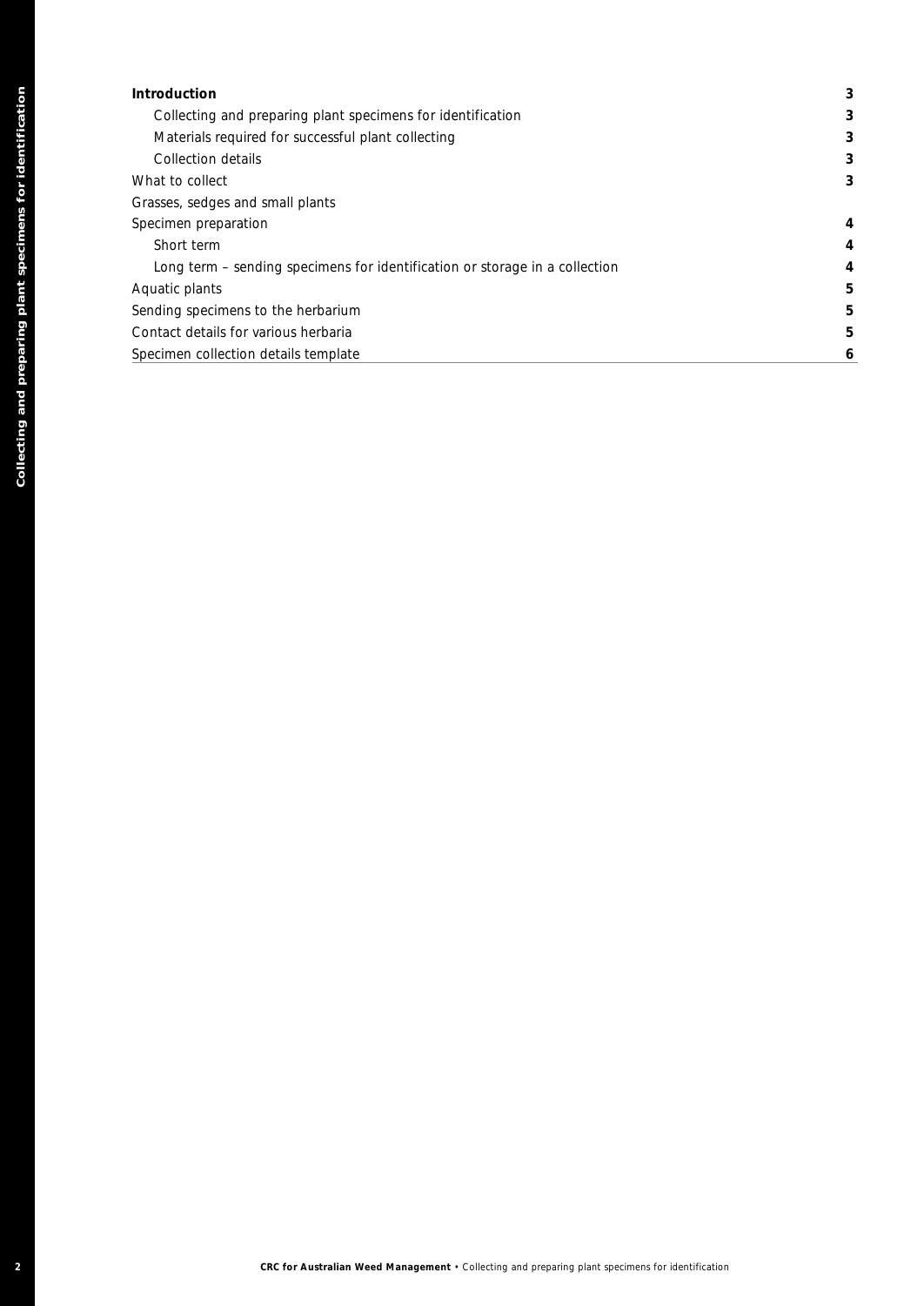| | |
|---|---|
| **Introduction** | 3 |
| Collecting and preparing plant specimens for identification | 3 |
| Materials required for successful plant collecting | 3 |
| Collection details | 3 |
| What to collect | 3 |
| Grasses, sedges and small plants | |
| Specimen preparation | 4 |
| Short term | 4 |
| Long term – sending specimens for identification or storage in a collection | 4 |
| Aquatic plants | 5 |
| Sending specimens to the herbarium | 5 |
| Contact details for various herbaria | 5 |
| Specimen collection details template | 6 |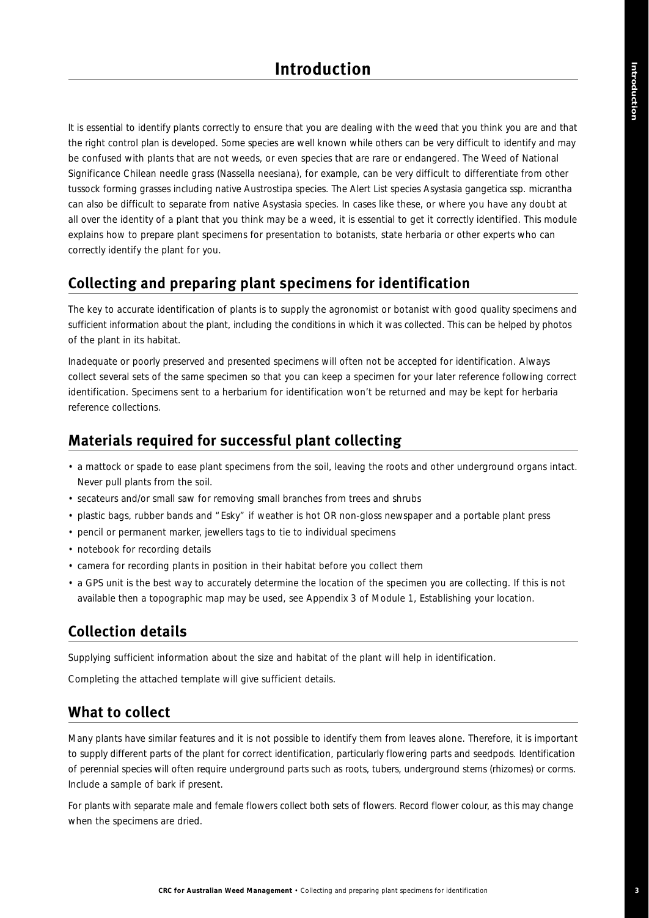# Introduction

It is essential to identify plants correctly to ensure that you are dealing with the weed that you think you are and that the right control plan is developed. Some species are well known while others can be very difficult to identify and may be confused with plants that are not weeds, or even species that are rare or endangered. The Weed of National Significance Chilean needle grass (Nassella neesiana), for example, can be very difficult to differentiate from other tussock forming grasses including native Austrostipa species. The Alert List species Asystasia gangetica ssp. micrantha can also be difficult to separate from native Asystasia species. In cases like these, or where you have any doubt at all over the identity of a plant that you think may be a weed, it is essential to get it correctly identified. This module explains how to prepare plant specimens for presentation to botanists, state herbaria or other experts who can correctly identify the plant for you.

## Collecting and preparing plant specimens for identification

The key to accurate identification of plants is to supply the agronomist or botanist with good quality specimens and sufficient information about the plant, including the conditions in which it was collected. This can be helped by photos of the plant in its habitat.

Inadequate or poorly preserved and presented specimens will often not be accepted for identification. Always collect several sets of the same specimen so that you can keep a specimen for your later reference following correct identification. Specimens sent to a herbarium for identification won't be returned and may be kept for herbaria reference collections.

## Materials required for successful plant collecting

- a mattock or spade to ease plant specimens from the soil, leaving the roots and other underground organs intact. Never pull plants from the soil.
- secateurs and/or small saw for removing small branches from trees and shrubs
- plastic bags, rubber bands and "Esky" if weather is hot OR non-gloss newspaper and a portable plant press
- pencil or permanent marker, jewellers tags to tie to individual specimens
- notebook for recording details
- camera for recording plants in position in their habitat before you collect them
- a GPS unit is the best way to accurately determine the location of the specimen you are collecting. If this is not available then a topographic map may be used, see Appendix 3 of Module 1, Establishing your location.

## Collection details

Supplying sufficient information about the size and habitat of the plant will help in identification.

Completing the attached template will give sufficient details.

## What to collect

Many plants have similar features and it is not possible to identify them from leaves alone. Therefore, it is important to supply different parts of the plant for correct identification, particularly flowering parts and seedpods. Identification of perennial species will often require underground parts such as roots, tubers, underground stems (rhizomes) or corms. Include a sample of bark if present.

For plants with separate male and female flowers collect both sets of flowers. Record flower colour, as this may change when the specimens are dried.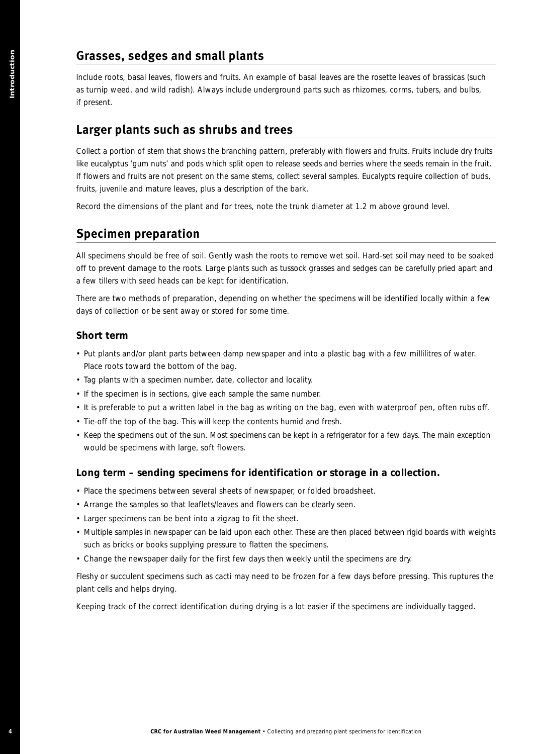## Grasses, sedges and small plants

Include roots, basal leaves, flowers and fruits. An example of basal leaves are the rosette leaves of brassicas (such as turnip weed, and wild radish). Always include underground parts such as rhizomes, corms, tubers, and bulbs, if present.

## Larger plants such as shrubs and trees

Collect a portion of stem that shows the branching pattern, preferably with flowers and fruits. Fruits include dry fruits like eucalyptus 'gum nuts' and pods which split open to release seeds and berries where the seeds remain in the fruit. If flowers and fruits are not present on the same stems, collect several samples. Eucalypts require collection of buds, fruits, juvenile and mature leaves, plus a description of the bark.

Record the dimensions of the plant and for trees, note the trunk diameter at 1.2 m above ground level.

## Specimen preparation

All specimens should be free of soil. Gently wash the roots to remove wet soil. Hard-set soil may need to be soaked off to prevent damage to the roots. Large plants such as tussock grasses and sedges can be carefully pried apart and a few tillers with seed heads can be kept for identification.

There are two methods of preparation, depending on whether the specimens will be identified locally within a few days of collection or be sent away or stored for some time.

### Short term

- Put plants and/or plant parts between damp newspaper and into a plastic bag with a few millilitres of water. Place roots toward the bottom of the bag.
- Tag plants with a specimen number, date, collector and locality.
- If the specimen is in sections, give each sample the same number.
- It is preferable to put a written label in the bag as writing on the bag, even with waterproof pen, often rubs off.
- Tie-off the top of the bag. This will keep the contents humid and fresh.
- Keep the specimens out of the sun. Most specimens can be kept in a refrigerator for a few days. The main exception would be specimens with large, soft flowers.

### Long term – sending specimens for identification or storage in a collection.

- Place the specimens between several sheets of newspaper, or folded broadsheet.
- Arrange the samples so that leaflets/leaves and flowers can be clearly seen.
- Larger specimens can be bent into a zigzag to fit the sheet.
- Multiple samples in newspaper can be laid upon each other. These are then placed between rigid boards with weights such as bricks or books supplying pressure to flatten the specimens.
- Change the newspaper daily for the first few days then weekly until the specimens are dry.

Fleshy or succulent specimens such as cacti may need to be frozen for a few days before pressing. This ruptures the plant cells and helps drying.

Keeping track of the correct identification during drying is a lot easier if the specimens are individually tagged.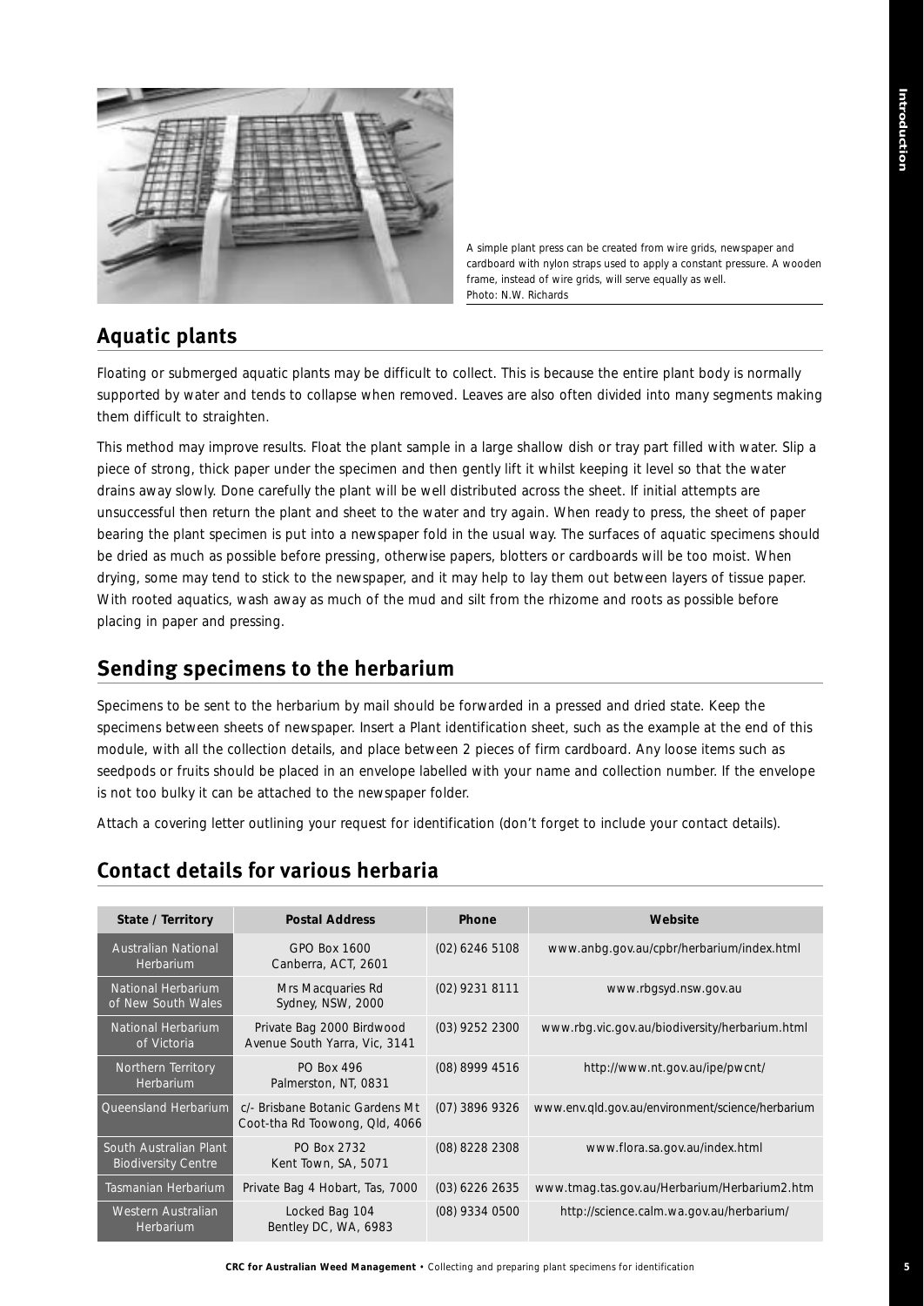A simple plant press can be created from wire grids, newspaper and cardboard with nylon straps used to apply a constant pressure. A wooden frame, instead of wire grids, will serve equally as well.
Photo: N.W. Richards

## Aquatic plants

Floating or submerged aquatic plants may be difficult to collect. This is because the entire plant body is normally supported by water and tends to collapse when removed. Leaves are also often divided into many segments making them difficult to straighten.

This method may improve results. Float the plant sample in a large shallow dish or tray part filled with water. Slip a piece of strong, thick paper under the specimen and then gently lift it whilst keeping it level so that the water drains away slowly. Done carefully the plant will be well distributed across the sheet. If initial attempts are unsuccessful then return the plant and sheet to the water and try again. When ready to press, the sheet of paper bearing the plant specimen is put into a newspaper fold in the usual way. The surfaces of aquatic specimens should be dried as much as possible before pressing, otherwise papers, blotters or cardboards will be too moist. When drying, some may tend to stick to the newspaper, and it may help to lay them out between layers of tissue paper. With rooted aquatics, wash away as much of the mud and silt from the rhizome and roots as possible before placing in paper and pressing.

## Sending specimens to the herbarium

Specimens to be sent to the herbarium by mail should be forwarded in a pressed and dried state. Keep the specimens between sheets of newspaper. Insert a Plant identification sheet, such as the example at the end of this module, with all the collection details, and place between 2 pieces of firm cardboard. Any loose items such as seedpods or fruits should be placed in an envelope labelled with your name and collection number. If the envelope is not too bulky it can be attached to the newspaper folder.

Attach a covering letter outlining your request for identification (don't forget to include your contact details).

## Contact details for various herbaria

| State / Territory | Postal Address | Phone | Website |
|---|---|---|---|
| Australian National Herbarium | GPO Box 1600 Canberra, ACT, 2601 | (02) 6246 5108 | www.anbg.gov.au/cpbr/herbarium/index.html |
| National Herbarium of New South Wales | Mrs Macquaries Rd Sydney, NSW, 2000 | (02) 9231 8111 | www.rbgsyd.nsw.gov.au |
| National Herbarium of Victoria | Private Bag 2000 Birdwood Avenue South Yarra, Vic, 3141 | (03) 9252 2300 | www.rbg.vic.gov.au/biodiversity/herbarium.html |
| Northern Territory Herbarium | PO Box 496 Palmerston, NT, 0831 | (08) 8999 4516 | http://www.nt.gov.au/ipe/pwcnt/ |
| Queensland Herbarium | c/- Brisbane Botanic Gardens Mt Coot-tha Rd Toowong, Qld, 4066 | (07) 3896 9326 | www.env.qld.gov.au/environment/science/herbarium |
| South Australian Plant Biodiversity Centre | PO Box 2732 Kent Town, SA, 5071 | (08) 8228 2308 | www.flora.sa.gov.au/index.html |
| Tasmanian Herbarium | Private Bag 4 Hobart, Tas, 7000 | (03) 6226 2635 | www.tmag.tas.gov.au/Herbarium/Herbarium2.htm |
| Western Australian Herbarium | Locked Bag 104 Bentley DC, WA, 6983 | (08) 9334 0500 | http://science.calm.wa.gov.au/herbarium/ |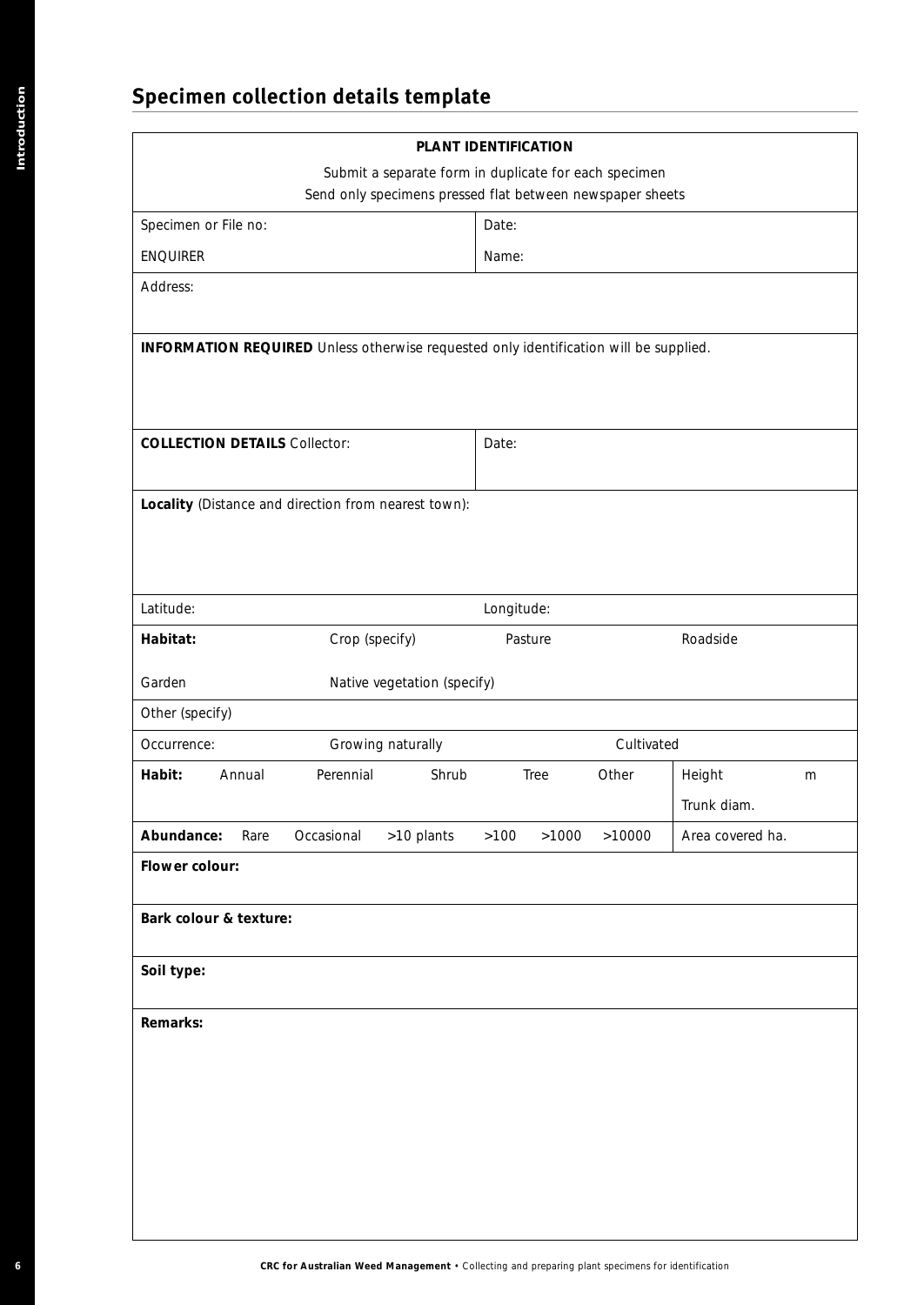## Specimen collection details template

**PLANT IDENTIFICATION**

Submit a separate form in duplicate for each specimen

Send only specimens pressed flat between newspaper sheets

| | |
|---|---|
| Specimen or File no: | Date: |
| ENQUIRER | Name: |

Address:

**INFORMATION REQUIRED** Unless otherwise requested only identification will be supplied.

| | |
|---|---|
| **COLLECTION DETAILS** Collector: | Date: |

**Locality** (Distance and direction from nearest town):

| | |
|---|---|
| Latitude: | Longitude: |

| | | | |
|---|---|---|---|
| **Habitat:** | Crop (specify) | Pasture | Roadside |
| Garden | Native vegetation (specify) | | |

Other (specify)

| | | |
|---|---|---|
| Occurrence: | Growing naturally | Cultivated |

| | | | | | | |
|---|---|---|---|---|---|---|
| **Habit:** | Annual | Perennial | Shrub | Tree | Other | Height m<br>Trunk diam. |

| | | | | | | | |
|---|---|---|---|---|---|---|---|
| **Abundance:** | Rare | Occasional | >10 plants | >100 | >1000 | >10000 | Area covered ha. |

**Flower colour:**

**Bark colour & texture:**

**Soil type:**

**Remarks:**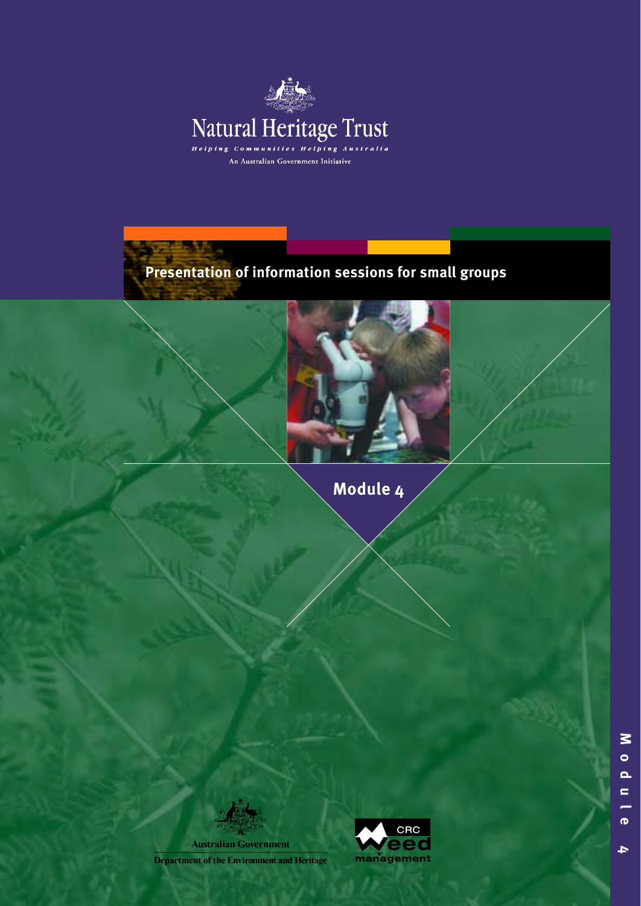Natural Heritage Trust

*Helping Communities Helping Australia*

An Australian Government Initiative

# Presentation of information sessions for small groups

## Module 4

Australian Government

Department of the Environment and Heritage

CRC Weed management

Module 4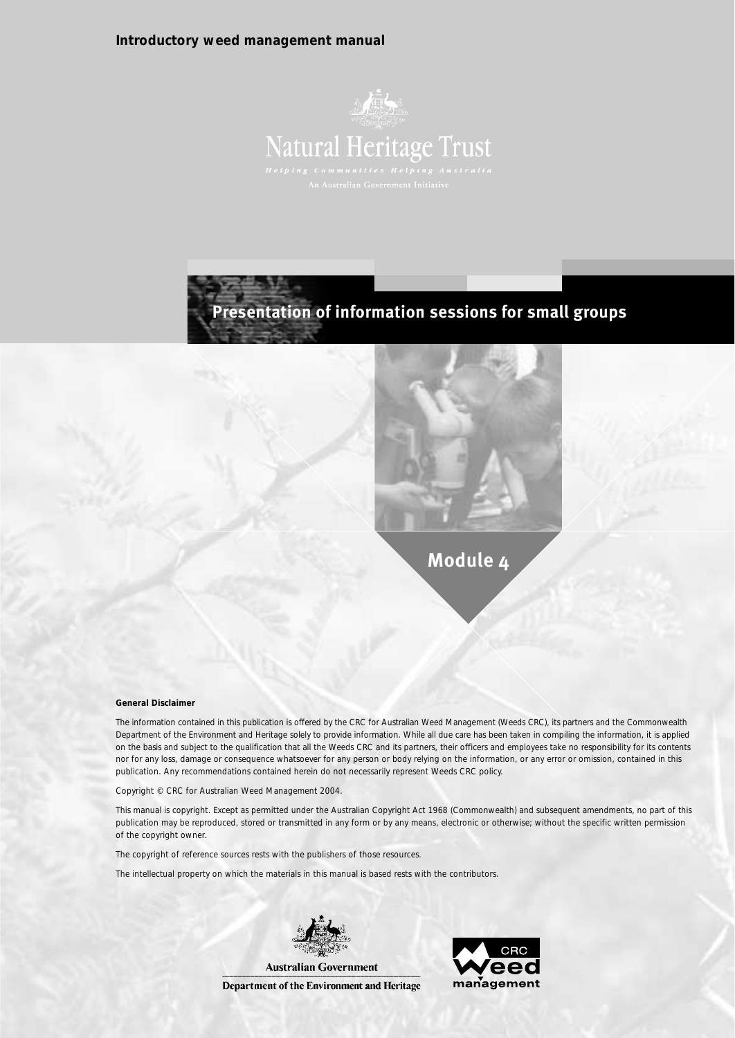Introductory weed management manual

Natural Heritage Trust

*Helping Communities Helping Australia*

An Australian Government Initiative

# Presentation of information sessions for small groups

## Module 4

**General Disclaimer**

The information contained in this publication is offered by the CRC for Australian Weed Management (Weeds CRC), its partners and the Commonwealth Department of the Environment and Heritage solely to provide information. While all due care has been taken in compiling the information, it is applied on the basis and subject to the qualification that all the Weeds CRC and its partners, their officers and employees take no responsibility for its contents nor for any loss, damage or consequence whatsoever for any person or body relying on the information, or any error or omission, contained in this publication. Any recommendations contained herein do not necessarily represent Weeds CRC policy.

Copyright © CRC for Australian Weed Management 2004.

This manual is copyright. Except as permitted under the Australian Copyright Act 1968 (Commonwealth) and subsequent amendments, no part of this publication may be reproduced, stored or transmitted in any form or by any means, electronic or otherwise; without the specific written permission of the copyright owner.

The copyright of reference sources rests with the publishers of those resources.

The intellectual property on which the materials in this manual is based rests with the contributors.

Australian Government

Department of the Environment and Heritage

CRC Weed management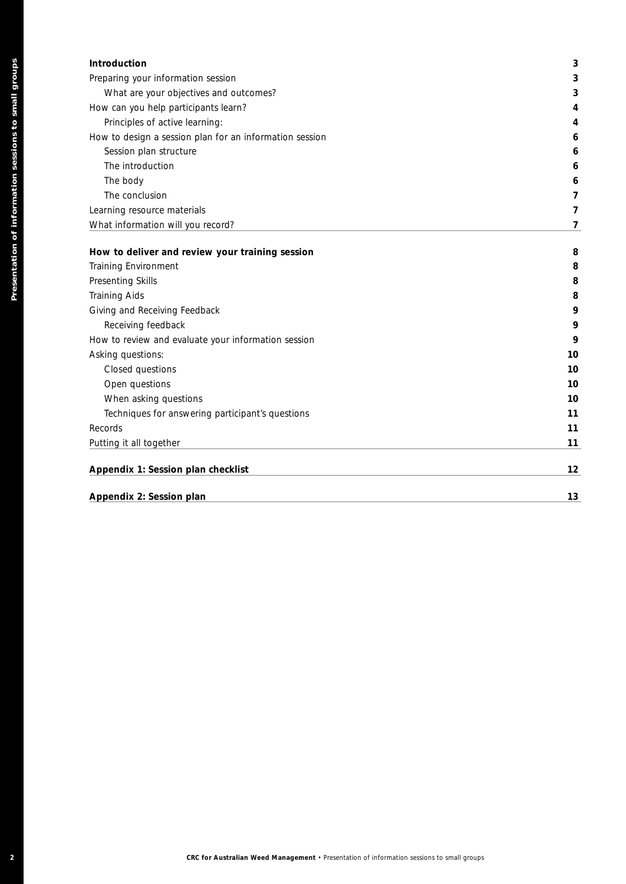| | |
|---|---|
| **Introduction** | **3** |
| Preparing your information session | 3 |
| What are your objectives and outcomes? | 3 |
| How can you help participants learn? | 4 |
| Principles of active learning: | 4 |
| How to design a session plan for an information session | 6 |
| Session plan structure | 6 |
| The introduction | 6 |
| The body | 6 |
| The conclusion | 7 |
| Learning resource materials | 7 |
| What information will you record? | 7 |
| **How to deliver and review your training session** | **8** |
| Training Environment | 8 |
| Presenting Skills | 8 |
| Training Aids | 8 |
| Giving and Receiving Feedback | 9 |
| Receiving feedback | 9 |
| How to review and evaluate your information session | 9 |
| Asking questions: | 10 |
| Closed questions | 10 |
| Open questions | 10 |
| When asking questions | 10 |
| Techniques for answering participant's questions | 11 |
| Records | 11 |
| Putting it all together | 11 |
| **Appendix 1: Session plan checklist** | **12** |
| **Appendix 2: Session plan** | **13** |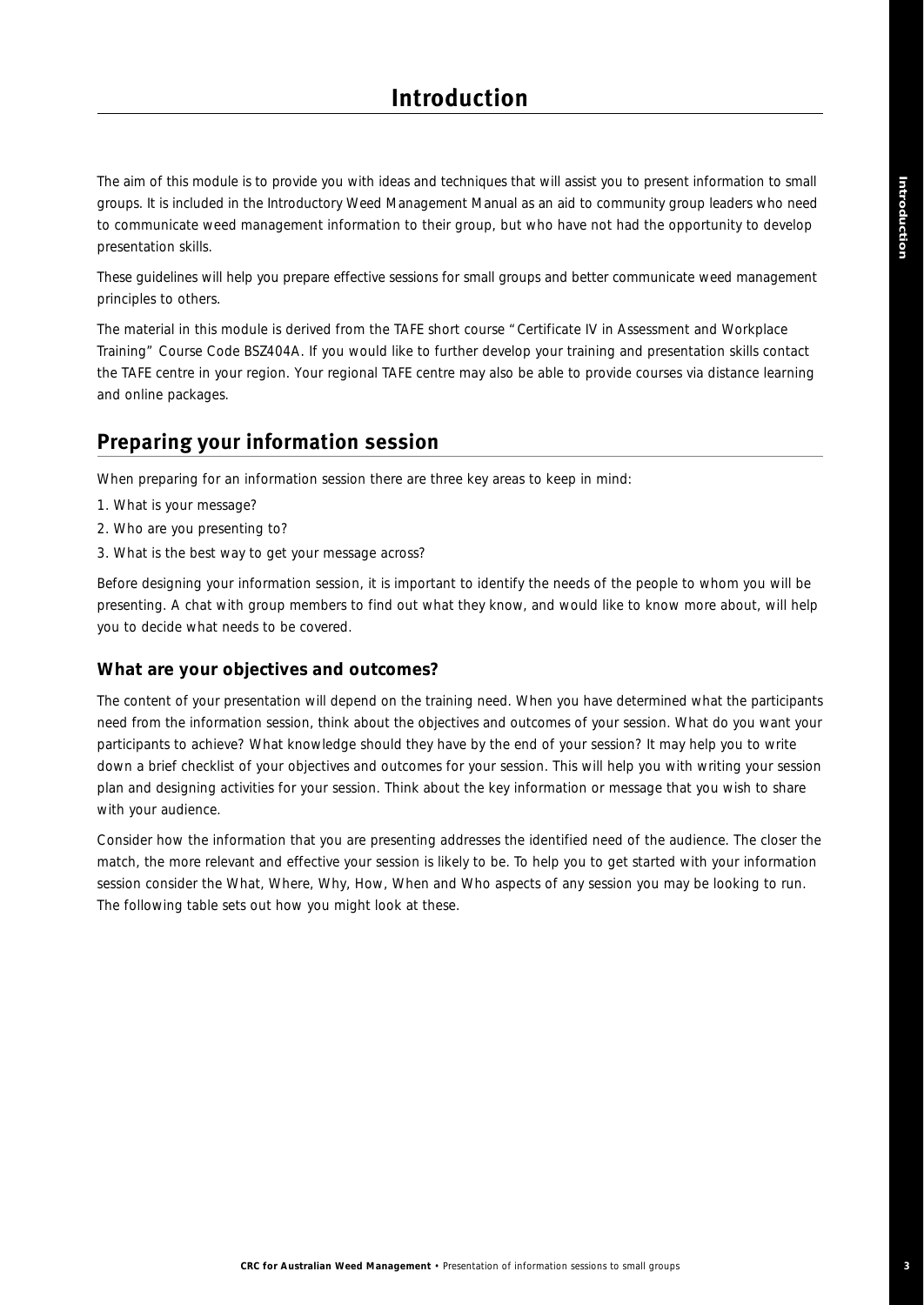# Introduction

The aim of this module is to provide you with ideas and techniques that will assist you to present information to small groups. It is included in the Introductory Weed Management Manual as an aid to community group leaders who need to communicate weed management information to their group, but who have not had the opportunity to develop presentation skills.

These guidelines will help you prepare effective sessions for small groups and better communicate weed management principles to others.

The material in this module is derived from the TAFE short course "Certificate IV in Assessment and Workplace Training" Course Code BSZ404A. If you would like to further develop your training and presentation skills contact the TAFE centre in your region. Your regional TAFE centre may also be able to provide courses via distance learning and online packages.

## Preparing your information session

When preparing for an information session there are three key areas to keep in mind:

1. What is your message?
2. Who are you presenting to?
3. What is the best way to get your message across?

Before designing your information session, it is important to identify the needs of the people to whom you will be presenting. A chat with group members to find out what they know, and would like to know more about, will help you to decide what needs to be covered.

### What are your objectives and outcomes?

The content of your presentation will depend on the training need. When you have determined what the participants need from the information session, think about the objectives and outcomes of your session. What do you want your participants to achieve? What knowledge should they have by the end of your session? It may help you to write down a brief checklist of your objectives and outcomes for your session. This will help you with writing your session plan and designing activities for your session. Think about the key information or message that you wish to share with your audience.

Consider how the information that you are presenting addresses the identified need of the audience. The closer the match, the more relevant and effective your session is likely to be. To help you to get started with your information session consider the What, Where, Why, How, When and Who aspects of any session you may be looking to run. The following table sets out how you might look at these.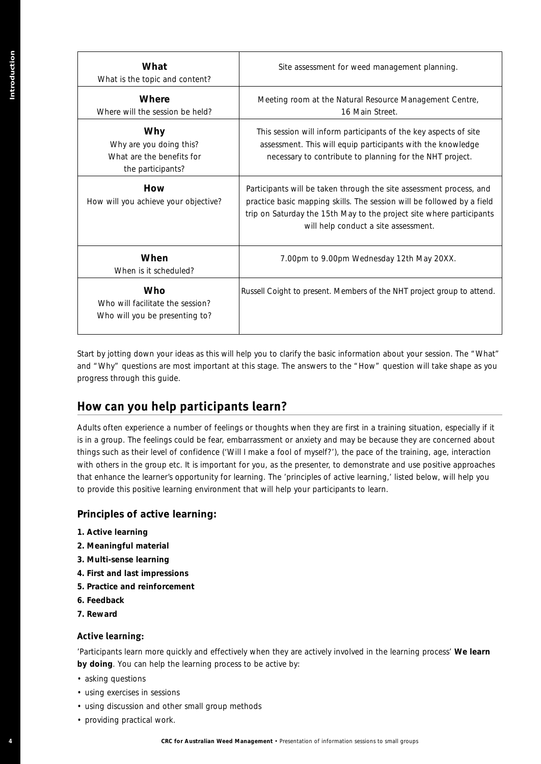| **What**<br>What is the topic and content? | Site assessment for weed management planning. |
|---|---|
| **Where**<br>Where will the session be held? | Meeting room at the Natural Resource Management Centre, 16 Main Street. |
| **Why**<br>Why are you doing this?<br>What are the benefits for the participants? | This session will inform participants of the key aspects of site assessment. This will equip participants with the knowledge necessary to contribute to planning for the NHT project. |
| **How**<br>How will you achieve your objective? | Participants will be taken through the site assessment process, and practice basic mapping skills. The session will be followed by a field trip on Saturday the 15th May to the project site where participants will help conduct a site assessment. |
| **When**<br>When is it scheduled? | 7.00pm to 9.00pm Wednesday 12th May 20XX. |
| **Who**<br>Who will facilitate the session?<br>Who will you be presenting to? | Russell Coight to present. Members of the NHT project group to attend. |

Start by jotting down your ideas as this will help you to clarify the basic information about your session. The "What" and "Why" questions are most important at this stage. The answers to the "How" question will take shape as you progress through this guide.

## How can you help participants learn?

Adults often experience a number of feelings or thoughts when they are first in a training situation, especially if it is in a group. The feelings could be fear, embarrassment or anxiety and may be because they are concerned about things such as their level of confidence ('Will I make a fool of myself?'), the pace of the training, age, interaction with others in the group etc. It is important for you, as the presenter, to demonstrate and use positive approaches that enhance the learner's opportunity for learning. The 'principles of active learning,' listed below, will help you to provide this positive learning environment that will help your participants to learn.

### Principles of active learning:

1. **Active learning**
2. **Meaningful material**
3. **Multi-sense learning**
4. **First and last impressions**
5. **Practice and reinforcement**
6. **Feedback**
7. **Reward**

#### Active learning:

'Participants learn more quickly and effectively when they are actively involved in the learning process' **We learn by doing**. You can help the learning process to be active by:

- asking questions
- using exercises in sessions
- using discussion and other small group methods
- providing practical work.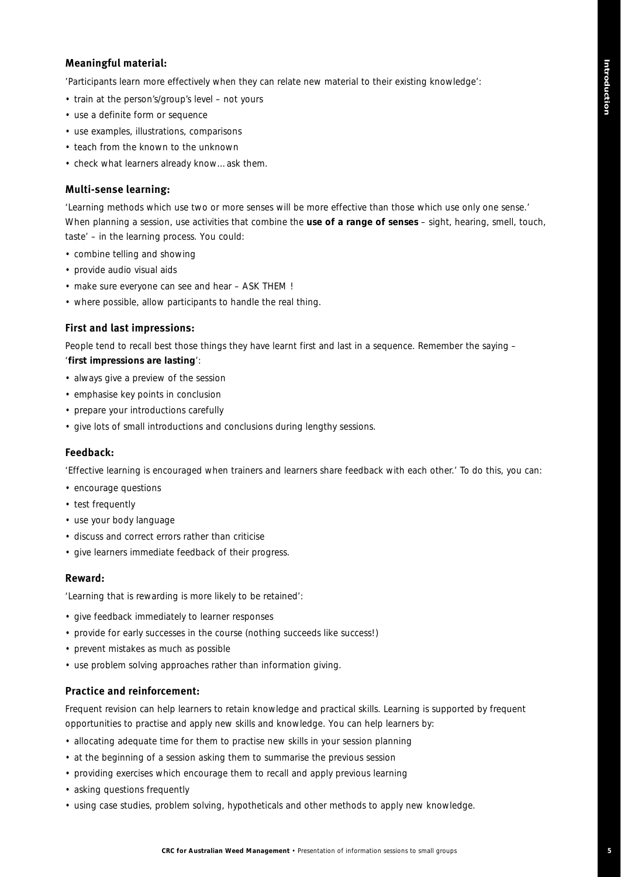### Meaningful material:

'Participants learn more effectively when they can relate new material to their existing knowledge':

- train at the person's/group's level – not yours
- use a definite form or sequence
- use examples, illustrations, comparisons
- teach from the known to the unknown
- check what learners already know… ask them.

### Multi-sense learning:

'Learning methods which use two or more senses will be more effective than those which use only one sense.' When planning a session, use activities that combine the **use of a range of senses** – sight, hearing, smell, touch, taste' – in the learning process. You could:

- combine telling and showing
- provide audio visual aids
- make sure everyone can see and hear – ASK THEM !
- where possible, allow participants to handle the real thing.

### First and last impressions:

People tend to recall best those things they have learnt first and last in a sequence. Remember the saying – '**first impressions are lasting**':

- always give a preview of the session
- emphasise key points in conclusion
- prepare your introductions carefully
- give lots of small introductions and conclusions during lengthy sessions.

### Feedback:

'Effective learning is encouraged when trainers and learners share feedback with each other.' To do this, you can:

- encourage questions
- test frequently
- use your body language
- discuss and correct errors rather than criticise
- give learners immediate feedback of their progress.

### Reward:

'Learning that is rewarding is more likely to be retained':

- give feedback immediately to learner responses
- provide for early successes in the course (nothing succeeds like success!)
- prevent mistakes as much as possible
- use problem solving approaches rather than information giving.

### Practice and reinforcement:

Frequent revision can help learners to retain knowledge and practical skills. Learning is supported by frequent opportunities to practise and apply new skills and knowledge. You can help learners by:

- allocating adequate time for them to practise new skills in your session planning
- at the beginning of a session asking them to summarise the previous session
- providing exercises which encourage them to recall and apply previous learning
- asking questions frequently
- using case studies, problem solving, hypotheticals and other methods to apply new knowledge.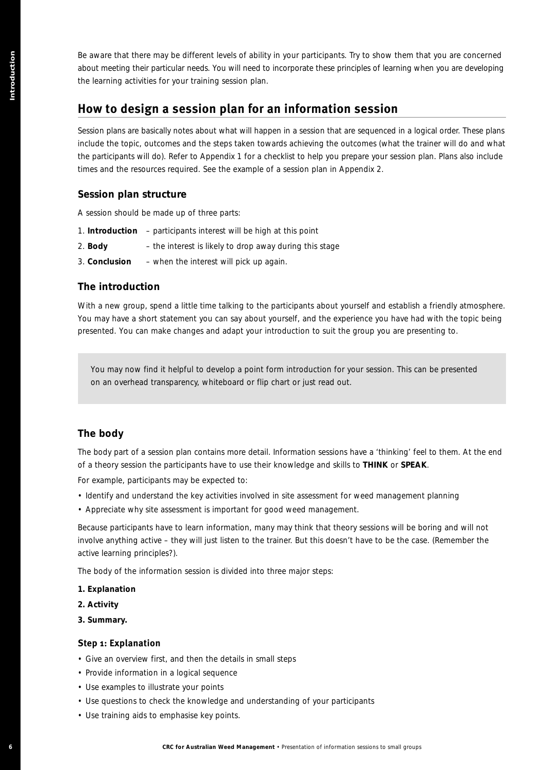Be aware that there may be different levels of ability in your participants. Try to show them that you are concerned about meeting their particular needs. You will need to incorporate these principles of learning when you are developing the learning activities for your training session plan.

## How to design a session plan for an information session

Session plans are basically notes about what will happen in a session that are sequenced in a logical order. These plans include the topic, outcomes and the steps taken towards achieving the outcomes (what the trainer will do and what the participants will do). Refer to Appendix 1 for a checklist to help you prepare your session plan. Plans also include times and the resources required. See the example of a session plan in Appendix 2.

### Session plan structure

A session should be made up of three parts:

1. **Introduction** – participants interest will be high at this point
2. **Body** – the interest is likely to drop away during this stage
3. **Conclusion** – when the interest will pick up again.

### The introduction

With a new group, spend a little time talking to the participants about yourself and establish a friendly atmosphere. You may have a short statement you can say about yourself, and the experience you have had with the topic being presented. You can make changes and adapt your introduction to suit the group you are presenting to.

> You may now find it helpful to develop a point form introduction for your session. This can be presented on an overhead transparency, whiteboard or flip chart or just read out.

### The body

The body part of a session plan contains more detail. Information sessions have a 'thinking' feel to them. At the end of a theory session the participants have to use their knowledge and skills to **THINK** or **SPEAK**.

For example, participants may be expected to:

- Identify and understand the key activities involved in site assessment for weed management planning
- Appreciate why site assessment is important for good weed management.

Because participants have to learn information, many may think that theory sessions will be boring and will not involve anything active – they will just listen to the trainer. But this doesn't have to be the case. (Remember the active learning principles?).

The body of the information session is divided into three major steps:

**1. Explanation**

**2. Activity**

**3. Summary.**

#### Step 1: Explanation

- Give an overview first, and then the details in small steps
- Provide information in a logical sequence
- Use examples to illustrate your points
- Use questions to check the knowledge and understanding of your participants
- Use training aids to emphasise key points.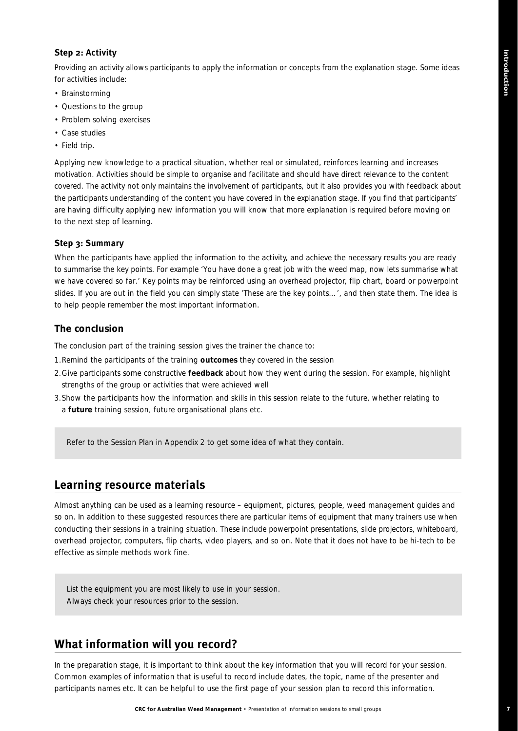### Step 2: Activity

Providing an activity allows participants to apply the information or concepts from the explanation stage. Some ideas for activities include:

- Brainstorming
- Questions to the group
- Problem solving exercises
- Case studies
- Field trip.

Applying new knowledge to a practical situation, whether real or simulated, reinforces learning and increases motivation. Activities should be simple to organise and facilitate and should have direct relevance to the content covered. The activity not only maintains the involvement of participants, but it also provides you with feedback about the participants understanding of the content you have covered in the explanation stage. If you find that participants' are having difficulty applying new information you will know that more explanation is required before moving on to the next step of learning.

### Step 3: Summary

When the participants have applied the information to the activity, and achieve the necessary results you are ready to summarise the key points. For example 'You have done a great job with the weed map, now lets summarise what we have covered so far.' Key points may be reinforced using an overhead projector, flip chart, board or powerpoint slides. If you are out in the field you can simply state 'These are the key points…', and then state them. The idea is to help people remember the most important information.

### The conclusion

The conclusion part of the training session gives the trainer the chance to:

1. Remind the participants of the training **outcomes** they covered in the session
2. Give participants some constructive **feedback** about how they went during the session. For example, highlight strengths of the group or activities that were achieved well
3. Show the participants how the information and skills in this session relate to the future, whether relating to a **future** training session, future organisational plans etc.

Refer to the Session Plan in Appendix 2 to get some idea of what they contain.

## Learning resource materials

Almost anything can be used as a learning resource – equipment, pictures, people, weed management guides and so on. In addition to these suggested resources there are particular items of equipment that many trainers use when conducting their sessions in a training situation. These include powerpoint presentations, slide projectors, whiteboard, overhead projector, computers, flip charts, video players, and so on. Note that it does not have to be hi-tech to be effective as simple methods work fine.

List the equipment you are most likely to use in your session.
Always check your resources prior to the session.

## What information will you record?

In the preparation stage, it is important to think about the key information that you will record for your session. Common examples of information that is useful to record include dates, the topic, name of the presenter and participants names etc. It can be helpful to use the first page of your session plan to record this information.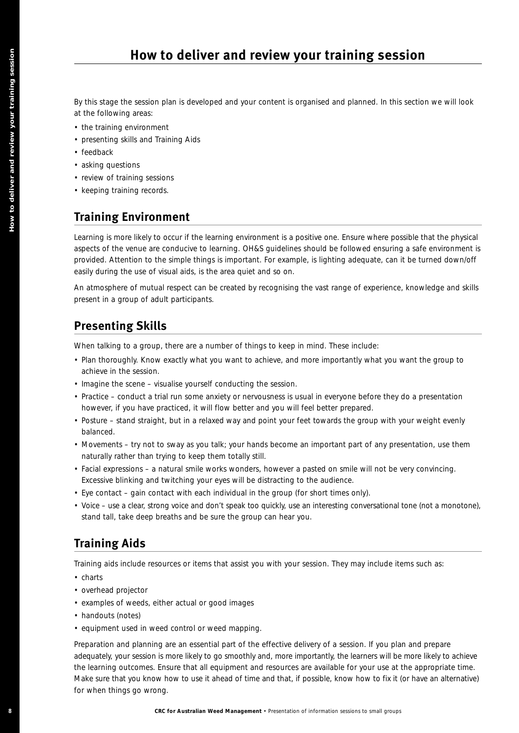# How to deliver and review your training session

By this stage the session plan is developed and your content is organised and planned. In this section we will look at the following areas:

- the training environment
- presenting skills and Training Aids
- feedback
- asking questions
- review of training sessions
- keeping training records.

## Training Environment

Learning is more likely to occur if the learning environment is a positive one. Ensure where possible that the physical aspects of the venue are conducive to learning. OH&S guidelines should be followed ensuring a safe environment is provided. Attention to the simple things is important. For example, is lighting adequate, can it be turned down/off easily during the use of visual aids, is the area quiet and so on.

An atmosphere of mutual respect can be created by recognising the vast range of experience, knowledge and skills present in a group of adult participants.

## Presenting Skills

When talking to a group, there are a number of things to keep in mind. These include:

- Plan thoroughly. Know exactly what you want to achieve, and more importantly what you want the group to achieve in the session.
- Imagine the scene – visualise yourself conducting the session.
- Practice – conduct a trial run some anxiety or nervousness is usual in everyone before they do a presentation however, if you have practiced, it will flow better and you will feel better prepared.
- Posture – stand straight, but in a relaxed way and point your feet towards the group with your weight evenly balanced.
- Movements – try not to sway as you talk; your hands become an important part of any presentation, use them naturally rather than trying to keep them totally still.
- Facial expressions – a natural smile works wonders, however a pasted on smile will not be very convincing. Excessive blinking and twitching your eyes will be distracting to the audience.
- Eye contact – gain contact with each individual in the group (for short times only).
- Voice – use a clear, strong voice and don't speak too quickly, use an interesting conversational tone (not a monotone), stand tall, take deep breaths and be sure the group can hear you.

## Training Aids

Training aids include resources or items that assist you with your session. They may include items such as:

- charts
- overhead projector
- examples of weeds, either actual or good images
- handouts (notes)
- equipment used in weed control or weed mapping.

Preparation and planning are an essential part of the effective delivery of a session. If you plan and prepare adequately, your session is more likely to go smoothly and, more importantly, the learners will be more likely to achieve the learning outcomes. Ensure that all equipment and resources are available for your use at the appropriate time. Make sure that you know how to use it ahead of time and that, if possible, know how to fix it (or have an alternative) for when things go wrong.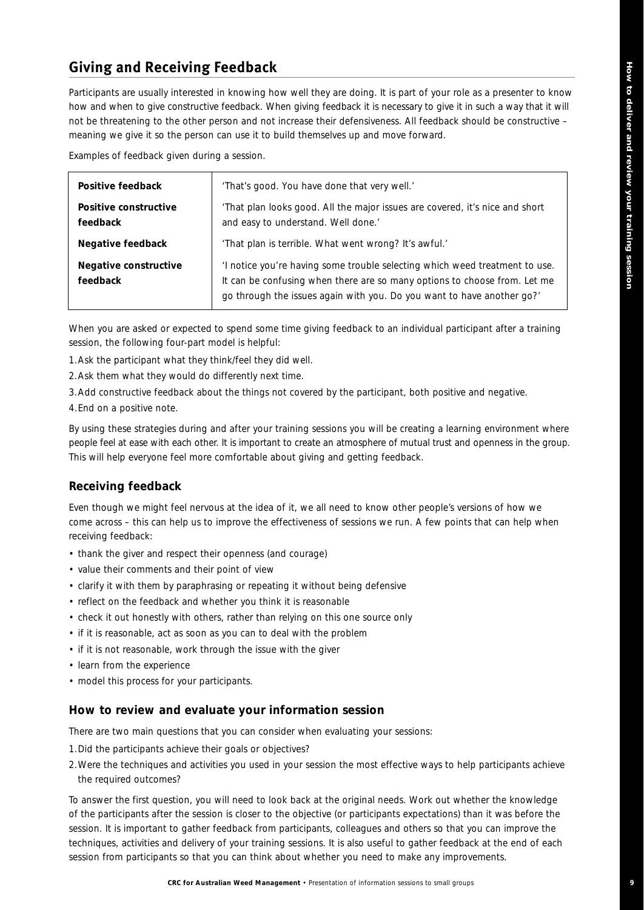## Giving and Receiving Feedback

Participants are usually interested in knowing how well they are doing. It is part of your role as a presenter to know how and when to give constructive feedback. When giving feedback it is necessary to give it in such a way that it will not be threatening to the other person and not increase their defensiveness. All feedback should be constructive – meaning we give it so the person can use it to build themselves up and move forward.

Examples of feedback given during a session.

| | |
|---|---|
| **Positive feedback** | 'That's good. You have done that very well.' |
| **Positive constructive feedback** | 'That plan looks good. All the major issues are covered, it's nice and short and easy to understand. Well done.' |
| **Negative feedback** | 'That plan is terrible. What went wrong? It's awful.' |
| **Negative constructive feedback** | 'I notice you're having some trouble selecting which weed treatment to use. It can be confusing when there are so many options to choose from. Let me go through the issues again with you. Do you want to have another go?' |

When you are asked or expected to spend some time giving feedback to an individual participant after a training session, the following four-part model is helpful:

1. Ask the participant what they think/feel they did well.
2. Ask them what they would do differently next time.
3. Add constructive feedback about the things not covered by the participant, both positive and negative.
4. End on a positive note.

By using these strategies during and after your training sessions you will be creating a learning environment where people feel at ease with each other. It is important to create an atmosphere of mutual trust and openness in the group. This will help everyone feel more comfortable about giving and getting feedback.

### Receiving feedback

Even though we might feel nervous at the idea of it, we all need to know other people's versions of how we come across – this can help us to improve the effectiveness of sessions we run. A few points that can help when receiving feedback:

- thank the giver and respect their openness (and courage)
- value their comments and their point of view
- clarify it with them by paraphrasing or repeating it without being defensive
- reflect on the feedback and whether you think it is reasonable
- check it out honestly with others, rather than relying on this one source only
- if it is reasonable, act as soon as you can to deal with the problem
- if it is not reasonable, work through the issue with the giver
- learn from the experience
- model this process for your participants.

### How to review and evaluate your information session

There are two main questions that you can consider when evaluating your sessions:

1. Did the participants achieve their goals or objectives?
2. Were the techniques and activities you used in your session the most effective ways to help participants achieve the required outcomes?

To answer the first question, you will need to look back at the original needs. Work out whether the knowledge of the participants after the session is closer to the objective (or participants expectations) than it was before the session. It is important to gather feedback from participants, colleagues and others so that you can improve the techniques, activities and delivery of your training sessions. It is also useful to gather feedback at the end of each session from participants so that you can think about whether you need to make any improvements.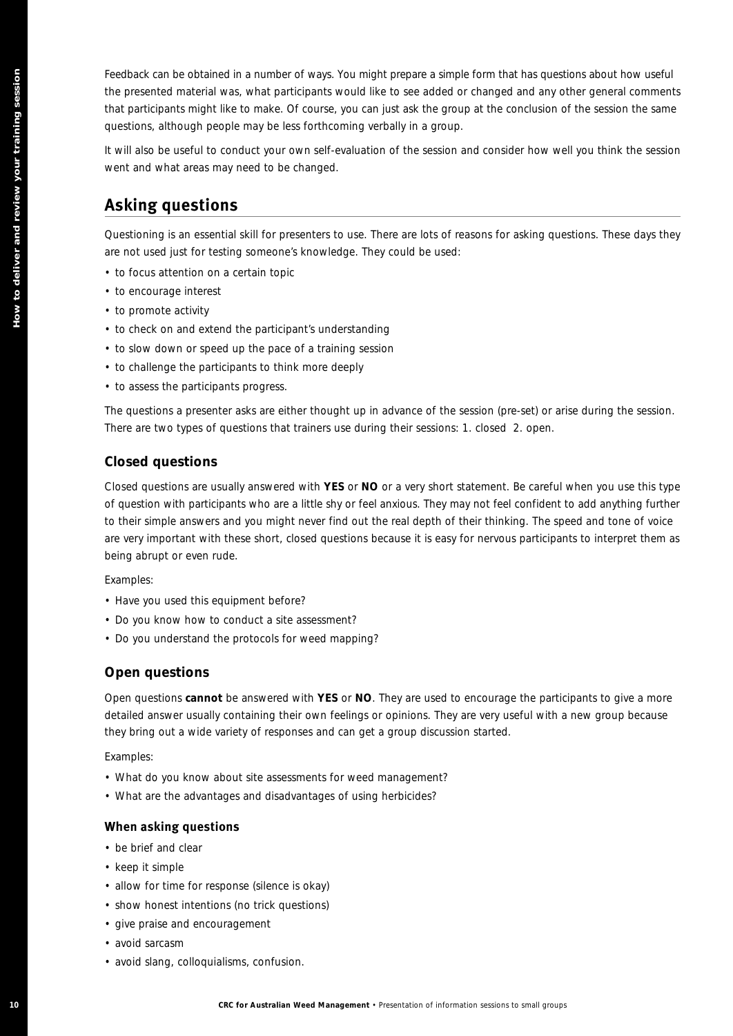Feedback can be obtained in a number of ways. You might prepare a simple form that has questions about how useful the presented material was, what participants would like to see added or changed and any other general comments that participants might like to make. Of course, you can just ask the group at the conclusion of the session the same questions, although people may be less forthcoming verbally in a group.

It will also be useful to conduct your own self-evaluation of the session and consider how well you think the session went and what areas may need to be changed.

## Asking questions

Questioning is an essential skill for presenters to use. There are lots of reasons for asking questions. These days they are not used just for testing someone's knowledge. They could be used:

- to focus attention on a certain topic
- to encourage interest
- to promote activity
- to check on and extend the participant's understanding
- to slow down or speed up the pace of a training session
- to challenge the participants to think more deeply
- to assess the participants progress.

The questions a presenter asks are either thought up in advance of the session (pre-set) or arise during the session. There are two types of questions that trainers use during their sessions: 1. closed 2. open.

### Closed questions

Closed questions are usually answered with **YES** or **NO** or a very short statement. Be careful when you use this type of question with participants who are a little shy or feel anxious. They may not feel confident to add anything further to their simple answers and you might never find out the real depth of their thinking. The speed and tone of voice are very important with these short, closed questions because it is easy for nervous participants to interpret them as being abrupt or even rude.

Examples:

- Have you used this equipment before?
- Do you know how to conduct a site assessment?
- Do you understand the protocols for weed mapping?

### Open questions

Open questions **cannot** be answered with **YES** or **NO**. They are used to encourage the participants to give a more detailed answer usually containing their own feelings or opinions. They are very useful with a new group because they bring out a wide variety of responses and can get a group discussion started.

Examples:

- What do you know about site assessments for weed management?
- What are the advantages and disadvantages of using herbicides?

#### When asking questions

- be brief and clear
- keep it simple
- allow for time for response (silence is okay)
- show honest intentions (no trick questions)
- give praise and encouragement
- avoid sarcasm
- avoid slang, colloquialisms, confusion.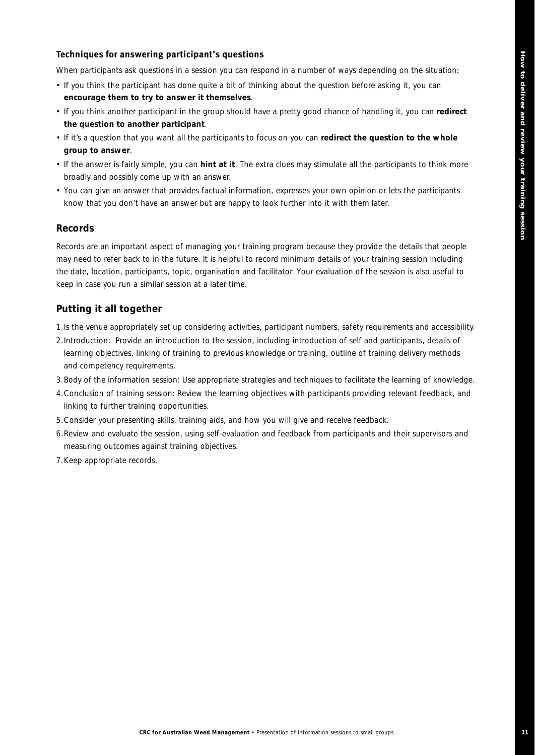### Techniques for answering participant's questions

When participants ask questions in a session you can respond in a number of ways depending on the situation:

- If you think the participant has done quite a bit of thinking about the question before asking it, you can **encourage them to try to answer it themselves**.
- If you think another participant in the group should have a pretty good chance of handling it, you can **redirect the question to another participant**.
- If it's a question that you want all the participants to focus on you can **redirect the question to the whole group to answer**.
- If the answer is fairly simple, you can **hint at it**. The extra clues may stimulate all the participants to think more broadly and possibly come up with an answer.
- You can give an answer that provides factual information, expresses your own opinion or lets the participants know that you don't have an answer but are happy to look further into it with them later.

## Records

Records are an important aspect of managing your training program because they provide the details that people may need to refer back to in the future. It is helpful to record minimum details of your training session including the date, location, participants, topic, organisation and facilitator. Your evaluation of the session is also useful to keep in case you run a similar session at a later time.

## Putting it all together

1. Is the venue appropriately set up considering activities, participant numbers, safety requirements and accessibility.
2. Introduction: Provide an introduction to the session, including introduction of self and participants, details of learning objectives, linking of training to previous knowledge or training, outline of training delivery methods and competency requirements.
3. Body of the information session: Use appropriate strategies and techniques to facilitate the learning of knowledge.
4. Conclusion of training session: Review the learning objectives with participants providing relevant feedback, and linking to further training opportunities.
5. Consider your presenting skills, training aids, and how you will give and receive feedback.
6. Review and evaluate the session, using self-evaluation and feedback from participants and their supervisors and measuring outcomes against training objectives.
7. Keep appropriate records.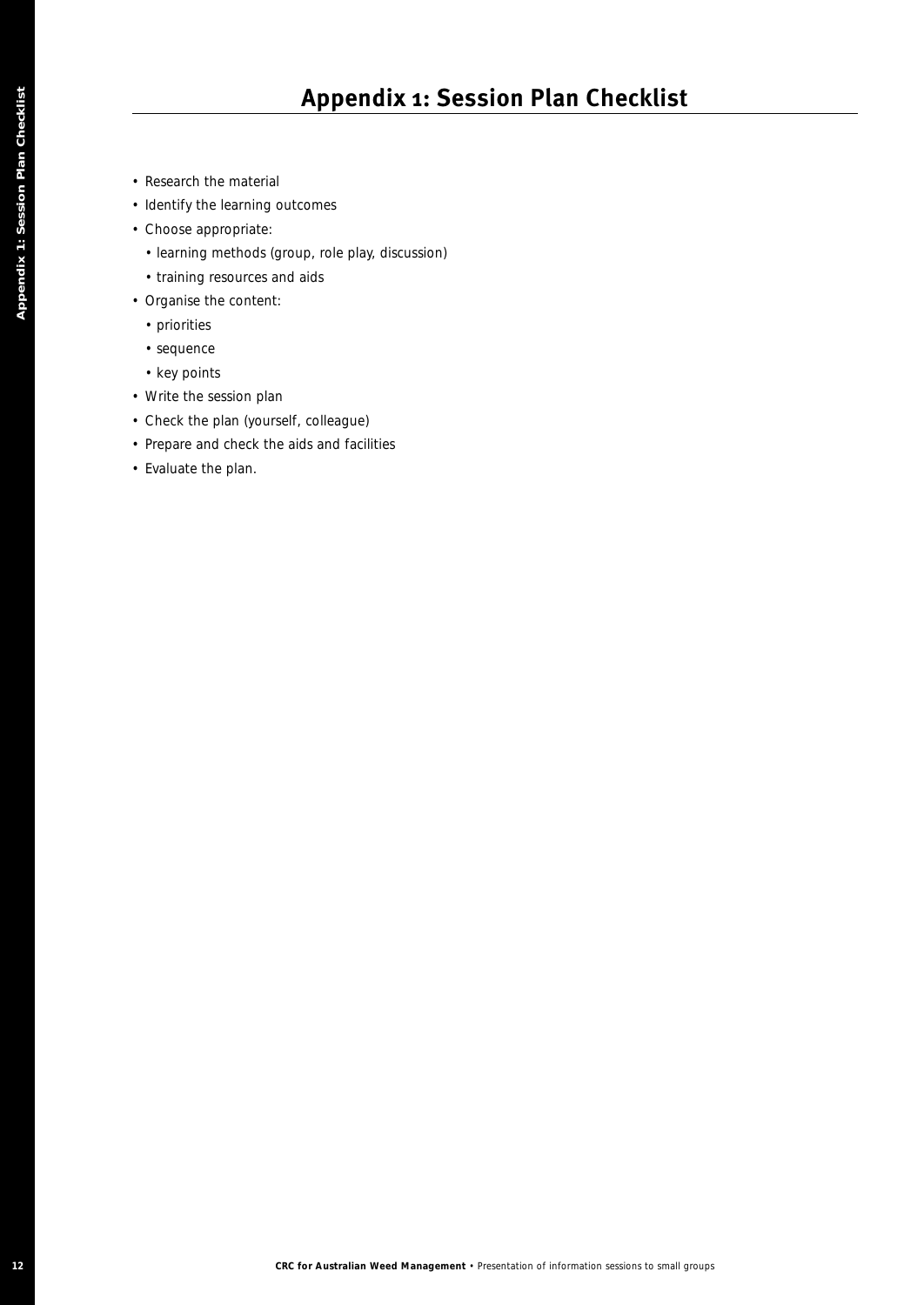# Appendix 1: Session Plan Checklist

- Research the material
- Identify the learning outcomes
- Choose appropriate:
  - learning methods (group, role play, discussion)
  - training resources and aids
- Organise the content:
  - priorities
  - sequence
  - key points
- Write the session plan
- Check the plan (yourself, colleague)
- Prepare and check the aids and facilities
- Evaluate the plan.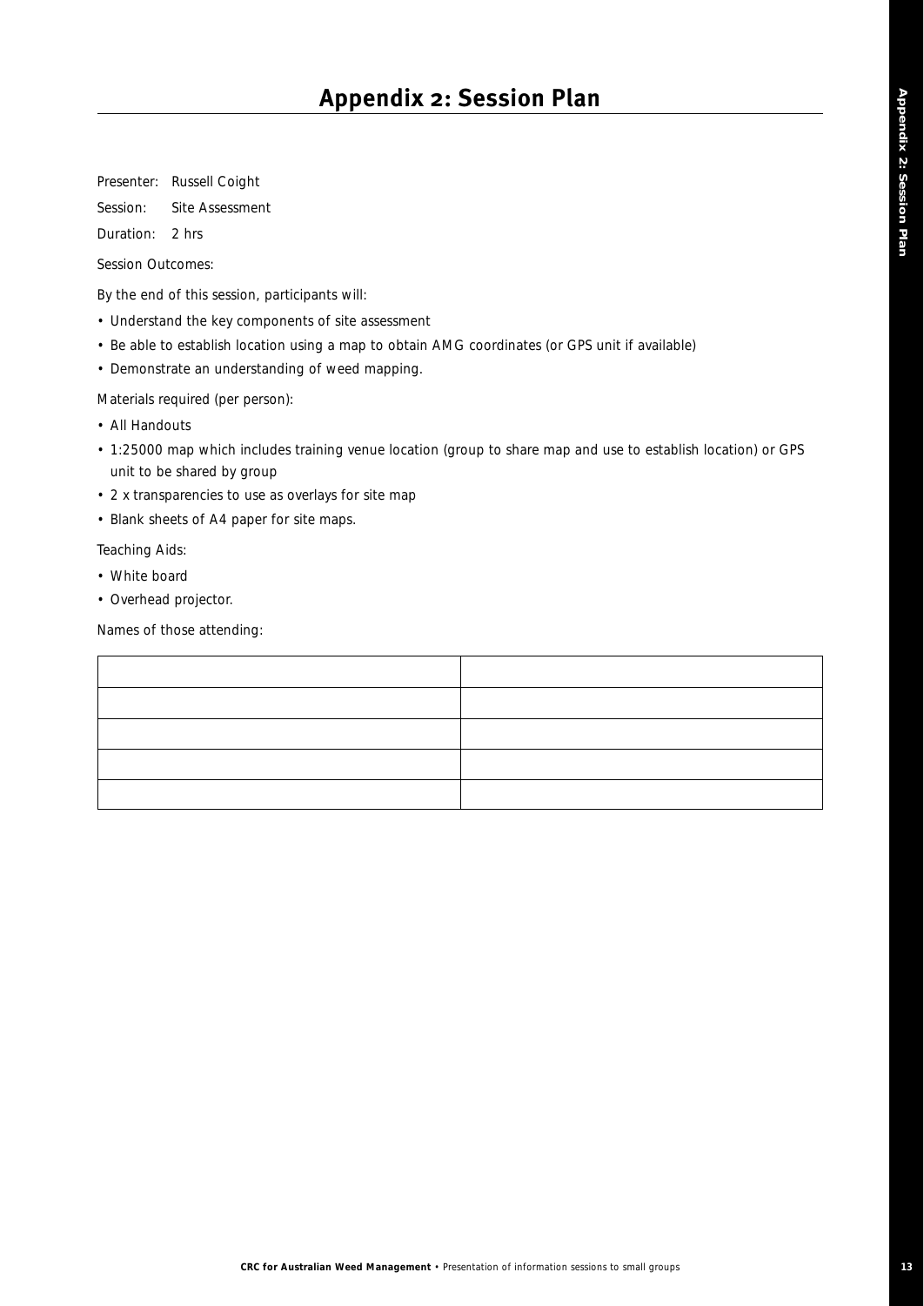# Appendix 2: Session Plan

Presenter: Russell Coight

Session: Site Assessment

Duration: 2 hrs

Session Outcomes:

By the end of this session, participants will:

- Understand the key components of site assessment
- Be able to establish location using a map to obtain AMG coordinates (or GPS unit if available)
- Demonstrate an understanding of weed mapping.

Materials required (per person):

- All Handouts
- 1:25000 map which includes training venue location (group to share map and use to establish location) or GPS unit to be shared by group
- 2 x transparencies to use as overlays for site map
- Blank sheets of A4 paper for site maps.

Teaching Aids:

- White board
- Overhead projector.

Names of those attending:

| | |
|---|---|
| | |
| | |
| | |
| | |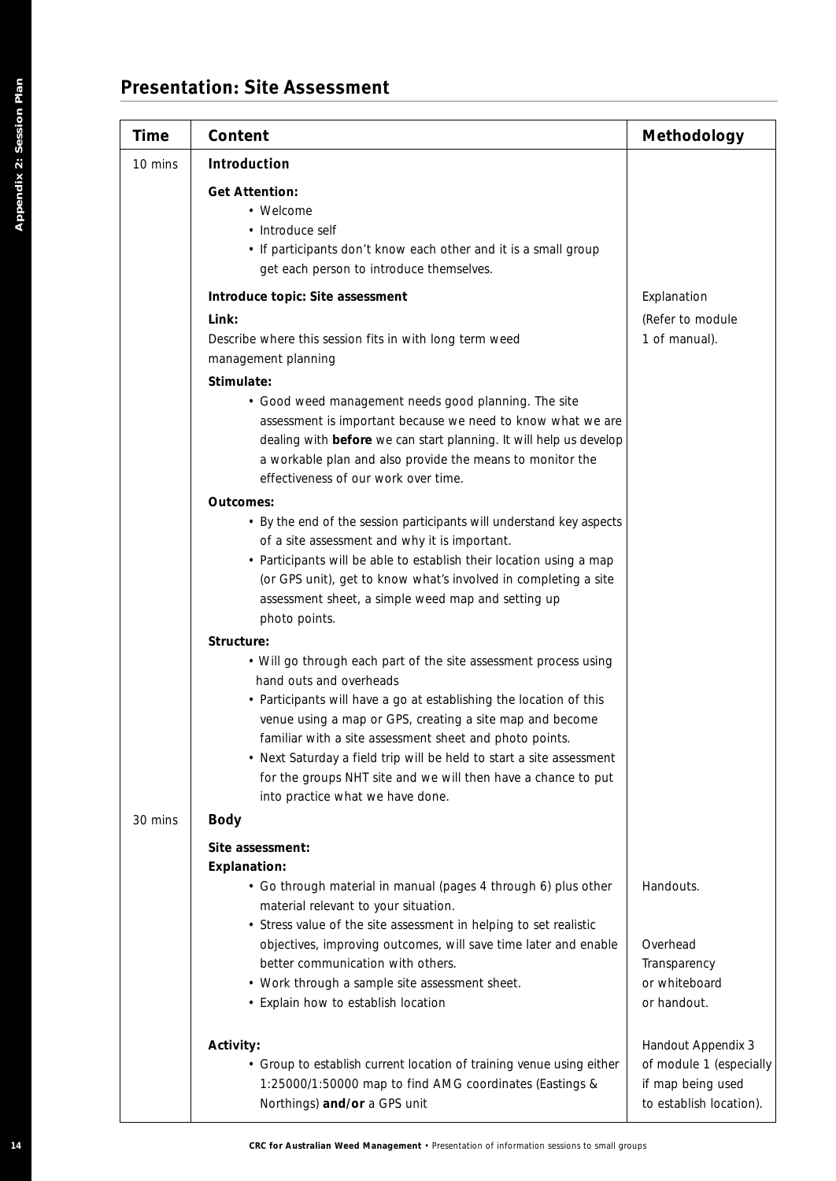## Presentation: Site Assessment

| Time | Content | Methodology |
|---|---|---|
| 10 mins | **Introduction** | |
| | **Get Attention:**<br>• Welcome<br>• Introduce self<br>• If participants don't know each other and it is a small group get each person to introduce themselves. | |
| | **Introduce topic: Site assessment** | Explanation |
| | **Link:**<br>Describe where this session fits in with long term weed management planning | (Refer to module 1 of manual). |
| | **Stimulate:**<br>• Good weed management needs good planning. The site assessment is important because we need to know what we are dealing with **before** we can start planning. It will help us develop a workable plan and also provide the means to monitor the effectiveness of our work over time. | |
| | **Outcomes:**<br>• By the end of the session participants will understand key aspects of a site assessment and why it is important.<br>• Participants will be able to establish their location using a map (or GPS unit), get to know what's involved in completing a site assessment sheet, a simple weed map and setting up photo points. | |
| | **Structure:**<br>• Will go through each part of the site assessment process using hand outs and overheads<br>• Participants will have a go at establishing the location of this venue using a map or GPS, creating a site map and become familiar with a site assessment sheet and photo points.<br>• Next Saturday a field trip will be held to start a site assessment for the groups NHT site and we will then have a chance to put into practice what we have done. | |
| 30 mins | **Body** | |
| | **Site assessment:**<br>**Explanation:**<br>• Go through material in manual (pages 4 through 6) plus other material relevant to your situation. | Handouts. |
| | • Stress value of the site assessment in helping to set realistic objectives, improving outcomes, will save time later and enable better communication with others.<br>• Work through a sample site assessment sheet.<br>• Explain how to establish location | Overhead Transparency or whiteboard or handout. |
| | **Activity:**<br>• Group to establish current location of training venue using either 1:25000/1:50000 map to find AMG coordinates (Eastings & Northings) **and/or** a GPS unit | Handout Appendix 3 of module 1 (especially if map being used to establish location). |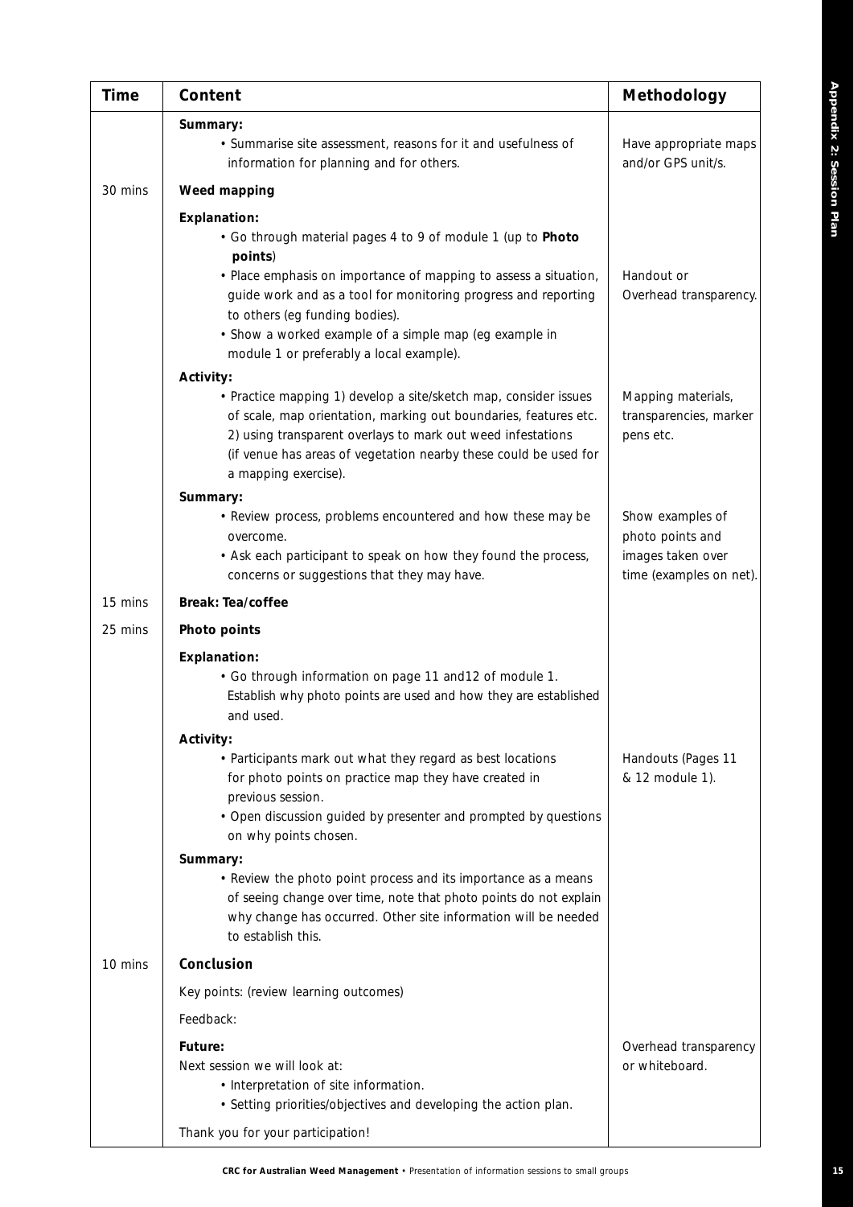| Time | Content | Methodology |
| --- | --- | --- |
| | **Summary:**<br>• Summarise site assessment, reasons for it and usefulness of information for planning and for others. | Have appropriate maps and/or GPS unit/s. |
| 30 mins | **Weed mapping** | |
| | **Explanation:**<br>• Go through material pages 4 to 9 of module 1 (up to **Photo points**)<br>• Place emphasis on importance of mapping to assess a situation, guide work and as a tool for monitoring progress and reporting to others (eg funding bodies).<br>• Show a worked example of a simple map (eg example in module 1 or preferably a local example). | Handout or Overhead transparency. |
| | **Activity:**<br>• Practice mapping 1) develop a site/sketch map, consider issues of scale, map orientation, marking out boundaries, features etc. 2) using transparent overlays to mark out weed infestations (if venue has areas of vegetation nearby these could be used for a mapping exercise). | Mapping materials, transparencies, marker pens etc. |
| | **Summary:**<br>• Review process, problems encountered and how these may be overcome.<br>• Ask each participant to speak on how they found the process, concerns or suggestions that they may have. | Show examples of photo points and images taken over time (examples on net). |
| 15 mins | **Break: Tea/coffee** | |
| 25 mins | **Photo points** | |
| | **Explanation:**<br>• Go through information on page 11 and12 of module 1. Establish why photo points are used and how they are established and used. | |
| | **Activity:**<br>• Participants mark out what they regard as best locations for photo points on practice map they have created in previous session.<br>• Open discussion guided by presenter and prompted by questions on why points chosen. | Handouts (Pages 11 & 12 module 1). |
| | **Summary:**<br>• Review the photo point process and its importance as a means of seeing change over time, note that photo points do not explain why change has occurred. Other site information will be needed to establish this. | |
| 10 mins | **Conclusion** | |
| | Key points: (review learning outcomes) | |
| | Feedback: | |
| | **Future:**<br>Next session we will look at:<br>• Interpretation of site information.<br>• Setting priorities/objectives and developing the action plan. | Overhead transparency or whiteboard. |
| | Thank you for your participation! | |